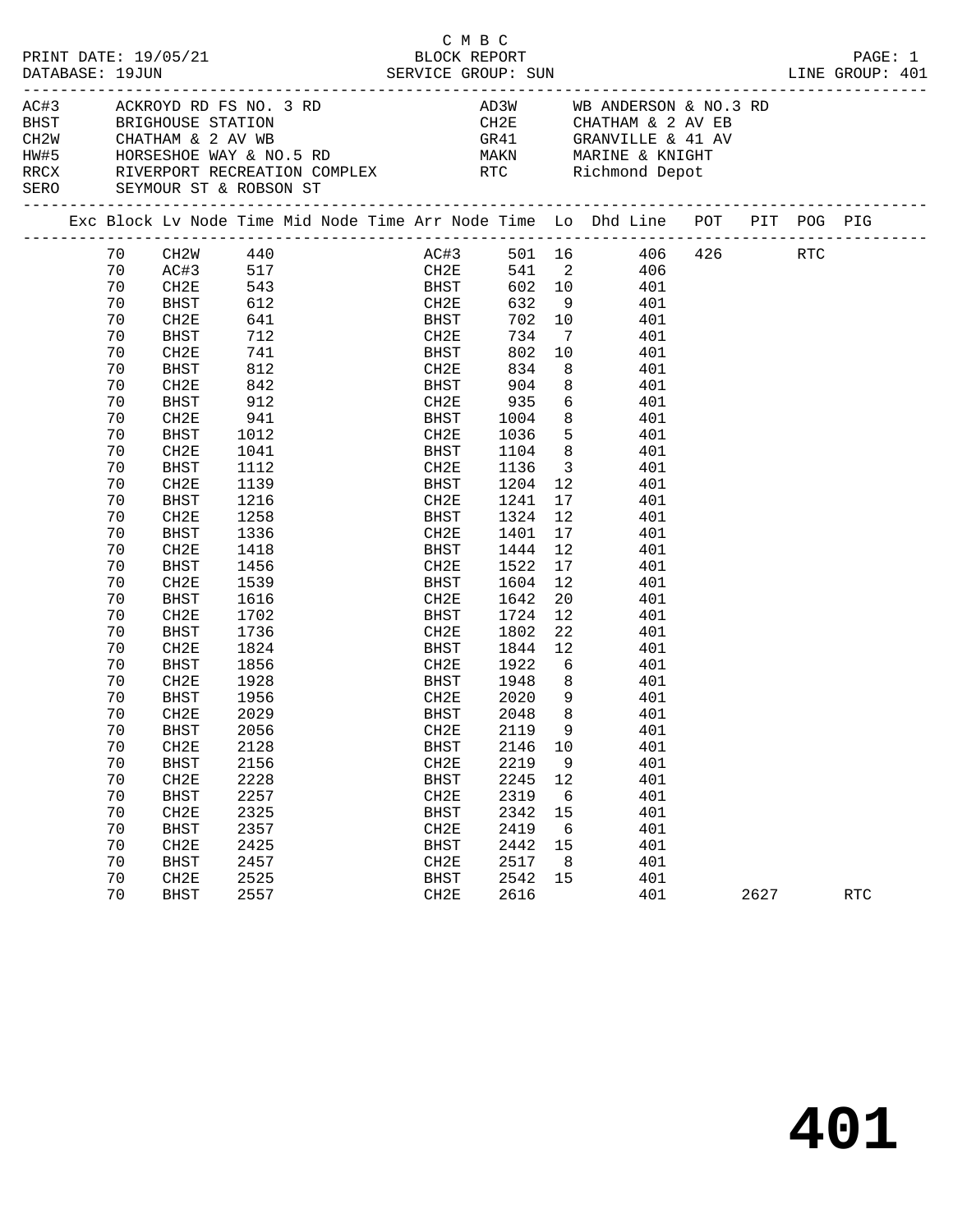C M B C

PRINT DATE: 19/05/21 BLOCK REPORT

DATABASE: 19JUN SERVICE GROUP: SUN LINE GROUP: 401

| Code | Description | Code | Description |
|---|---|---|---|
| AC#3 | ACKROYD RD FS NO. 3 RD | AD3W | WB ANDERSON & NO.3 RD |
| BHST | BRIGHOUSE STATION | CH2E | CHATHAM & 2 AV EB |
| CH2W | CHATHAM & 2 AV WB | GR41 | GRANVILLE & 41 AV |
| HW#5 | HORSESHOE WAY & NO.5 RD | MAKN | MARINE & KNIGHT |
| RRCX | RIVERPORT RECREATION COMPLEX | RTC | Richmond Depot |
| SERO | SEYMOUR ST & ROBSON ST | | |

| Exc | Block | Lv Node | Time | Mid Node | Time | Arr Node | Time | Lo | Dhd Line | POT | PIT | POG | PIG |
|---|---|---|---|---|---|---|---|---|---|---|---|---|---|
| | 70 | CH2W | 440 | | | AC#3 | 501 | 16 | 406 | 426 | | RTC | |
| | 70 | AC#3 | 517 | | | CH2E | 541 | 2 | 406 | | | | |
| | 70 | CH2E | 543 | | | BHST | 602 | 10 | 401 | | | | |
| | 70 | BHST | 612 | | | CH2E | 632 | 9 | 401 | | | | |
| | 70 | CH2E | 641 | | | BHST | 702 | 10 | 401 | | | | |
| | 70 | BHST | 712 | | | CH2E | 734 | 7 | 401 | | | | |
| | 70 | CH2E | 741 | | | BHST | 802 | 10 | 401 | | | | |
| | 70 | BHST | 812 | | | CH2E | 834 | 8 | 401 | | | | |
| | 70 | CH2E | 842 | | | BHST | 904 | 8 | 401 | | | | |
| | 70 | BHST | 912 | | | CH2E | 935 | 6 | 401 | | | | |
| | 70 | CH2E | 941 | | | BHST | 1004 | 8 | 401 | | | | |
| | 70 | BHST | 1012 | | | CH2E | 1036 | 5 | 401 | | | | |
| | 70 | CH2E | 1041 | | | BHST | 1104 | 8 | 401 | | | | |
| | 70 | BHST | 1112 | | | CH2E | 1136 | 3 | 401 | | | | |
| | 70 | CH2E | 1139 | | | BHST | 1204 | 12 | 401 | | | | |
| | 70 | BHST | 1216 | | | CH2E | 1241 | 17 | 401 | | | | |
| | 70 | CH2E | 1258 | | | BHST | 1324 | 12 | 401 | | | | |
| | 70 | BHST | 1336 | | | CH2E | 1401 | 17 | 401 | | | | |
| | 70 | CH2E | 1418 | | | BHST | 1444 | 12 | 401 | | | | |
| | 70 | BHST | 1456 | | | CH2E | 1522 | 17 | 401 | | | | |
| | 70 | CH2E | 1539 | | | BHST | 1604 | 12 | 401 | | | | |
| | 70 | BHST | 1616 | | | CH2E | 1642 | 20 | 401 | | | | |
| | 70 | CH2E | 1702 | | | BHST | 1724 | 12 | 401 | | | | |
| | 70 | BHST | 1736 | | | CH2E | 1802 | 22 | 401 | | | | |
| | 70 | CH2E | 1824 | | | BHST | 1844 | 12 | 401 | | | | |
| | 70 | BHST | 1856 | | | CH2E | 1922 | 6 | 401 | | | | |
| | 70 | CH2E | 1928 | | | BHST | 1948 | 8 | 401 | | | | |
| | 70 | BHST | 1956 | | | CH2E | 2020 | 9 | 401 | | | | |
| | 70 | CH2E | 2029 | | | BHST | 2048 | 8 | 401 | | | | |
| | 70 | BHST | 2056 | | | CH2E | 2119 | 9 | 401 | | | | |
| | 70 | CH2E | 2128 | | | BHST | 2146 | 10 | 401 | | | | |
| | 70 | BHST | 2156 | | | CH2E | 2219 | 9 | 401 | | | | |
| | 70 | CH2E | 2228 | | | BHST | 2245 | 12 | 401 | | | | |
| | 70 | BHST | 2257 | | | CH2E | 2319 | 6 | 401 | | | | |
| | 70 | CH2E | 2325 | | | BHST | 2342 | 15 | 401 | | | | |
| | 70 | BHST | 2357 | | | CH2E | 2419 | 6 | 401 | | | | |
| | 70 | CH2E | 2425 | | | BHST | 2442 | 15 | 401 | | | | |
| | 70 | BHST | 2457 | | | CH2E | 2517 | 8 | 401 | | | | |
| | 70 | CH2E | 2525 | | | BHST | 2542 | 15 | 401 | | | | |
| | 70 | BHST | 2557 | | | CH2E | 2616 | | 401 | | 2627 | | RTC |

# 401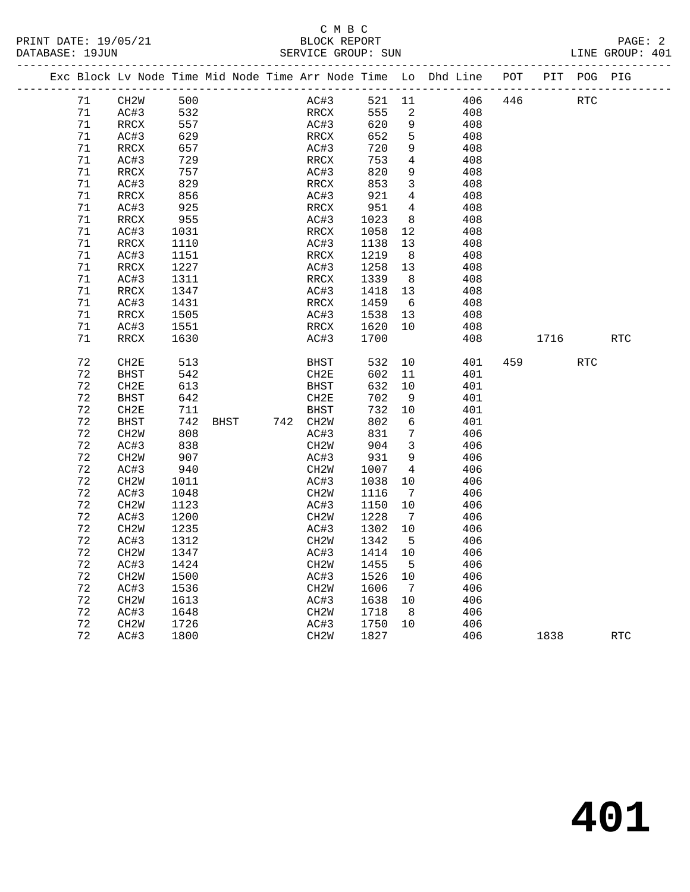C M B C
BLOCK REPORT
SERVICE GROUP: SUN

PRINT DATE: 19/05/21
DATABASE: 19JUN
LINE GROUP: 401

| Exc | Block | Lv Node | Time | Mid Node | Time | Arr Node | Time | Lo | Dhd Line | POT | PIT | POG | PIG |
|---|---|---|---|---|---|---|---|---|---|---|---|---|---|
| | 71 | CH2W | 500 | | | AC#3 | 521 | 11 | 406 | 446 | | RTC | |
| | 71 | AC#3 | 532 | | | RRCX | 555 | 2 | 408 | | | | |
| | 71 | RRCX | 557 | | | AC#3 | 620 | 9 | 408 | | | | |
| | 71 | AC#3 | 629 | | | RRCX | 652 | 5 | 408 | | | | |
| | 71 | RRCX | 657 | | | AC#3 | 720 | 9 | 408 | | | | |
| | 71 | AC#3 | 729 | | | RRCX | 753 | 4 | 408 | | | | |
| | 71 | RRCX | 757 | | | AC#3 | 820 | 9 | 408 | | | | |
| | 71 | AC#3 | 829 | | | RRCX | 853 | 3 | 408 | | | | |
| | 71 | RRCX | 856 | | | AC#3 | 921 | 4 | 408 | | | | |
| | 71 | AC#3 | 925 | | | RRCX | 951 | 4 | 408 | | | | |
| | 71 | RRCX | 955 | | | AC#3 | 1023 | 8 | 408 | | | | |
| | 71 | AC#3 | 1031 | | | RRCX | 1058 | 12 | 408 | | | | |
| | 71 | RRCX | 1110 | | | AC#3 | 1138 | 13 | 408 | | | | |
| | 71 | AC#3 | 1151 | | | RRCX | 1219 | 8 | 408 | | | | |
| | 71 | RRCX | 1227 | | | AC#3 | 1258 | 13 | 408 | | | | |
| | 71 | AC#3 | 1311 | | | RRCX | 1339 | 8 | 408 | | | | |
| | 71 | RRCX | 1347 | | | AC#3 | 1418 | 13 | 408 | | | | |
| | 71 | AC#3 | 1431 | | | RRCX | 1459 | 6 | 408 | | | | |
| | 71 | RRCX | 1505 | | | AC#3 | 1538 | 13 | 408 | | | | |
| | 71 | AC#3 | 1551 | | | RRCX | 1620 | 10 | 408 | | | | |
| | 71 | RRCX | 1630 | | | AC#3 | 1700 | | 408 | | 1716 | | RTC |
| | 72 | CH2E | 513 | | | BHST | 532 | 10 | 401 | 459 | | RTC | |
| | 72 | BHST | 542 | | | CH2E | 602 | 11 | 401 | | | | |
| | 72 | CH2E | 613 | | | BHST | 632 | 10 | 401 | | | | |
| | 72 | BHST | 642 | | | CH2E | 702 | 9 | 401 | | | | |
| | 72 | CH2E | 711 | | | BHST | 732 | 10 | 401 | | | | |
| | 72 | BHST | 742 | BHST | 742 | CH2W | 802 | 6 | 401 | | | | |
| | 72 | CH2W | 808 | | | AC#3 | 831 | 7 | 406 | | | | |
| | 72 | AC#3 | 838 | | | CH2W | 904 | 3 | 406 | | | | |
| | 72 | CH2W | 907 | | | AC#3 | 931 | 9 | 406 | | | | |
| | 72 | AC#3 | 940 | | | CH2W | 1007 | 4 | 406 | | | | |
| | 72 | CH2W | 1011 | | | AC#3 | 1038 | 10 | 406 | | | | |
| | 72 | AC#3 | 1048 | | | CH2W | 1116 | 7 | 406 | | | | |
| | 72 | CH2W | 1123 | | | AC#3 | 1150 | 10 | 406 | | | | |
| | 72 | AC#3 | 1200 | | | CH2W | 1228 | 7 | 406 | | | | |
| | 72 | CH2W | 1235 | | | AC#3 | 1302 | 10 | 406 | | | | |
| | 72 | AC#3 | 1312 | | | CH2W | 1342 | 5 | 406 | | | | |
| | 72 | CH2W | 1347 | | | AC#3 | 1414 | 10 | 406 | | | | |
| | 72 | AC#3 | 1424 | | | CH2W | 1455 | 5 | 406 | | | | |
| | 72 | CH2W | 1500 | | | AC#3 | 1526 | 10 | 406 | | | | |
| | 72 | AC#3 | 1536 | | | CH2W | 1606 | 7 | 406 | | | | |
| | 72 | CH2W | 1613 | | | AC#3 | 1638 | 10 | 406 | | | | |
| | 72 | AC#3 | 1648 | | | CH2W | 1718 | 8 | 406 | | | | |
| | 72 | CH2W | 1726 | | | AC#3 | 1750 | 10 | 406 | | | | |
| | 72 | AC#3 | 1800 | | | CH2W | 1827 | | 406 | | 1838 | | RTC |

# 401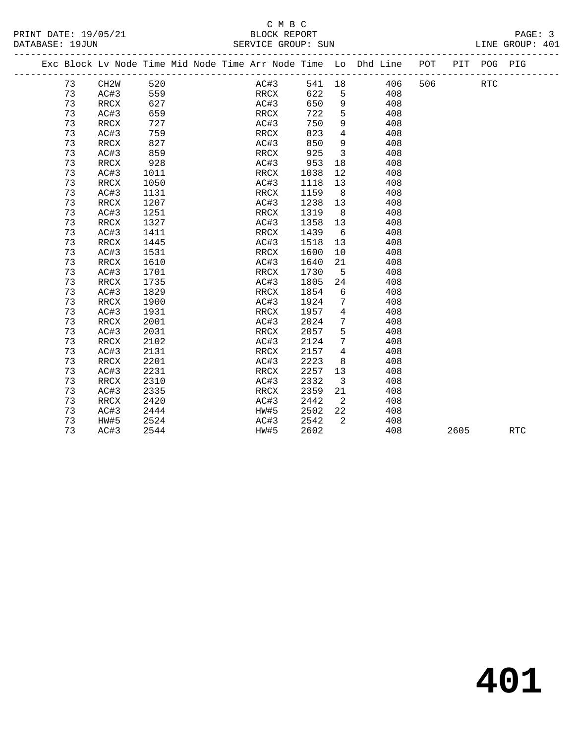C M B C
PRINT DATE: 19/05/21 BLOCK REPORT
DATABASE: 19JUN SERVICE GROUP: SUN LINE GROUP: 401

| Exc | Block | Lv Node | Time | Mid Node | Time | Arr Node | Time | Lo | Dhd Line | POT | PIT | POG | PIG |
|---|---|---|---|---|---|---|---|---|---|---|---|---|---|
| | 73 | CH2W | 520 | | | AC#3 | 541 | 18 | 406 | 506 | | RTC | |
| | 73 | AC#3 | 559 | | | RRCX | 622 | 5 | 408 | | | | |
| | 73 | RRCX | 627 | | | AC#3 | 650 | 9 | 408 | | | | |
| | 73 | AC#3 | 659 | | | RRCX | 722 | 5 | 408 | | | | |
| | 73 | RRCX | 727 | | | AC#3 | 750 | 9 | 408 | | | | |
| | 73 | AC#3 | 759 | | | RRCX | 823 | 4 | 408 | | | | |
| | 73 | RRCX | 827 | | | AC#3 | 850 | 9 | 408 | | | | |
| | 73 | AC#3 | 859 | | | RRCX | 925 | 3 | 408 | | | | |
| | 73 | RRCX | 928 | | | AC#3 | 953 | 18 | 408 | | | | |
| | 73 | AC#3 | 1011 | | | RRCX | 1038 | 12 | 408 | | | | |
| | 73 | RRCX | 1050 | | | AC#3 | 1118 | 13 | 408 | | | | |
| | 73 | AC#3 | 1131 | | | RRCX | 1159 | 8 | 408 | | | | |
| | 73 | RRCX | 1207 | | | AC#3 | 1238 | 13 | 408 | | | | |
| | 73 | AC#3 | 1251 | | | RRCX | 1319 | 8 | 408 | | | | |
| | 73 | RRCX | 1327 | | | AC#3 | 1358 | 13 | 408 | | | | |
| | 73 | AC#3 | 1411 | | | RRCX | 1439 | 6 | 408 | | | | |
| | 73 | RRCX | 1445 | | | AC#3 | 1518 | 13 | 408 | | | | |
| | 73 | AC#3 | 1531 | | | RRCX | 1600 | 10 | 408 | | | | |
| | 73 | RRCX | 1610 | | | AC#3 | 1640 | 21 | 408 | | | | |
| | 73 | AC#3 | 1701 | | | RRCX | 1730 | 5 | 408 | | | | |
| | 73 | RRCX | 1735 | | | AC#3 | 1805 | 24 | 408 | | | | |
| | 73 | AC#3 | 1829 | | | RRCX | 1854 | 6 | 408 | | | | |
| | 73 | RRCX | 1900 | | | AC#3 | 1924 | 7 | 408 | | | | |
| | 73 | AC#3 | 1931 | | | RRCX | 1957 | 4 | 408 | | | | |
| | 73 | RRCX | 2001 | | | AC#3 | 2024 | 7 | 408 | | | | |
| | 73 | AC#3 | 2031 | | | RRCX | 2057 | 5 | 408 | | | | |
| | 73 | RRCX | 2102 | | | AC#3 | 2124 | 7 | 408 | | | | |
| | 73 | AC#3 | 2131 | | | RRCX | 2157 | 4 | 408 | | | | |
| | 73 | RRCX | 2201 | | | AC#3 | 2223 | 8 | 408 | | | | |
| | 73 | AC#3 | 2231 | | | RRCX | 2257 | 13 | 408 | | | | |
| | 73 | RRCX | 2310 | | | AC#3 | 2332 | 3 | 408 | | | | |
| | 73 | AC#3 | 2335 | | | RRCX | 2359 | 21 | 408 | | | | |
| | 73 | RRCX | 2420 | | | AC#3 | 2442 | 2 | 408 | | | | |
| | 73 | AC#3 | 2444 | | | HW#5 | 2502 | 22 | 408 | | | | |
| | 73 | HW#5 | 2524 | | | AC#3 | 2542 | 2 | 408 | | | | |
| | 73 | AC#3 | 2544 | | | HW#5 | 2602 | | 408 | | 2605 | | RTC |

# 401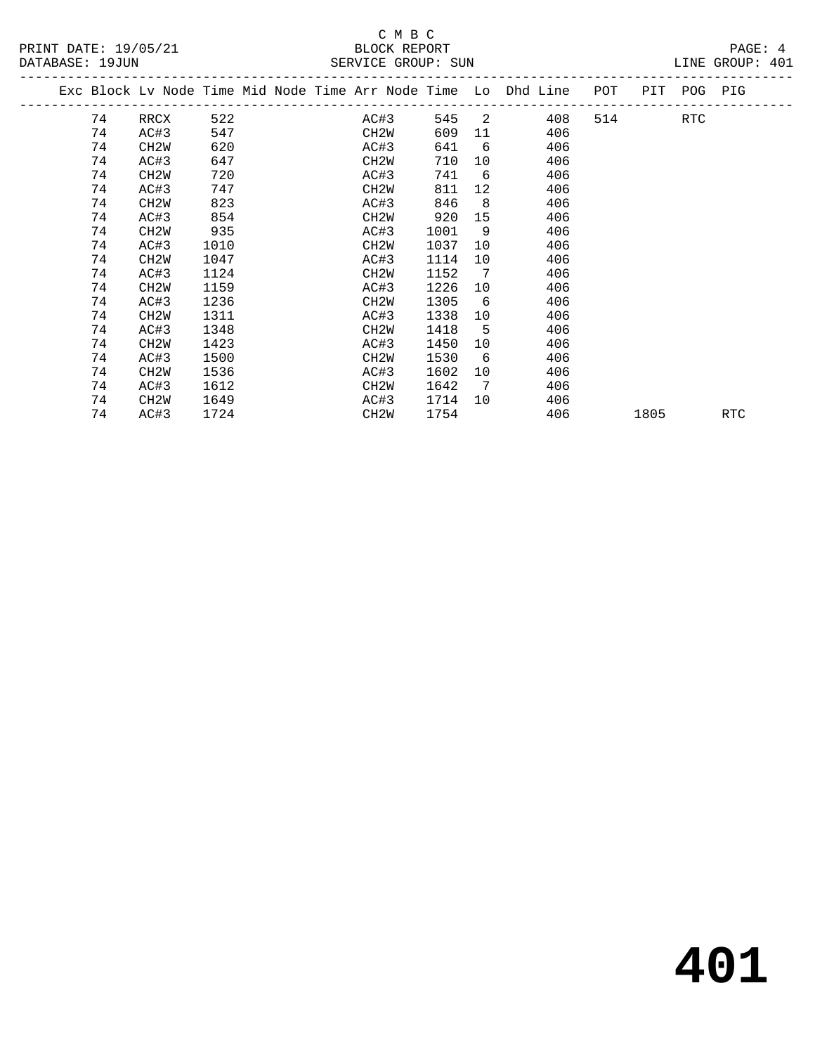C M B C

PRINT DATE: 19/05/21 BLOCK REPORT PAGE: 4
DATABASE: 19JUN SERVICE GROUP: SUN LINE GROUP: 401

| Exc | Block | Lv Node | Time | Mid Node | Time | Arr Node | Time | Lo | Dhd | Line | POT | PIT | POG | PIG |
|---|---|---|---|---|---|---|---|---|---|---|---|---|---|---|
| | 74 | RRCX | 522 | | | AC#3 | 545 | 2 | | 408 | 514 | | RTC | |
| | 74 | AC#3 | 547 | | | CH2W | 609 | 11 | | 406 | | | | |
| | 74 | CH2W | 620 | | | AC#3 | 641 | 6 | | 406 | | | | |
| | 74 | AC#3 | 647 | | | CH2W | 710 | 10 | | 406 | | | | |
| | 74 | CH2W | 720 | | | AC#3 | 741 | 6 | | 406 | | | | |
| | 74 | AC#3 | 747 | | | CH2W | 811 | 12 | | 406 | | | | |
| | 74 | CH2W | 823 | | | AC#3 | 846 | 8 | | 406 | | | | |
| | 74 | AC#3 | 854 | | | CH2W | 920 | 15 | | 406 | | | | |
| | 74 | CH2W | 935 | | | AC#3 | 1001 | 9 | | 406 | | | | |
| | 74 | AC#3 | 1010 | | | CH2W | 1037 | 10 | | 406 | | | | |
| | 74 | CH2W | 1047 | | | AC#3 | 1114 | 10 | | 406 | | | | |
| | 74 | AC#3 | 1124 | | | CH2W | 1152 | 7 | | 406 | | | | |
| | 74 | CH2W | 1159 | | | AC#3 | 1226 | 10 | | 406 | | | | |
| | 74 | AC#3 | 1236 | | | CH2W | 1305 | 6 | | 406 | | | | |
| | 74 | CH2W | 1311 | | | AC#3 | 1338 | 10 | | 406 | | | | |
| | 74 | AC#3 | 1348 | | | CH2W | 1418 | 5 | | 406 | | | | |
| | 74 | CH2W | 1423 | | | AC#3 | 1450 | 10 | | 406 | | | | |
| | 74 | AC#3 | 1500 | | | CH2W | 1530 | 6 | | 406 | | | | |
| | 74 | CH2W | 1536 | | | AC#3 | 1602 | 10 | | 406 | | | | |
| | 74 | AC#3 | 1612 | | | CH2W | 1642 | 7 | | 406 | | | | |
| | 74 | CH2W | 1649 | | | AC#3 | 1714 | 10 | | 406 | | | | |
| | 74 | AC#3 | 1724 | | | CH2W | 1754 | | | 406 | | 1805 | | RTC |

# 401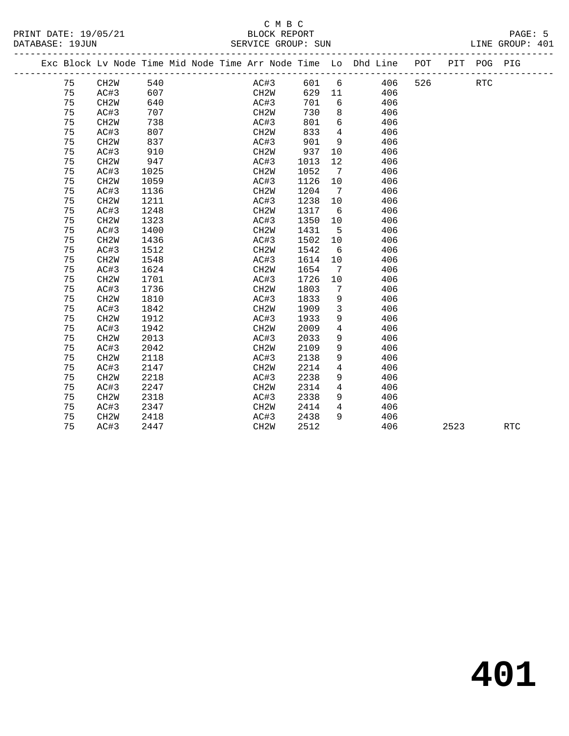C M B C
BLOCK REPORT
SERVICE GROUP: SUN

PRINT DATE: 19/05/21
DATABASE: 19JUN

LINE GROUP: 401

| Exc | Block | Lv | Node | Time | Mid Node | Time | Arr Node | Time | Lo | Dhd Line | POT | PIT | POG | PIG |
|---|---|---|---|---|---|---|---|---|---|---|---|---|---|---|
| | 75 | | CH2W | 540 | | | AC#3 | 601 | 6 | 406 | 526 | | RTC | |
| | 75 | | AC#3 | 607 | | | CH2W | 629 | 11 | 406 | | | | |
| | 75 | | CH2W | 640 | | | AC#3 | 701 | 6 | 406 | | | | |
| | 75 | | AC#3 | 707 | | | CH2W | 730 | 8 | 406 | | | | |
| | 75 | | CH2W | 738 | | | AC#3 | 801 | 6 | 406 | | | | |
| | 75 | | AC#3 | 807 | | | CH2W | 833 | 4 | 406 | | | | |
| | 75 | | CH2W | 837 | | | AC#3 | 901 | 9 | 406 | | | | |
| | 75 | | AC#3 | 910 | | | CH2W | 937 | 10 | 406 | | | | |
| | 75 | | CH2W | 947 | | | AC#3 | 1013 | 12 | 406 | | | | |
| | 75 | | AC#3 | 1025 | | | CH2W | 1052 | 7 | 406 | | | | |
| | 75 | | CH2W | 1059 | | | AC#3 | 1126 | 10 | 406 | | | | |
| | 75 | | AC#3 | 1136 | | | CH2W | 1204 | 7 | 406 | | | | |
| | 75 | | CH2W | 1211 | | | AC#3 | 1238 | 10 | 406 | | | | |
| | 75 | | AC#3 | 1248 | | | CH2W | 1317 | 6 | 406 | | | | |
| | 75 | | CH2W | 1323 | | | AC#3 | 1350 | 10 | 406 | | | | |
| | 75 | | AC#3 | 1400 | | | CH2W | 1431 | 5 | 406 | | | | |
| | 75 | | CH2W | 1436 | | | AC#3 | 1502 | 10 | 406 | | | | |
| | 75 | | AC#3 | 1512 | | | CH2W | 1542 | 6 | 406 | | | | |
| | 75 | | CH2W | 1548 | | | AC#3 | 1614 | 10 | 406 | | | | |
| | 75 | | AC#3 | 1624 | | | CH2W | 1654 | 7 | 406 | | | | |
| | 75 | | CH2W | 1701 | | | AC#3 | 1726 | 10 | 406 | | | | |
| | 75 | | AC#3 | 1736 | | | CH2W | 1803 | 7 | 406 | | | | |
| | 75 | | CH2W | 1810 | | | AC#3 | 1833 | 9 | 406 | | | | |
| | 75 | | AC#3 | 1842 | | | CH2W | 1909 | 3 | 406 | | | | |
| | 75 | | CH2W | 1912 | | | AC#3 | 1933 | 9 | 406 | | | | |
| | 75 | | AC#3 | 1942 | | | CH2W | 2009 | 4 | 406 | | | | |
| | 75 | | CH2W | 2013 | | | AC#3 | 2033 | 9 | 406 | | | | |
| | 75 | | AC#3 | 2042 | | | CH2W | 2109 | 9 | 406 | | | | |
| | 75 | | CH2W | 2118 | | | AC#3 | 2138 | 9 | 406 | | | | |
| | 75 | | AC#3 | 2147 | | | CH2W | 2214 | 4 | 406 | | | | |
| | 75 | | CH2W | 2218 | | | AC#3 | 2238 | 9 | 406 | | | | |
| | 75 | | AC#3 | 2247 | | | CH2W | 2314 | 4 | 406 | | | | |
| | 75 | | CH2W | 2318 | | | AC#3 | 2338 | 9 | 406 | | | | |
| | 75 | | AC#3 | 2347 | | | CH2W | 2414 | 4 | 406 | | | | |
| | 75 | | CH2W | 2418 | | | AC#3 | 2438 | 9 | 406 | | | | |
| | 75 | | AC#3 | 2447 | | | CH2W | 2512 | | 406 | | 2523 | | RTC |

# 401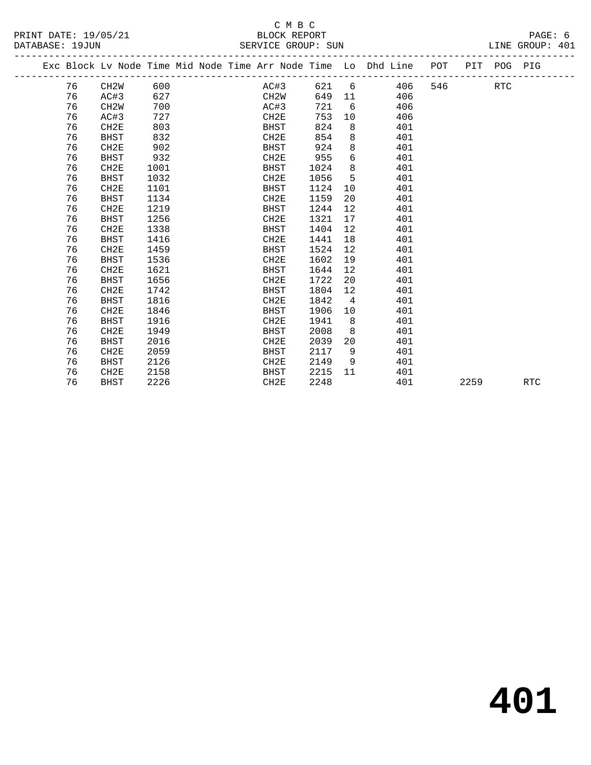C M B C

PRINT DATE: 19/05/21 BLOCK REPORT

DATABASE: 19JUN SERVICE GROUP: SUN LINE GROUP: 401

| Exc | Block | Lv | Node | Time | Mid | Node | Time | Arr | Node | Time | Lo | Dhd | Line | POT | PIT | POG | PIG |
|---|---|---|---|---|---|---|---|---|---|---|---|---|---|---|---|---|---|
| | 76 | | CH2W | 600 | | | | | AC#3 | 621 | 6 | | 406 | 546 | | RTC | |
| | 76 | | AC#3 | 627 | | | | | CH2W | 649 | 11 | | 406 | | | | |
| | 76 | | CH2W | 700 | | | | | AC#3 | 721 | 6 | | 406 | | | | |
| | 76 | | AC#3 | 727 | | | | | CH2E | 753 | 10 | | 406 | | | | |
| | 76 | | CH2E | 803 | | | | | BHST | 824 | 8 | | 401 | | | | |
| | 76 | | BHST | 832 | | | | | CH2E | 854 | 8 | | 401 | | | | |
| | 76 | | CH2E | 902 | | | | | BHST | 924 | 8 | | 401 | | | | |
| | 76 | | BHST | 932 | | | | | CH2E | 955 | 6 | | 401 | | | | |
| | 76 | | CH2E | 1001 | | | | | BHST | 1024 | 8 | | 401 | | | | |
| | 76 | | BHST | 1032 | | | | | CH2E | 1056 | 5 | | 401 | | | | |
| | 76 | | CH2E | 1101 | | | | | BHST | 1124 | 10 | | 401 | | | | |
| | 76 | | BHST | 1134 | | | | | CH2E | 1159 | 20 | | 401 | | | | |
| | 76 | | CH2E | 1219 | | | | | BHST | 1244 | 12 | | 401 | | | | |
| | 76 | | BHST | 1256 | | | | | CH2E | 1321 | 17 | | 401 | | | | |
| | 76 | | CH2E | 1338 | | | | | BHST | 1404 | 12 | | 401 | | | | |
| | 76 | | BHST | 1416 | | | | | CH2E | 1441 | 18 | | 401 | | | | |
| | 76 | | CH2E | 1459 | | | | | BHST | 1524 | 12 | | 401 | | | | |
| | 76 | | BHST | 1536 | | | | | CH2E | 1602 | 19 | | 401 | | | | |
| | 76 | | CH2E | 1621 | | | | | BHST | 1644 | 12 | | 401 | | | | |
| | 76 | | BHST | 1656 | | | | | CH2E | 1722 | 20 | | 401 | | | | |
| | 76 | | CH2E | 1742 | | | | | BHST | 1804 | 12 | | 401 | | | | |
| | 76 | | BHST | 1816 | | | | | CH2E | 1842 | 4 | | 401 | | | | |
| | 76 | | CH2E | 1846 | | | | | BHST | 1906 | 10 | | 401 | | | | |
| | 76 | | BHST | 1916 | | | | | CH2E | 1941 | 8 | | 401 | | | | |
| | 76 | | CH2E | 1949 | | | | | BHST | 2008 | 8 | | 401 | | | | |
| | 76 | | BHST | 2016 | | | | | CH2E | 2039 | 20 | | 401 | | | | |
| | 76 | | CH2E | 2059 | | | | | BHST | 2117 | 9 | | 401 | | | | |
| | 76 | | BHST | 2126 | | | | | CH2E | 2149 | 9 | | 401 | | | | |
| | 76 | | CH2E | 2158 | | | | | BHST | 2215 | 11 | | 401 | | | | |
| | 76 | | BHST | 2226 | | | | | CH2E | 2248 | | | 401 | | 2259 | | RTC |

# 401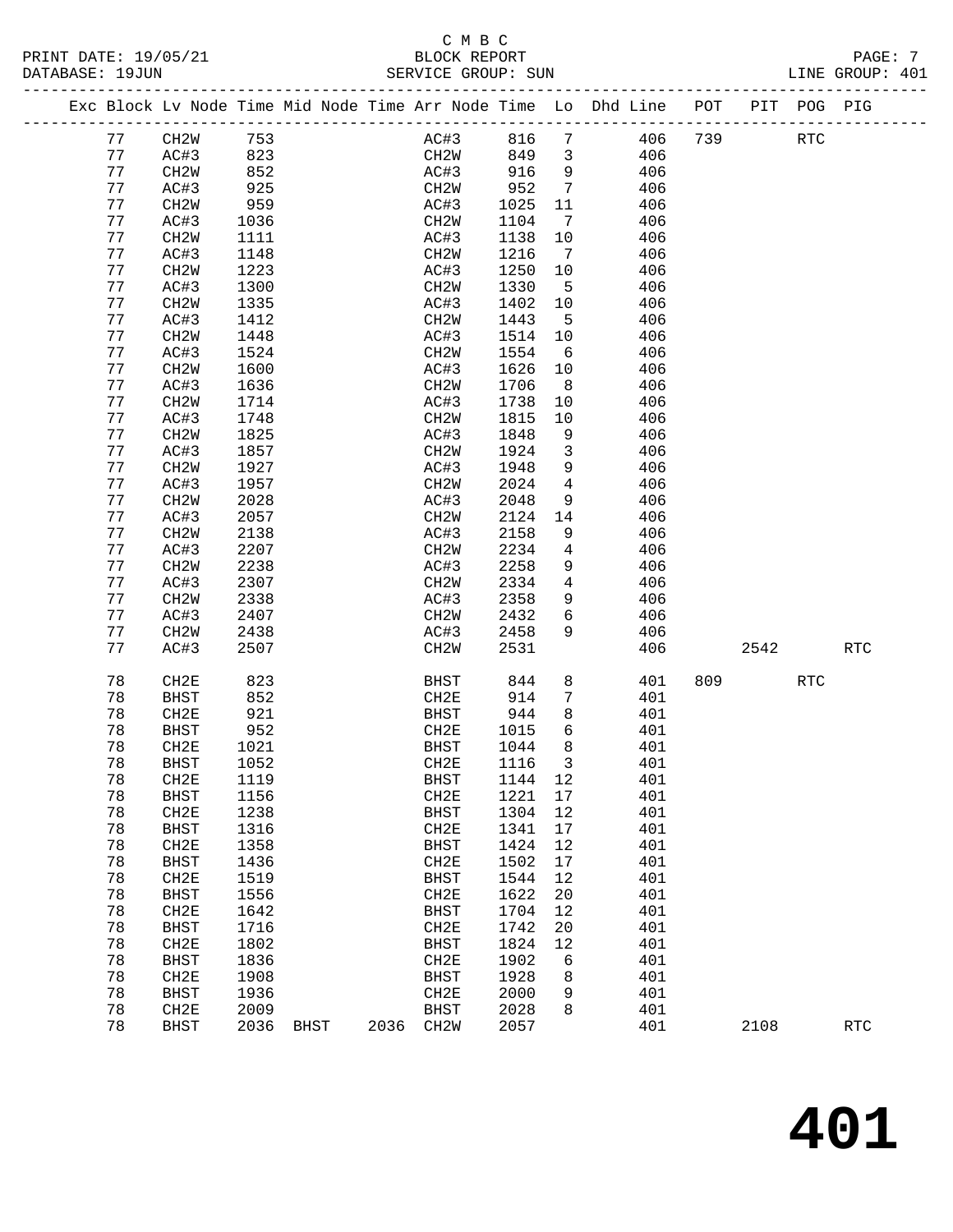C M B C
PRINT DATE: 19/05/21 BLOCK REPORT
DATABASE: 19JUN SERVICE GROUP: SUN LINE GROUP: 401

| Exc | Block | Lv | Node | Time | Mid Node | Time | Arr Node | Time | Lo | Dhd Line | POT | PIT | POG | PIG |
|---|---|---|---|---|---|---|---|---|---|---|---|---|---|---|
| | 77 | | CH2W | 753 | | | AC#3 | 816 | 7 | 406 | 739 | | RTC | |
| | 77 | | AC#3 | 823 | | | CH2W | 849 | 3 | 406 | | | | |
| | 77 | | CH2W | 852 | | | AC#3 | 916 | 9 | 406 | | | | |
| | 77 | | AC#3 | 925 | | | CH2W | 952 | 7 | 406 | | | | |
| | 77 | | CH2W | 959 | | | AC#3 | 1025 | 11 | 406 | | | | |
| | 77 | | AC#3 | 1036 | | | CH2W | 1104 | 7 | 406 | | | | |
| | 77 | | CH2W | 1111 | | | AC#3 | 1138 | 10 | 406 | | | | |
| | 77 | | AC#3 | 1148 | | | CH2W | 1216 | 7 | 406 | | | | |
| | 77 | | CH2W | 1223 | | | AC#3 | 1250 | 10 | 406 | | | | |
| | 77 | | AC#3 | 1300 | | | CH2W | 1330 | 5 | 406 | | | | |
| | 77 | | CH2W | 1335 | | | AC#3 | 1402 | 10 | 406 | | | | |
| | 77 | | AC#3 | 1412 | | | CH2W | 1443 | 5 | 406 | | | | |
| | 77 | | CH2W | 1448 | | | AC#3 | 1514 | 10 | 406 | | | | |
| | 77 | | AC#3 | 1524 | | | CH2W | 1554 | 6 | 406 | | | | |
| | 77 | | CH2W | 1600 | | | AC#3 | 1626 | 10 | 406 | | | | |
| | 77 | | AC#3 | 1636 | | | CH2W | 1706 | 8 | 406 | | | | |
| | 77 | | CH2W | 1714 | | | AC#3 | 1738 | 10 | 406 | | | | |
| | 77 | | AC#3 | 1748 | | | CH2W | 1815 | 10 | 406 | | | | |
| | 77 | | CH2W | 1825 | | | AC#3 | 1848 | 9 | 406 | | | | |
| | 77 | | AC#3 | 1857 | | | CH2W | 1924 | 3 | 406 | | | | |
| | 77 | | CH2W | 1927 | | | AC#3 | 1948 | 9 | 406 | | | | |
| | 77 | | AC#3 | 1957 | | | CH2W | 2024 | 4 | 406 | | | | |
| | 77 | | CH2W | 2028 | | | AC#3 | 2048 | 9 | 406 | | | | |
| | 77 | | AC#3 | 2057 | | | CH2W | 2124 | 14 | 406 | | | | |
| | 77 | | CH2W | 2138 | | | AC#3 | 2158 | 9 | 406 | | | | |
| | 77 | | AC#3 | 2207 | | | CH2W | 2234 | 4 | 406 | | | | |
| | 77 | | CH2W | 2238 | | | AC#3 | 2258 | 9 | 406 | | | | |
| | 77 | | AC#3 | 2307 | | | CH2W | 2334 | 4 | 406 | | | | |
| | 77 | | CH2W | 2338 | | | AC#3 | 2358 | 9 | 406 | | | | |
| | 77 | | AC#3 | 2407 | | | CH2W | 2432 | 6 | 406 | | | | |
| | 77 | | CH2W | 2438 | | | AC#3 | 2458 | 9 | 406 | | | | |
| | 77 | | AC#3 | 2507 | | | CH2W | 2531 | | 406 | | 2542 | | RTC |
| | 78 | | CH2E | 823 | | | BHST | 844 | 8 | 401 | 809 | | RTC | |
| | 78 | | BHST | 852 | | | CH2E | 914 | 7 | 401 | | | | |
| | 78 | | CH2E | 921 | | | BHST | 944 | 8 | 401 | | | | |
| | 78 | | BHST | 952 | | | CH2E | 1015 | 6 | 401 | | | | |
| | 78 | | CH2E | 1021 | | | BHST | 1044 | 8 | 401 | | | | |
| | 78 | | BHST | 1052 | | | CH2E | 1116 | 3 | 401 | | | | |
| | 78 | | CH2E | 1119 | | | BHST | 1144 | 12 | 401 | | | | |
| | 78 | | BHST | 1156 | | | CH2E | 1221 | 17 | 401 | | | | |
| | 78 | | CH2E | 1238 | | | BHST | 1304 | 12 | 401 | | | | |
| | 78 | | BHST | 1316 | | | CH2E | 1341 | 17 | 401 | | | | |
| | 78 | | CH2E | 1358 | | | BHST | 1424 | 12 | 401 | | | | |
| | 78 | | BHST | 1436 | | | CH2E | 1502 | 17 | 401 | | | | |
| | 78 | | CH2E | 1519 | | | BHST | 1544 | 12 | 401 | | | | |
| | 78 | | BHST | 1556 | | | CH2E | 1622 | 20 | 401 | | | | |
| | 78 | | CH2E | 1642 | | | BHST | 1704 | 12 | 401 | | | | |
| | 78 | | BHST | 1716 | | | CH2E | 1742 | 20 | 401 | | | | |
| | 78 | | CH2E | 1802 | | | BHST | 1824 | 12 | 401 | | | | |
| | 78 | | BHST | 1836 | | | CH2E | 1902 | 6 | 401 | | | | |
| | 78 | | CH2E | 1908 | | | BHST | 1928 | 8 | 401 | | | | |
| | 78 | | BHST | 1936 | | | CH2E | 2000 | 9 | 401 | | | | |
| | 78 | | CH2E | 2009 | | | BHST | 2028 | 8 | 401 | | | | |
| | 78 | | BHST | 2036 | BHST | 2036 | CH2W | 2057 | | 401 | | 2108 | | RTC |

401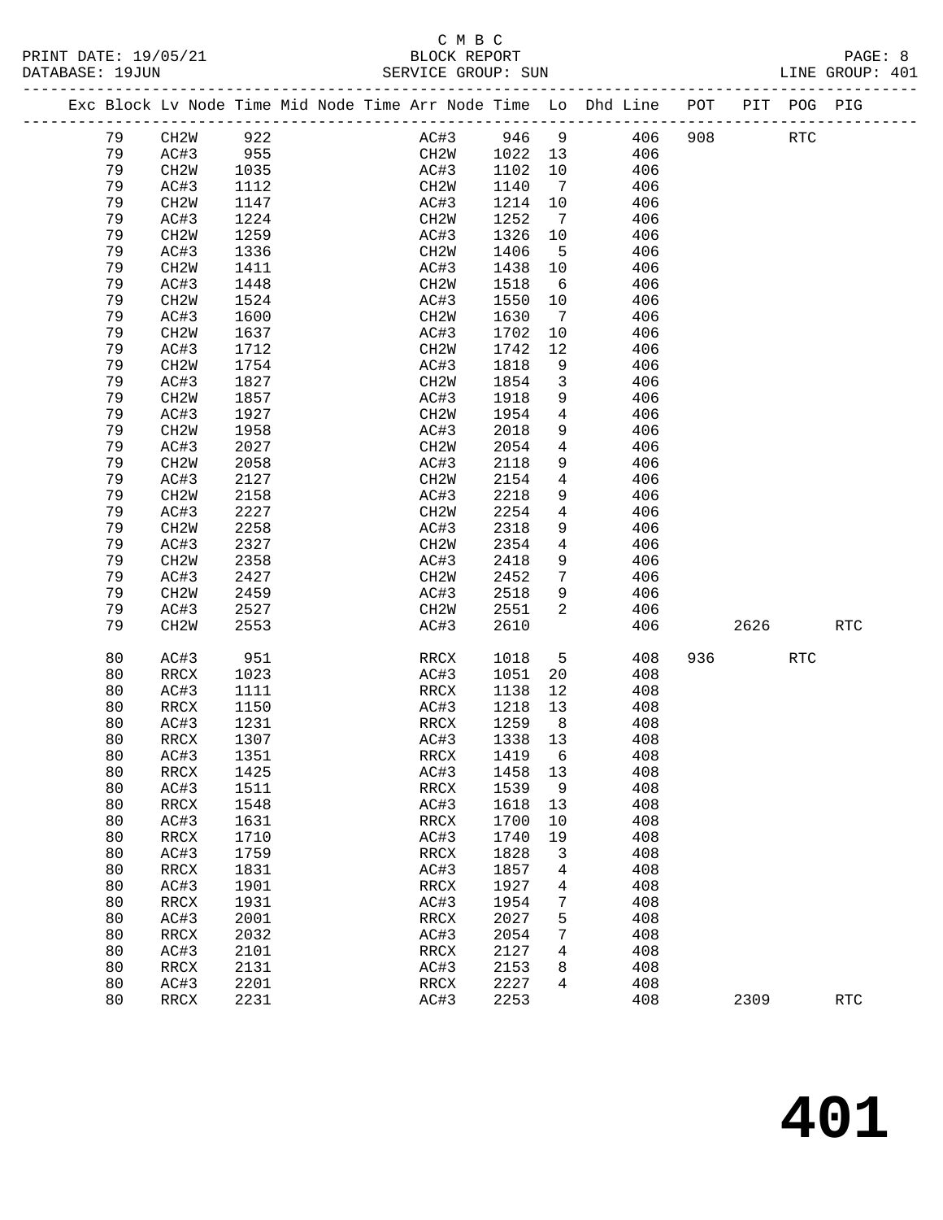C M B C

BLOCK REPORT

SERVICE GROUP: SUN

| Exc | Block | Lv Node | Time | Mid Node | Time | Arr Node | Time | Lo | Dhd Line | POT | PIT | POG | PIG |
|---|---|---|---|---|---|---|---|---|---|---|---|---|---|
| | 79 | CH2W | 922 | | | AC#3 | 946 | 9 | 406 | 908 | | RTC | |
| | 79 | AC#3 | 955 | | | CH2W | 1022 | 13 | 406 | | | | |
| | 79 | CH2W | 1035 | | | AC#3 | 1102 | 10 | 406 | | | | |
| | 79 | AC#3 | 1112 | | | CH2W | 1140 | 7 | 406 | | | | |
| | 79 | CH2W | 1147 | | | AC#3 | 1214 | 10 | 406 | | | | |
| | 79 | AC#3 | 1224 | | | CH2W | 1252 | 7 | 406 | | | | |
| | 79 | CH2W | 1259 | | | AC#3 | 1326 | 10 | 406 | | | | |
| | 79 | AC#3 | 1336 | | | CH2W | 1406 | 5 | 406 | | | | |
| | 79 | CH2W | 1411 | | | AC#3 | 1438 | 10 | 406 | | | | |
| | 79 | AC#3 | 1448 | | | CH2W | 1518 | 6 | 406 | | | | |
| | 79 | CH2W | 1524 | | | AC#3 | 1550 | 10 | 406 | | | | |
| | 79 | AC#3 | 1600 | | | CH2W | 1630 | 7 | 406 | | | | |
| | 79 | CH2W | 1637 | | | AC#3 | 1702 | 10 | 406 | | | | |
| | 79 | AC#3 | 1712 | | | CH2W | 1742 | 12 | 406 | | | | |
| | 79 | CH2W | 1754 | | | AC#3 | 1818 | 9 | 406 | | | | |
| | 79 | AC#3 | 1827 | | | CH2W | 1854 | 3 | 406 | | | | |
| | 79 | CH2W | 1857 | | | AC#3 | 1918 | 9 | 406 | | | | |
| | 79 | AC#3 | 1927 | | | CH2W | 1954 | 4 | 406 | | | | |
| | 79 | CH2W | 1958 | | | AC#3 | 2018 | 9 | 406 | | | | |
| | 79 | AC#3 | 2027 | | | CH2W | 2054 | 4 | 406 | | | | |
| | 79 | CH2W | 2058 | | | AC#3 | 2118 | 9 | 406 | | | | |
| | 79 | AC#3 | 2127 | | | CH2W | 2154 | 4 | 406 | | | | |
| | 79 | CH2W | 2158 | | | AC#3 | 2218 | 9 | 406 | | | | |
| | 79 | AC#3 | 2227 | | | CH2W | 2254 | 4 | 406 | | | | |
| | 79 | CH2W | 2258 | | | AC#3 | 2318 | 9 | 406 | | | | |
| | 79 | AC#3 | 2327 | | | CH2W | 2354 | 4 | 406 | | | | |
| | 79 | CH2W | 2358 | | | AC#3 | 2418 | 9 | 406 | | | | |
| | 79 | AC#3 | 2427 | | | CH2W | 2452 | 7 | 406 | | | | |
| | 79 | CH2W | 2459 | | | AC#3 | 2518 | 9 | 406 | | | | |
| | 79 | AC#3 | 2527 | | | CH2W | 2551 | 2 | 406 | | | | |
| | 79 | CH2W | 2553 | | | AC#3 | 2610 | | 406 | | 2626 | | RTC |
| | 80 | AC#3 | 951 | | | RRCX | 1018 | 5 | 408 | 936 | | RTC | |
| | 80 | RRCX | 1023 | | | AC#3 | 1051 | 20 | 408 | | | | |
| | 80 | AC#3 | 1111 | | | RRCX | 1138 | 12 | 408 | | | | |
| | 80 | RRCX | 1150 | | | AC#3 | 1218 | 13 | 408 | | | | |
| | 80 | AC#3 | 1231 | | | RRCX | 1259 | 8 | 408 | | | | |
| | 80 | RRCX | 1307 | | | AC#3 | 1338 | 13 | 408 | | | | |
| | 80 | AC#3 | 1351 | | | RRCX | 1419 | 6 | 408 | | | | |
| | 80 | RRCX | 1425 | | | AC#3 | 1458 | 13 | 408 | | | | |
| | 80 | AC#3 | 1511 | | | RRCX | 1539 | 9 | 408 | | | | |
| | 80 | RRCX | 1548 | | | AC#3 | 1618 | 13 | 408 | | | | |
| | 80 | AC#3 | 1631 | | | RRCX | 1700 | 10 | 408 | | | | |
| | 80 | RRCX | 1710 | | | AC#3 | 1740 | 19 | 408 | | | | |
| | 80 | AC#3 | 1759 | | | RRCX | 1828 | 3 | 408 | | | | |
| | 80 | RRCX | 1831 | | | AC#3 | 1857 | 4 | 408 | | | | |
| | 80 | AC#3 | 1901 | | | RRCX | 1927 | 4 | 408 | | | | |
| | 80 | RRCX | 1931 | | | AC#3 | 1954 | 7 | 408 | | | | |
| | 80 | AC#3 | 2001 | | | RRCX | 2027 | 5 | 408 | | | | |
| | 80 | RRCX | 2032 | | | AC#3 | 2054 | 7 | 408 | | | | |
| | 80 | AC#3 | 2101 | | | RRCX | 2127 | 4 | 408 | | | | |
| | 80 | RRCX | 2131 | | | AC#3 | 2153 | 8 | 408 | | | | |
| | 80 | AC#3 | 2201 | | | RRCX | 2227 | 4 | 408 | | | | |
| | 80 | RRCX | 2231 | | | AC#3 | 2253 | | 408 | | 2309 | | RTC |

# 401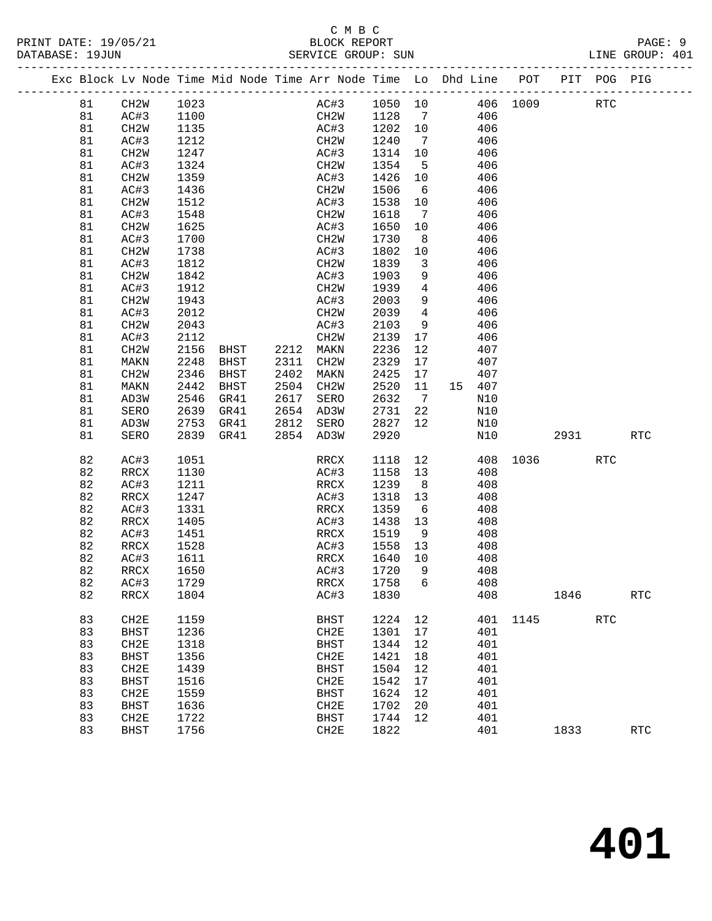C M B C

BLOCK REPORT

SERVICE GROUP: SUN

| Exc | Block | Lv Node | Time | Mid Node | Time | Arr Node | Time | Lo | Dhd | Line | POT | PIT | POG | PIG |
|---|---|---|---|---|---|---|---|---|---|---|---|---|---|---|
| | 81 | CH2W | 1023 | | | AC#3 | 1050 | 10 | | 406 | 1009 | | RTC | |
| | 81 | AC#3 | 1100 | | | CH2W | 1128 | 7 | | 406 | | | | |
| | 81 | CH2W | 1135 | | | AC#3 | 1202 | 10 | | 406 | | | | |
| | 81 | AC#3 | 1212 | | | CH2W | 1240 | 7 | | 406 | | | | |
| | 81 | CH2W | 1247 | | | AC#3 | 1314 | 10 | | 406 | | | | |
| | 81 | AC#3 | 1324 | | | CH2W | 1354 | 5 | | 406 | | | | |
| | 81 | CH2W | 1359 | | | AC#3 | 1426 | 10 | | 406 | | | | |
| | 81 | AC#3 | 1436 | | | CH2W | 1506 | 6 | | 406 | | | | |
| | 81 | CH2W | 1512 | | | AC#3 | 1538 | 10 | | 406 | | | | |
| | 81 | AC#3 | 1548 | | | CH2W | 1618 | 7 | | 406 | | | | |
| | 81 | CH2W | 1625 | | | AC#3 | 1650 | 10 | | 406 | | | | |
| | 81 | AC#3 | 1700 | | | CH2W | 1730 | 8 | | 406 | | | | |
| | 81 | CH2W | 1738 | | | AC#3 | 1802 | 10 | | 406 | | | | |
| | 81 | AC#3 | 1812 | | | CH2W | 1839 | 3 | | 406 | | | | |
| | 81 | CH2W | 1842 | | | AC#3 | 1903 | 9 | | 406 | | | | |
| | 81 | AC#3 | 1912 | | | CH2W | 1939 | 4 | | 406 | | | | |
| | 81 | CH2W | 1943 | | | AC#3 | 2003 | 9 | | 406 | | | | |
| | 81 | AC#3 | 2012 | | | CH2W | 2039 | 4 | | 406 | | | | |
| | 81 | CH2W | 2043 | | | AC#3 | 2103 | 9 | | 406 | | | | |
| | 81 | AC#3 | 2112 | | | CH2W | 2139 | 17 | | 406 | | | | |
| | 81 | CH2W | 2156 | BHST | 2212 | MAKN | 2236 | 12 | | 407 | | | | |
| | 81 | MAKN | 2248 | BHST | 2311 | CH2W | 2329 | 17 | | 407 | | | | |
| | 81 | CH2W | 2346 | BHST | 2402 | MAKN | 2425 | 17 | | 407 | | | | |
| | 81 | MAKN | 2442 | BHST | 2504 | CH2W | 2520 | 11 | 15 | 407 | | | | |
| | 81 | AD3W | 2546 | GR41 | 2617 | SERO | 2632 | 7 | | N10 | | | | |
| | 81 | SERO | 2639 | GR41 | 2654 | AD3W | 2731 | 22 | | N10 | | | | |
| | 81 | AD3W | 2753 | GR41 | 2812 | SERO | 2827 | 12 | | N10 | | | | |
| | 81 | SERO | 2839 | GR41 | 2854 | AD3W | 2920 | | | N10 | | 2931 | | RTC |
| | 82 | AC#3 | 1051 | | | RRCX | 1118 | 12 | | 408 | 1036 | | RTC | |
| | 82 | RRCX | 1130 | | | AC#3 | 1158 | 13 | | 408 | | | | |
| | 82 | AC#3 | 1211 | | | RRCX | 1239 | 8 | | 408 | | | | |
| | 82 | RRCX | 1247 | | | AC#3 | 1318 | 13 | | 408 | | | | |
| | 82 | AC#3 | 1331 | | | RRCX | 1359 | 6 | | 408 | | | | |
| | 82 | RRCX | 1405 | | | AC#3 | 1438 | 13 | | 408 | | | | |
| | 82 | AC#3 | 1451 | | | RRCX | 1519 | 9 | | 408 | | | | |
| | 82 | RRCX | 1528 | | | AC#3 | 1558 | 13 | | 408 | | | | |
| | 82 | AC#3 | 1611 | | | RRCX | 1640 | 10 | | 408 | | | | |
| | 82 | RRCX | 1650 | | | AC#3 | 1720 | 9 | | 408 | | | | |
| | 82 | AC#3 | 1729 | | | RRCX | 1758 | 6 | | 408 | | | | |
| | 82 | RRCX | 1804 | | | AC#3 | 1830 | | | 408 | | 1846 | | RTC |
| | 83 | CH2E | 1159 | | | BHST | 1224 | 12 | | 401 | 1145 | | RTC | |
| | 83 | BHST | 1236 | | | CH2E | 1301 | 17 | | 401 | | | | |
| | 83 | CH2E | 1318 | | | BHST | 1344 | 12 | | 401 | | | | |
| | 83 | BHST | 1356 | | | CH2E | 1421 | 18 | | 401 | | | | |
| | 83 | CH2E | 1439 | | | BHST | 1504 | 12 | | 401 | | | | |
| | 83 | BHST | 1516 | | | CH2E | 1542 | 17 | | 401 | | | | |
| | 83 | CH2E | 1559 | | | BHST | 1624 | 12 | | 401 | | | | |
| | 83 | BHST | 1636 | | | CH2E | 1702 | 20 | | 401 | | | | |
| | 83 | CH2E | 1722 | | | BHST | 1744 | 12 | | 401 | | | | |
| | 83 | BHST | 1756 | | | CH2E | 1822 | | | 401 | | 1833 | | RTC |

# 401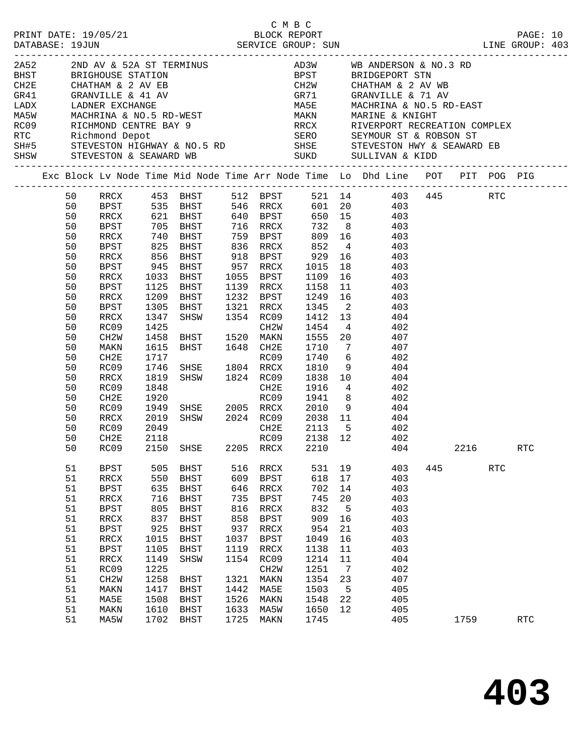C M B C
PRINT DATE: 19/05/21 BLOCK REPORT
DATABASE: 19JUN SERVICE GROUP: SUN LINE GROUP: 403

| Code | Description | Code | Description |
|---|---|---|---|
| 2A52 | 2ND AV & 52A ST TERMINUS | AD3W | WB ANDERSON & NO.3 RD |
| BHST | BRIGHOUSE STATION | BPST | BRIDGEPORT STN |
| CH2E | CHATHAM & 2 AV EB | CH2W | CHATHAM & 2 AV WB |
| GR41 | GRANVILLE & 41 AV | GR71 | GRANVILLE & 71 AV |
| LADX | LADNER EXCHANGE | MA5E | MACHRINA & NO.5 RD-EAST |
| MA5W | MACHRINA & NO.5 RD-WEST | MAKN | MARINE & KNIGHT |
| RC09 | RICHMOND CENTRE BAY 9 | RRCX | RIVERPORT RECREATION COMPLEX |
| RTC | Richmond Depot | SERO | SEYMOUR ST & ROBSON ST |
| SH#5 | STEVESTON HIGHWAY & NO.5 RD | SHSE | STEVESTON HWY & SEAWARD EB |
| SHSW | STEVESTON & SEAWARD WB | SUKD | SULLIVAN & KIDD |

| Exc | Block | Lv Node | Time | Mid Node | Time | Arr Node | Time | Lo | Dhd Line | POT | PIT | POG | PIG |
|---|---|---|---|---|---|---|---|---|---|---|---|---|---|
| | 50 | RRCX | 453 | BHST | 512 | BPST | 521 | 14 | 403 | 445 | | RTC | |
| | 50 | BPST | 535 | BHST | 546 | RRCX | 601 | 20 | 403 | | | | |
| | 50 | RRCX | 621 | BHST | 640 | BPST | 650 | 15 | 403 | | | | |
| | 50 | BPST | 705 | BHST | 716 | RRCX | 732 | 8 | 403 | | | | |
| | 50 | RRCX | 740 | BHST | 759 | BPST | 809 | 16 | 403 | | | | |
| | 50 | BPST | 825 | BHST | 836 | RRCX | 852 | 4 | 403 | | | | |
| | 50 | RRCX | 856 | BHST | 918 | BPST | 929 | 16 | 403 | | | | |
| | 50 | BPST | 945 | BHST | 957 | RRCX | 1015 | 18 | 403 | | | | |
| | 50 | RRCX | 1033 | BHST | 1055 | BPST | 1109 | 16 | 403 | | | | |
| | 50 | BPST | 1125 | BHST | 1139 | RRCX | 1158 | 11 | 403 | | | | |
| | 50 | RRCX | 1209 | BHST | 1232 | BPST | 1249 | 16 | 403 | | | | |
| | 50 | BPST | 1305 | BHST | 1321 | RRCX | 1345 | 2 | 403 | | | | |
| | 50 | RRCX | 1347 | SHSW | 1354 | RC09 | 1412 | 13 | 404 | | | | |
| | 50 | RC09 | 1425 | | | CH2W | 1454 | 4 | 402 | | | | |
| | 50 | CH2W | 1458 | BHST | 1520 | MAKN | 1555 | 20 | 407 | | | | |
| | 50 | MAKN | 1615 | BHST | 1648 | CH2E | 1710 | 7 | 407 | | | | |
| | 50 | CH2E | 1717 | | | RC09 | 1740 | 6 | 402 | | | | |
| | 50 | RC09 | 1746 | SHSE | 1804 | RRCX | 1810 | 9 | 404 | | | | |
| | 50 | RRCX | 1819 | SHSW | 1824 | RC09 | 1838 | 10 | 404 | | | | |
| | 50 | RC09 | 1848 | | | CH2E | 1916 | 4 | 402 | | | | |
| | 50 | CH2E | 1920 | | | RC09 | 1941 | 8 | 402 | | | | |
| | 50 | RC09 | 1949 | SHSE | 2005 | RRCX | 2010 | 9 | 404 | | | | |
| | 50 | RRCX | 2019 | SHSW | 2024 | RC09 | 2038 | 11 | 404 | | | | |
| | 50 | RC09 | 2049 | | | CH2E | 2113 | 5 | 402 | | | | |
| | 50 | CH2E | 2118 | | | RC09 | 2138 | 12 | 402 | | | | |
| | 50 | RC09 | 2150 | SHSE | 2205 | RRCX | 2210 | | 404 | | 2216 | | RTC |
| | 51 | BPST | 505 | BHST | 516 | RRCX | 531 | 19 | 403 | 445 | | RTC | |
| | 51 | RRCX | 550 | BHST | 609 | BPST | 618 | 17 | 403 | | | | |
| | 51 | BPST | 635 | BHST | 646 | RRCX | 702 | 14 | 403 | | | | |
| | 51 | RRCX | 716 | BHST | 735 | BPST | 745 | 20 | 403 | | | | |
| | 51 | BPST | 805 | BHST | 816 | RRCX | 832 | 5 | 403 | | | | |
| | 51 | RRCX | 837 | BHST | 858 | BPST | 909 | 16 | 403 | | | | |
| | 51 | BPST | 925 | BHST | 937 | RRCX | 954 | 21 | 403 | | | | |
| | 51 | RRCX | 1015 | BHST | 1037 | BPST | 1049 | 16 | 403 | | | | |
| | 51 | BPST | 1105 | BHST | 1119 | RRCX | 1138 | 11 | 403 | | | | |
| | 51 | RRCX | 1149 | SHSW | 1154 | RC09 | 1214 | 11 | 404 | | | | |
| | 51 | RC09 | 1225 | | | CH2W | 1251 | 7 | 402 | | | | |
| | 51 | CH2W | 1258 | BHST | 1321 | MAKN | 1354 | 23 | 407 | | | | |
| | 51 | MAKN | 1417 | BHST | 1442 | MA5E | 1503 | 5 | 405 | | | | |
| | 51 | MA5E | 1508 | BHST | 1526 | MAKN | 1548 | 22 | 405 | | | | |
| | 51 | MAKN | 1610 | BHST | 1633 | MA5W | 1650 | 12 | 405 | | | | |
| | 51 | MA5W | 1702 | BHST | 1725 | MAKN | 1745 | | 405 | | 1759 | | RTC |

# 403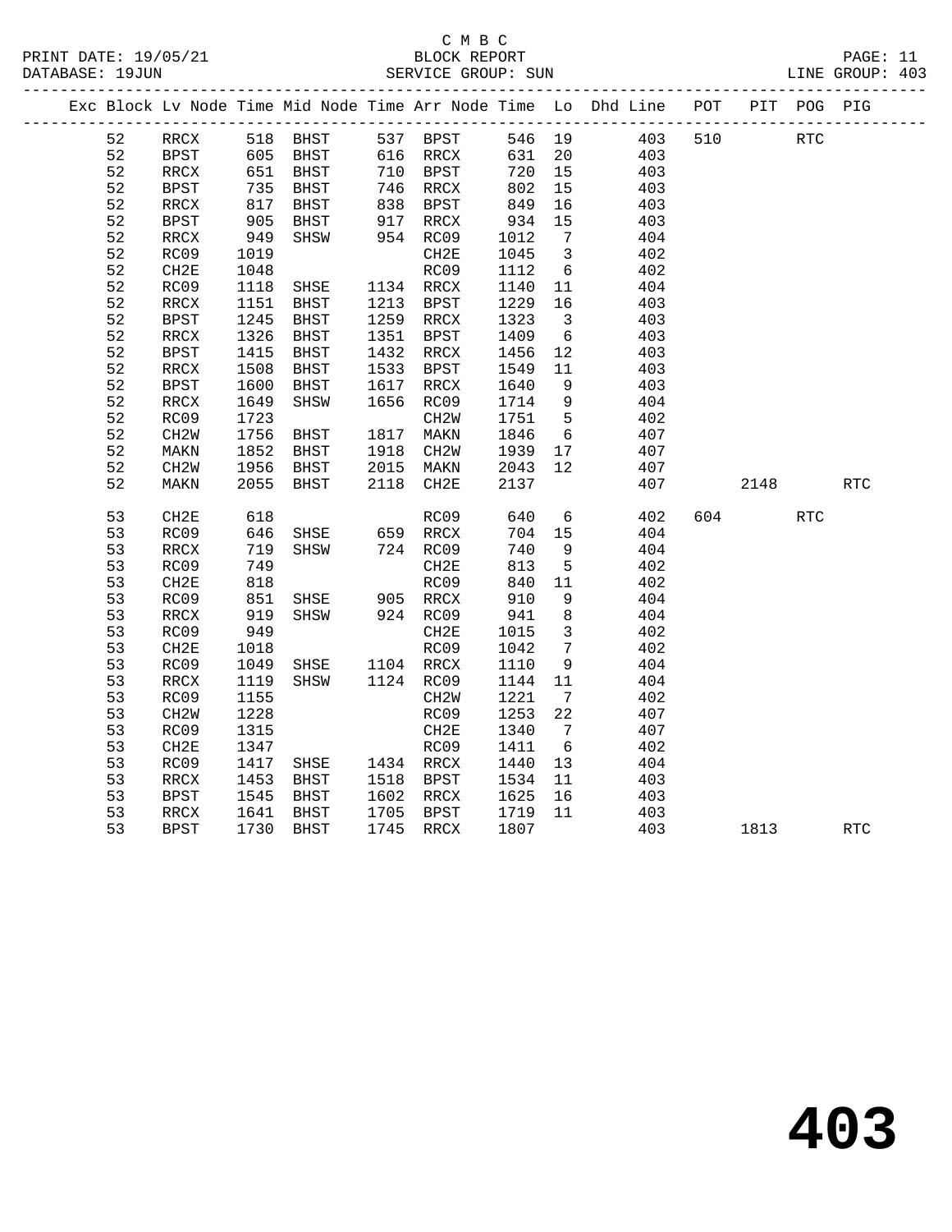C M B C
BLOCK REPORT
SERVICE GROUP: SUN

PRINT DATE: 19/05/21
DATABASE: 19JUN
LINE GROUP: 403

| Exc | Block | Lv Node | Time | Mid Node | Time | Arr Node | Time | Lo | Dhd Line | POT | PIT | POG | PIG |
|---|---|---|---|---|---|---|---|---|---|---|---|---|---|
| | 52 | RRCX | 518 | BHST | 537 | BPST | 546 | 19 | 403 | 510 | | RTC | |
| | 52 | BPST | 605 | BHST | 616 | RRCX | 631 | 20 | 403 | | | | |
| | 52 | RRCX | 651 | BHST | 710 | BPST | 720 | 15 | 403 | | | | |
| | 52 | BPST | 735 | BHST | 746 | RRCX | 802 | 15 | 403 | | | | |
| | 52 | RRCX | 817 | BHST | 838 | BPST | 849 | 16 | 403 | | | | |
| | 52 | BPST | 905 | BHST | 917 | RRCX | 934 | 15 | 403 | | | | |
| | 52 | RRCX | 949 | SHSW | 954 | RC09 | 1012 | 7 | 404 | | | | |
| | 52 | RC09 | 1019 | | | CH2E | 1045 | 3 | 402 | | | | |
| | 52 | CH2E | 1048 | | | RC09 | 1112 | 6 | 402 | | | | |
| | 52 | RC09 | 1118 | SHSE | 1134 | RRCX | 1140 | 11 | 404 | | | | |
| | 52 | RRCX | 1151 | BHST | 1213 | BPST | 1229 | 16 | 403 | | | | |
| | 52 | BPST | 1245 | BHST | 1259 | RRCX | 1323 | 3 | 403 | | | | |
| | 52 | RRCX | 1326 | BHST | 1351 | BPST | 1409 | 6 | 403 | | | | |
| | 52 | BPST | 1415 | BHST | 1432 | RRCX | 1456 | 12 | 403 | | | | |
| | 52 | RRCX | 1508 | BHST | 1533 | BPST | 1549 | 11 | 403 | | | | |
| | 52 | BPST | 1600 | BHST | 1617 | RRCX | 1640 | 9 | 403 | | | | |
| | 52 | RRCX | 1649 | SHSW | 1656 | RC09 | 1714 | 9 | 404 | | | | |
| | 52 | RC09 | 1723 | | | CH2W | 1751 | 5 | 402 | | | | |
| | 52 | CH2W | 1756 | BHST | 1817 | MAKN | 1846 | 6 | 407 | | | | |
| | 52 | MAKN | 1852 | BHST | 1918 | CH2W | 1939 | 17 | 407 | | | | |
| | 52 | CH2W | 1956 | BHST | 2015 | MAKN | 2043 | 12 | 407 | | | | |
| | 52 | MAKN | 2055 | BHST | 2118 | CH2E | 2137 | | 407 | | 2148 | | RTC |
| | 53 | CH2E | 618 | | | RC09 | 640 | 6 | 402 | 604 | | RTC | |
| | 53 | RC09 | 646 | SHSE | 659 | RRCX | 704 | 15 | 404 | | | | |
| | 53 | RRCX | 719 | SHSW | 724 | RC09 | 740 | 9 | 404 | | | | |
| | 53 | RC09 | 749 | | | CH2E | 813 | 5 | 402 | | | | |
| | 53 | CH2E | 818 | | | RC09 | 840 | 11 | 402 | | | | |
| | 53 | RC09 | 851 | SHSE | 905 | RRCX | 910 | 9 | 404 | | | | |
| | 53 | RRCX | 919 | SHSW | 924 | RC09 | 941 | 8 | 404 | | | | |
| | 53 | RC09 | 949 | | | CH2E | 1015 | 3 | 402 | | | | |
| | 53 | CH2E | 1018 | | | RC09 | 1042 | 7 | 402 | | | | |
| | 53 | RC09 | 1049 | SHSE | 1104 | RRCX | 1110 | 9 | 404 | | | | |
| | 53 | RRCX | 1119 | SHSW | 1124 | RC09 | 1144 | 11 | 404 | | | | |
| | 53 | RC09 | 1155 | | | CH2W | 1221 | 7 | 402 | | | | |
| | 53 | CH2W | 1228 | | | RC09 | 1253 | 22 | 407 | | | | |
| | 53 | RC09 | 1315 | | | CH2E | 1340 | 7 | 407 | | | | |
| | 53 | CH2E | 1347 | | | RC09 | 1411 | 6 | 402 | | | | |
| | 53 | RC09 | 1417 | SHSE | 1434 | RRCX | 1440 | 13 | 404 | | | | |
| | 53 | RRCX | 1453 | BHST | 1518 | BPST | 1534 | 11 | 403 | | | | |
| | 53 | BPST | 1545 | BHST | 1602 | RRCX | 1625 | 16 | 403 | | | | |
| | 53 | RRCX | 1641 | BHST | 1705 | BPST | 1719 | 11 | 403 | | | | |
| | 53 | BPST | 1730 | BHST | 1745 | RRCX | 1807 | | 403 | | 1813 | | RTC |

# 403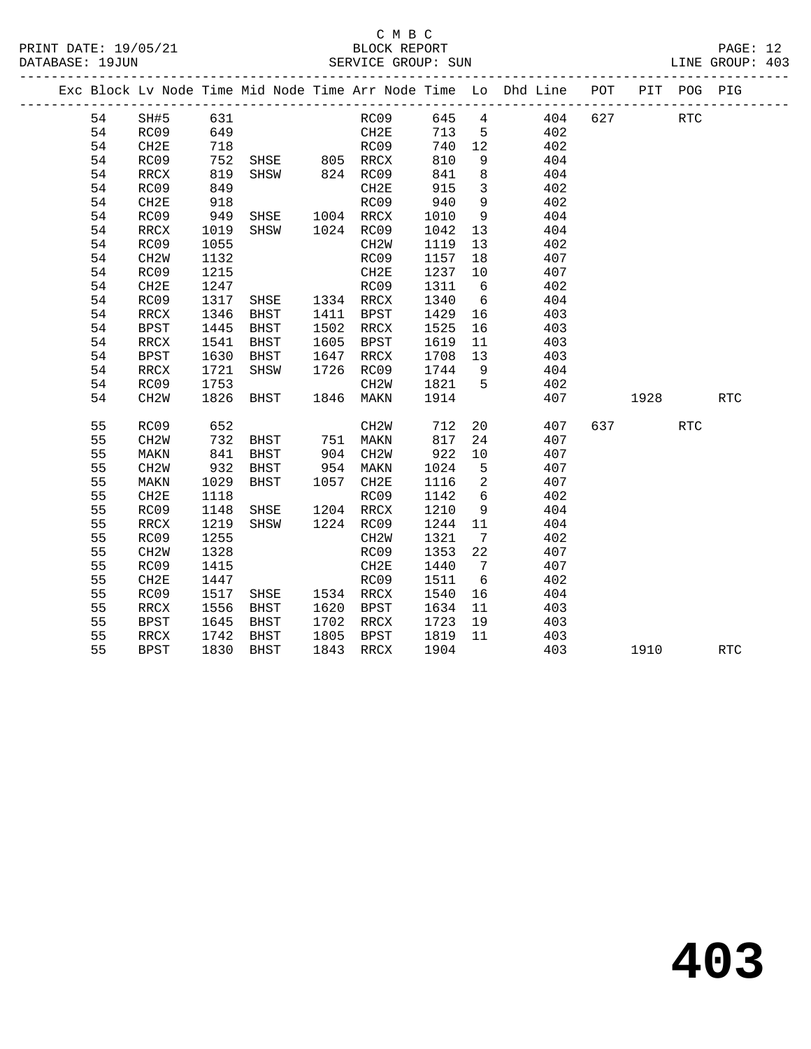C M B C

BLOCK REPORT

SERVICE GROUP: SUN

PRINT DATE: 19/05/21

DATABASE: 19JUN

LINE GROUP: 403

| Exc | Block | Lv | Node | Time | Mid Node | Time | Arr Node | Time | Lo | Dhd Line | POT | PIT | POG | PIG |
|---|---|---|---|---|---|---|---|---|---|---|---|---|---|---|
| | 54 | | SH#5 | 631 | | | RC09 | 645 | 4 | 404 | 627 | | RTC | |
| | 54 | | RC09 | 649 | | | CH2E | 713 | 5 | 402 | | | | |
| | 54 | | CH2E | 718 | | | RC09 | 740 | 12 | 402 | | | | |
| | 54 | | RC09 | 752 | SHSE | 805 | RRCX | 810 | 9 | 404 | | | | |
| | 54 | | RRCX | 819 | SHSW | 824 | RC09 | 841 | 8 | 404 | | | | |
| | 54 | | RC09 | 849 | | | CH2E | 915 | 3 | 402 | | | | |
| | 54 | | CH2E | 918 | | | RC09 | 940 | 9 | 402 | | | | |
| | 54 | | RC09 | 949 | SHSE | 1004 | RRCX | 1010 | 9 | 404 | | | | |
| | 54 | | RRCX | 1019 | SHSW | 1024 | RC09 | 1042 | 13 | 404 | | | | |
| | 54 | | RC09 | 1055 | | | CH2W | 1119 | 13 | 402 | | | | |
| | 54 | | CH2W | 1132 | | | RC09 | 1157 | 18 | 407 | | | | |
| | 54 | | RC09 | 1215 | | | CH2E | 1237 | 10 | 407 | | | | |
| | 54 | | CH2E | 1247 | | | RC09 | 1311 | 6 | 402 | | | | |
| | 54 | | RC09 | 1317 | SHSE | 1334 | RRCX | 1340 | 6 | 404 | | | | |
| | 54 | | RRCX | 1346 | BHST | 1411 | BPST | 1429 | 16 | 403 | | | | |
| | 54 | | BPST | 1445 | BHST | 1502 | RRCX | 1525 | 16 | 403 | | | | |
| | 54 | | RRCX | 1541 | BHST | 1605 | BPST | 1619 | 11 | 403 | | | | |
| | 54 | | BPST | 1630 | BHST | 1647 | RRCX | 1708 | 13 | 403 | | | | |
| | 54 | | RRCX | 1721 | SHSW | 1726 | RC09 | 1744 | 9 | 404 | | | | |
| | 54 | | RC09 | 1753 | | | CH2W | 1821 | 5 | 402 | | | | |
| | 54 | | CH2W | 1826 | BHST | 1846 | MAKN | 1914 | | 407 | | 1928 | | RTC |
| | 55 | | RC09 | 652 | | | CH2W | 712 | 20 | 407 | 637 | | RTC | |
| | 55 | | CH2W | 732 | BHST | 751 | MAKN | 817 | 24 | 407 | | | | |
| | 55 | | MAKN | 841 | BHST | 904 | CH2W | 922 | 10 | 407 | | | | |
| | 55 | | CH2W | 932 | BHST | 954 | MAKN | 1024 | 5 | 407 | | | | |
| | 55 | | MAKN | 1029 | BHST | 1057 | CH2E | 1116 | 2 | 407 | | | | |
| | 55 | | CH2E | 1118 | | | RC09 | 1142 | 6 | 402 | | | | |
| | 55 | | RC09 | 1148 | SHSE | 1204 | RRCX | 1210 | 9 | 404 | | | | |
| | 55 | | RRCX | 1219 | SHSW | 1224 | RC09 | 1244 | 11 | 404 | | | | |
| | 55 | | RC09 | 1255 | | | CH2W | 1321 | 7 | 402 | | | | |
| | 55 | | CH2W | 1328 | | | RC09 | 1353 | 22 | 407 | | | | |
| | 55 | | RC09 | 1415 | | | CH2E | 1440 | 7 | 407 | | | | |
| | 55 | | CH2E | 1447 | | | RC09 | 1511 | 6 | 402 | | | | |
| | 55 | | RC09 | 1517 | SHSE | 1534 | RRCX | 1540 | 16 | 404 | | | | |
| | 55 | | RRCX | 1556 | BHST | 1620 | BPST | 1634 | 11 | 403 | | | | |
| | 55 | | BPST | 1645 | BHST | 1702 | RRCX | 1723 | 19 | 403 | | | | |
| | 55 | | RRCX | 1742 | BHST | 1805 | BPST | 1819 | 11 | 403 | | | | |
| | 55 | | BPST | 1830 | BHST | 1843 | RRCX | 1904 | | 403 | | 1910 | | RTC |

**403**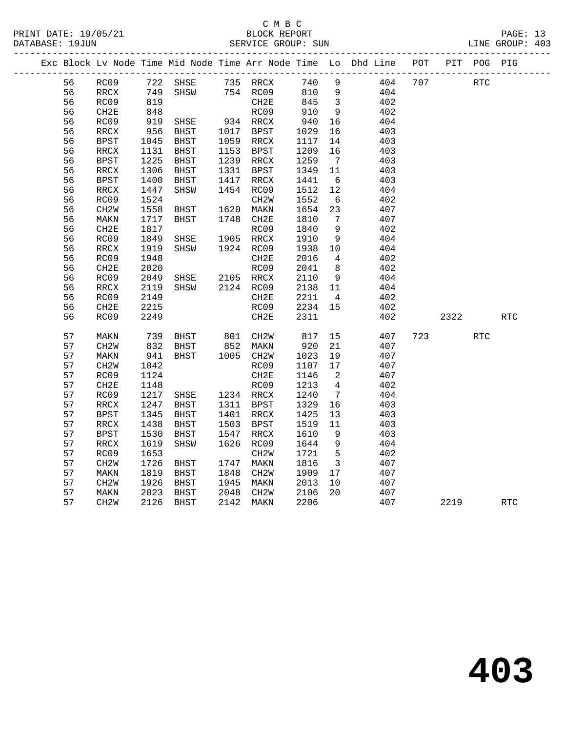C M B C

BLOCK REPORT

SERVICE GROUP: SUN

PRINT DATE: 19/05/21
DATABASE: 19JUN
LINE GROUP: 403

| Exc | Block | Lv | Node | Time | Mid Node | Time | Arr Node | Time | Lo | Dhd Line | POT | PIT | POG | PIG |
|---|---|---|---|---|---|---|---|---|---|---|---|---|---|---|
| | 56 | | RC09 | 722 | SHSE | 735 | RRCX | 740 | 9 | 404 | 707 | | RTC | |
| | 56 | | RRCX | 749 | SHSW | 754 | RC09 | 810 | 9 | 404 | | | | |
| | 56 | | RC09 | 819 | | | CH2E | 845 | 3 | 402 | | | | |
| | 56 | | CH2E | 848 | | | RC09 | 910 | 9 | 402 | | | | |
| | 56 | | RC09 | 919 | SHSE | 934 | RRCX | 940 | 16 | 404 | | | | |
| | 56 | | RRCX | 956 | BHST | 1017 | BPST | 1029 | 16 | 403 | | | | |
| | 56 | | BPST | 1045 | BHST | 1059 | RRCX | 1117 | 14 | 403 | | | | |
| | 56 | | RRCX | 1131 | BHST | 1153 | BPST | 1209 | 16 | 403 | | | | |
| | 56 | | BPST | 1225 | BHST | 1239 | RRCX | 1259 | 7 | 403 | | | | |
| | 56 | | RRCX | 1306 | BHST | 1331 | BPST | 1349 | 11 | 403 | | | | |
| | 56 | | BPST | 1400 | BHST | 1417 | RRCX | 1441 | 6 | 403 | | | | |
| | 56 | | RRCX | 1447 | SHSW | 1454 | RC09 | 1512 | 12 | 404 | | | | |
| | 56 | | RC09 | 1524 | | | CH2W | 1552 | 6 | 402 | | | | |
| | 56 | | CH2W | 1558 | BHST | 1620 | MAKN | 1654 | 23 | 407 | | | | |
| | 56 | | MAKN | 1717 | BHST | 1748 | CH2E | 1810 | 7 | 407 | | | | |
| | 56 | | CH2E | 1817 | | | RC09 | 1840 | 9 | 402 | | | | |
| | 56 | | RC09 | 1849 | SHSE | 1905 | RRCX | 1910 | 9 | 404 | | | | |
| | 56 | | RRCX | 1919 | SHSW | 1924 | RC09 | 1938 | 10 | 404 | | | | |
| | 56 | | RC09 | 1948 | | | CH2E | 2016 | 4 | 402 | | | | |
| | 56 | | CH2E | 2020 | | | RC09 | 2041 | 8 | 402 | | | | |
| | 56 | | RC09 | 2049 | SHSE | 2105 | RRCX | 2110 | 9 | 404 | | | | |
| | 56 | | RRCX | 2119 | SHSW | 2124 | RC09 | 2138 | 11 | 404 | | | | |
| | 56 | | RC09 | 2149 | | | CH2E | 2211 | 4 | 402 | | | | |
| | 56 | | CH2E | 2215 | | | RC09 | 2234 | 15 | 402 | | | | |
| | 56 | | RC09 | 2249 | | | CH2E | 2311 | | 402 | | 2322 | | RTC |
| | 57 | | MAKN | 739 | BHST | 801 | CH2W | 817 | 15 | 407 | 723 | | RTC | |
| | 57 | | CH2W | 832 | BHST | 852 | MAKN | 920 | 21 | 407 | | | | |
| | 57 | | MAKN | 941 | BHST | 1005 | CH2W | 1023 | 19 | 407 | | | | |
| | 57 | | CH2W | 1042 | | | RC09 | 1107 | 17 | 407 | | | | |
| | 57 | | RC09 | 1124 | | | CH2E | 1146 | 2 | 407 | | | | |
| | 57 | | CH2E | 1148 | | | RC09 | 1213 | 4 | 402 | | | | |
| | 57 | | RC09 | 1217 | SHSE | 1234 | RRCX | 1240 | 7 | 404 | | | | |
| | 57 | | RRCX | 1247 | BHST | 1311 | BPST | 1329 | 16 | 403 | | | | |
| | 57 | | BPST | 1345 | BHST | 1401 | RRCX | 1425 | 13 | 403 | | | | |
| | 57 | | RRCX | 1438 | BHST | 1503 | BPST | 1519 | 11 | 403 | | | | |
| | 57 | | BPST | 1530 | BHST | 1547 | RRCX | 1610 | 9 | 403 | | | | |
| | 57 | | RRCX | 1619 | SHSW | 1626 | RC09 | 1644 | 9 | 404 | | | | |
| | 57 | | RC09 | 1653 | | | CH2W | 1721 | 5 | 402 | | | | |
| | 57 | | CH2W | 1726 | BHST | 1747 | MAKN | 1816 | 3 | 407 | | | | |
| | 57 | | MAKN | 1819 | BHST | 1848 | CH2W | 1909 | 17 | 407 | | | | |
| | 57 | | CH2W | 1926 | BHST | 1945 | MAKN | 2013 | 10 | 407 | | | | |
| | 57 | | MAKN | 2023 | BHST | 2048 | CH2W | 2106 | 20 | 407 | | | | |
| | 57 | | CH2W | 2126 | BHST | 2142 | MAKN | 2206 | | 407 | | 2219 | | RTC |

# 403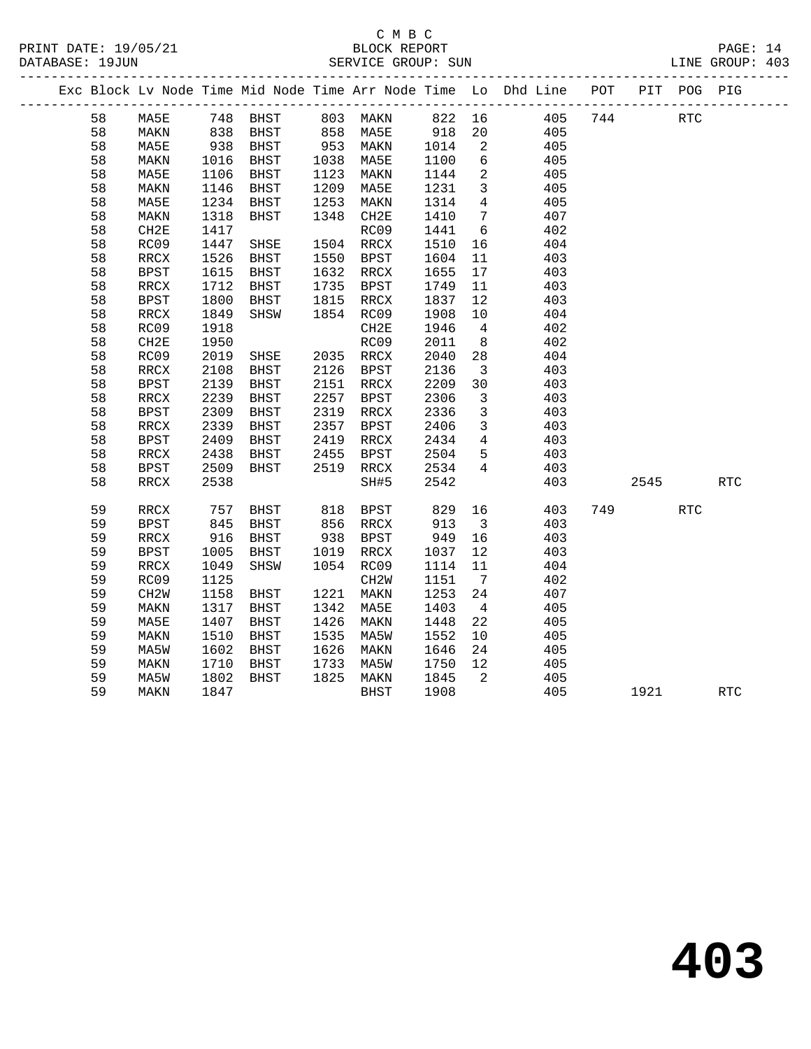C M B C

BLOCK REPORT

PRINT DATE: 19/05/21 DATABASE: 19JUN SERVICE GROUP: SUN LINE GROUP: 403

| Exc | Block | Lv Node | Time | Mid Node | Time | Arr Node | Time | Lo | Dhd Line | POT | PIT | POG | PIG |
|---|---|---|---|---|---|---|---|---|---|---|---|---|---|
| | 58 | MA5E | 748 | BHST | 803 | MAKN | 822 | 16 | 405 | 744 | | RTC | |
| | 58 | MAKN | 838 | BHST | 858 | MA5E | 918 | 20 | 405 | | | | |
| | 58 | MA5E | 938 | BHST | 953 | MAKN | 1014 | 2 | 405 | | | | |
| | 58 | MAKN | 1016 | BHST | 1038 | MA5E | 1100 | 6 | 405 | | | | |
| | 58 | MA5E | 1106 | BHST | 1123 | MAKN | 1144 | 2 | 405 | | | | |
| | 58 | MAKN | 1146 | BHST | 1209 | MA5E | 1231 | 3 | 405 | | | | |
| | 58 | MA5E | 1234 | BHST | 1253 | MAKN | 1314 | 4 | 405 | | | | |
| | 58 | MAKN | 1318 | BHST | 1348 | CH2E | 1410 | 7 | 407 | | | | |
| | 58 | CH2E | 1417 | | | RC09 | 1441 | 6 | 402 | | | | |
| | 58 | RC09 | 1447 | SHSE | 1504 | RRCX | 1510 | 16 | 404 | | | | |
| | 58 | RRCX | 1526 | BHST | 1550 | BPST | 1604 | 11 | 403 | | | | |
| | 58 | BPST | 1615 | BHST | 1632 | RRCX | 1655 | 17 | 403 | | | | |
| | 58 | RRCX | 1712 | BHST | 1735 | BPST | 1749 | 11 | 403 | | | | |
| | 58 | BPST | 1800 | BHST | 1815 | RRCX | 1837 | 12 | 403 | | | | |
| | 58 | RRCX | 1849 | SHSW | 1854 | RC09 | 1908 | 10 | 404 | | | | |
| | 58 | RC09 | 1918 | | | CH2E | 1946 | 4 | 402 | | | | |
| | 58 | CH2E | 1950 | | | RC09 | 2011 | 8 | 402 | | | | |
| | 58 | RC09 | 2019 | SHSE | 2035 | RRCX | 2040 | 28 | 404 | | | | |
| | 58 | RRCX | 2108 | BHST | 2126 | BPST | 2136 | 3 | 403 | | | | |
| | 58 | BPST | 2139 | BHST | 2151 | RRCX | 2209 | 30 | 403 | | | | |
| | 58 | RRCX | 2239 | BHST | 2257 | BPST | 2306 | 3 | 403 | | | | |
| | 58 | BPST | 2309 | BHST | 2319 | RRCX | 2336 | 3 | 403 | | | | |
| | 58 | RRCX | 2339 | BHST | 2357 | BPST | 2406 | 3 | 403 | | | | |
| | 58 | BPST | 2409 | BHST | 2419 | RRCX | 2434 | 4 | 403 | | | | |
| | 58 | RRCX | 2438 | BHST | 2455 | BPST | 2504 | 5 | 403 | | | | |
| | 58 | BPST | 2509 | BHST | 2519 | RRCX | 2534 | 4 | 403 | | | | |
| | 58 | RRCX | 2538 | | | SH#5 | 2542 | | 403 | | 2545 | | RTC |
| | 59 | RRCX | 757 | BHST | 818 | BPST | 829 | 16 | 403 | 749 | | RTC | |
| | 59 | BPST | 845 | BHST | 856 | RRCX | 913 | 3 | 403 | | | | |
| | 59 | RRCX | 916 | BHST | 938 | BPST | 949 | 16 | 403 | | | | |
| | 59 | BPST | 1005 | BHST | 1019 | RRCX | 1037 | 12 | 403 | | | | |
| | 59 | RRCX | 1049 | SHSW | 1054 | RC09 | 1114 | 11 | 404 | | | | |
| | 59 | RC09 | 1125 | | | CH2W | 1151 | 7 | 402 | | | | |
| | 59 | CH2W | 1158 | BHST | 1221 | MAKN | 1253 | 24 | 407 | | | | |
| | 59 | MAKN | 1317 | BHST | 1342 | MA5E | 1403 | 4 | 405 | | | | |
| | 59 | MA5E | 1407 | BHST | 1426 | MAKN | 1448 | 22 | 405 | | | | |
| | 59 | MAKN | 1510 | BHST | 1535 | MA5W | 1552 | 10 | 405 | | | | |
| | 59 | MA5W | 1602 | BHST | 1626 | MAKN | 1646 | 24 | 405 | | | | |
| | 59 | MAKN | 1710 | BHST | 1733 | MA5W | 1750 | 12 | 405 | | | | |
| | 59 | MA5W | 1802 | BHST | 1825 | MAKN | 1845 | 2 | 405 | | | | |
| | 59 | MAKN | 1847 | | | BHST | 1908 | | 405 | | 1921 | | RTC |

# 403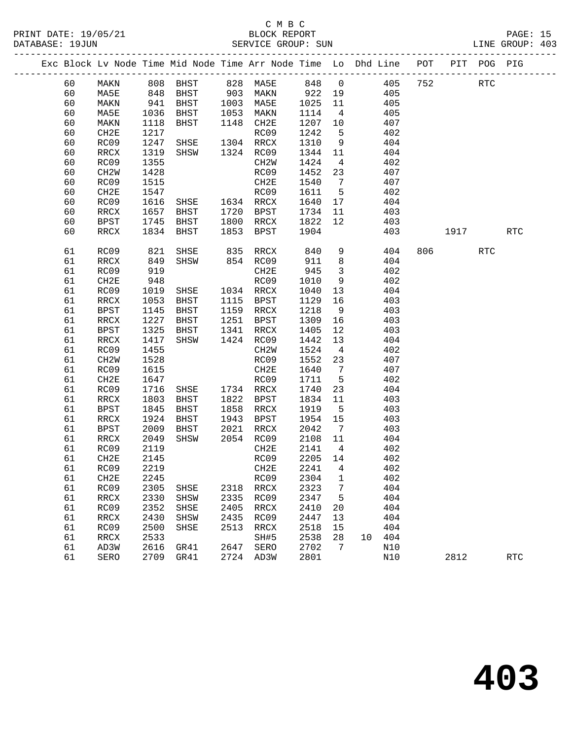C M B C
BLOCK REPORT
SERVICE GROUP: SUN

PRINT DATE: 19/05/21
DATABASE: 19JUN
LINE GROUP: 403

| Exc | Block | Lv | Node | Time | Mid Node | Time | Arr Node | Time | Lo | Dhd | Line | POT | PIT | POG | PIG |
|---|---|---|---|---|---|---|---|---|---|---|---|---|---|---|---|
| | 60 | | MAKN | 808 | BHST | 828 | MA5E | 848 | 0 | | 405 | 752 | | RTC | |
| | 60 | | MA5E | 848 | BHST | 903 | MAKN | 922 | 19 | | 405 | | | | |
| | 60 | | MAKN | 941 | BHST | 1003 | MA5E | 1025 | 11 | | 405 | | | | |
| | 60 | | MA5E | 1036 | BHST | 1053 | MAKN | 1114 | 4 | | 405 | | | | |
| | 60 | | MAKN | 1118 | BHST | 1148 | CH2E | 1207 | 10 | | 407 | | | | |
| | 60 | | CH2E | 1217 | | | RC09 | 1242 | 5 | | 402 | | | | |
| | 60 | | RC09 | 1247 | SHSE | 1304 | RRCX | 1310 | 9 | | 404 | | | | |
| | 60 | | RRCX | 1319 | SHSW | 1324 | RC09 | 1344 | 11 | | 404 | | | | |
| | 60 | | RC09 | 1355 | | | CH2W | 1424 | 4 | | 402 | | | | |
| | 60 | | CH2W | 1428 | | | RC09 | 1452 | 23 | | 407 | | | | |
| | 60 | | RC09 | 1515 | | | CH2E | 1540 | 7 | | 407 | | | | |
| | 60 | | CH2E | 1547 | | | RC09 | 1611 | 5 | | 402 | | | | |
| | 60 | | RC09 | 1616 | SHSE | 1634 | RRCX | 1640 | 17 | | 404 | | | | |
| | 60 | | RRCX | 1657 | BHST | 1720 | BPST | 1734 | 11 | | 403 | | | | |
| | 60 | | BPST | 1745 | BHST | 1800 | RRCX | 1822 | 12 | | 403 | | | | |
| | 60 | | RRCX | 1834 | BHST | 1853 | BPST | 1904 | | | 403 | | 1917 | | RTC |
| | 61 | | RC09 | 821 | SHSE | 835 | RRCX | 840 | 9 | | 404 | 806 | | RTC | |
| | 61 | | RRCX | 849 | SHSW | 854 | RC09 | 911 | 8 | | 404 | | | | |
| | 61 | | RC09 | 919 | | | CH2E | 945 | 3 | | 402 | | | | |
| | 61 | | CH2E | 948 | | | RC09 | 1010 | 9 | | 402 | | | | |
| | 61 | | RC09 | 1019 | SHSE | 1034 | RRCX | 1040 | 13 | | 404 | | | | |
| | 61 | | RRCX | 1053 | BHST | 1115 | BPST | 1129 | 16 | | 403 | | | | |
| | 61 | | BPST | 1145 | BHST | 1159 | RRCX | 1218 | 9 | | 403 | | | | |
| | 61 | | RRCX | 1227 | BHST | 1251 | BPST | 1309 | 16 | | 403 | | | | |
| | 61 | | BPST | 1325 | BHST | 1341 | RRCX | 1405 | 12 | | 403 | | | | |
| | 61 | | RRCX | 1417 | SHSW | 1424 | RC09 | 1442 | 13 | | 404 | | | | |
| | 61 | | RC09 | 1455 | | | CH2W | 1524 | 4 | | 402 | | | | |
| | 61 | | CH2W | 1528 | | | RC09 | 1552 | 23 | | 407 | | | | |
| | 61 | | RC09 | 1615 | | | CH2E | 1640 | 7 | | 407 | | | | |
| | 61 | | CH2E | 1647 | | | RC09 | 1711 | 5 | | 402 | | | | |
| | 61 | | RC09 | 1716 | SHSE | 1734 | RRCX | 1740 | 23 | | 404 | | | | |
| | 61 | | RRCX | 1803 | BHST | 1822 | BPST | 1834 | 11 | | 403 | | | | |
| | 61 | | BPST | 1845 | BHST | 1858 | RRCX | 1919 | 5 | | 403 | | | | |
| | 61 | | RRCX | 1924 | BHST | 1943 | BPST | 1954 | 15 | | 403 | | | | |
| | 61 | | BPST | 2009 | BHST | 2021 | RRCX | 2042 | 7 | | 403 | | | | |
| | 61 | | RRCX | 2049 | SHSW | 2054 | RC09 | 2108 | 11 | | 404 | | | | |
| | 61 | | RC09 | 2119 | | | CH2E | 2141 | 4 | | 402 | | | | |
| | 61 | | CH2E | 2145 | | | RC09 | 2205 | 14 | | 402 | | | | |
| | 61 | | RC09 | 2219 | | | CH2E | 2241 | 4 | | 402 | | | | |
| | 61 | | CH2E | 2245 | | | RC09 | 2304 | 1 | | 402 | | | | |
| | 61 | | RC09 | 2305 | SHSE | 2318 | RRCX | 2323 | 7 | | 404 | | | | |
| | 61 | | RRCX | 2330 | SHSW | 2335 | RC09 | 2347 | 5 | | 404 | | | | |
| | 61 | | RC09 | 2352 | SHSE | 2405 | RRCX | 2410 | 20 | | 404 | | | | |
| | 61 | | RRCX | 2430 | SHSW | 2435 | RC09 | 2447 | 13 | | 404 | | | | |
| | 61 | | RC09 | 2500 | SHSE | 2513 | RRCX | 2518 | 15 | | 404 | | | | |
| | 61 | | RRCX | 2533 | | | SH#5 | 2538 | 28 | 10 | 404 | | | | |
| | 61 | | AD3W | 2616 | GR41 | 2647 | SERO | 2702 | 7 | | N10 | | | | |
| | 61 | | SERO | 2709 | GR41 | 2724 | AD3W | 2801 | | | N10 | | 2812 | | RTC |

# 403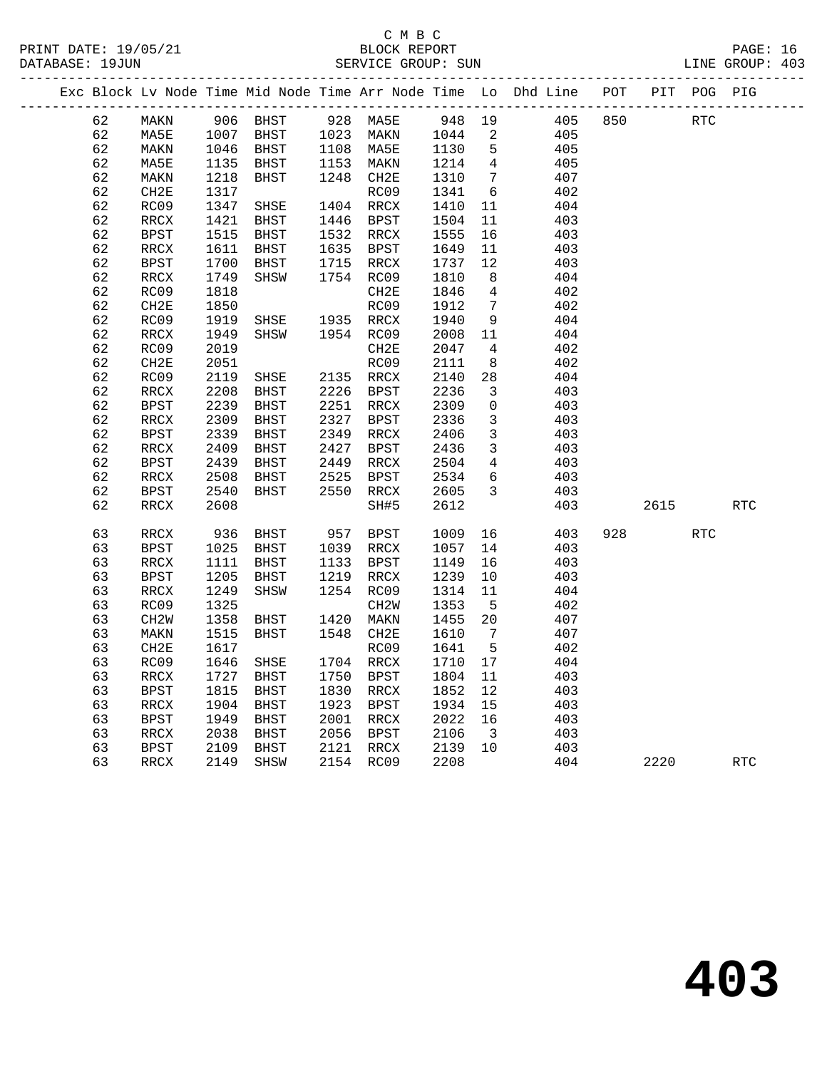C M B C

BLOCK REPORT

SERVICE GROUP: SUN

PRINT DATE: 19/05/21
DATABASE: 19JUN

LINE GROUP: 403

| Exc | Block | Lv Node | Time | Mid Node | Time | Arr Node | Time | Lo | Dhd Line | POT | PIT | POG | PIG |
|---|---|---|---|---|---|---|---|---|---|---|---|---|---|
| | 62 | MAKN | 906 | BHST | 928 | MA5E | 948 | 19 | 405 | 850 | | RTC | |
| | 62 | MA5E | 1007 | BHST | 1023 | MAKN | 1044 | 2 | 405 | | | | |
| | 62 | MAKN | 1046 | BHST | 1108 | MA5E | 1130 | 5 | 405 | | | | |
| | 62 | MA5E | 1135 | BHST | 1153 | MAKN | 1214 | 4 | 405 | | | | |
| | 62 | MAKN | 1218 | BHST | 1248 | CH2E | 1310 | 7 | 407 | | | | |
| | 62 | CH2E | 1317 | | | RC09 | 1341 | 6 | 402 | | | | |
| | 62 | RC09 | 1347 | SHSE | 1404 | RRCX | 1410 | 11 | 404 | | | | |
| | 62 | RRCX | 1421 | BHST | 1446 | BPST | 1504 | 11 | 403 | | | | |
| | 62 | BPST | 1515 | BHST | 1532 | RRCX | 1555 | 16 | 403 | | | | |
| | 62 | RRCX | 1611 | BHST | 1635 | BPST | 1649 | 11 | 403 | | | | |
| | 62 | BPST | 1700 | BHST | 1715 | RRCX | 1737 | 12 | 403 | | | | |
| | 62 | RRCX | 1749 | SHSW | 1754 | RC09 | 1810 | 8 | 404 | | | | |
| | 62 | RC09 | 1818 | | | CH2E | 1846 | 4 | 402 | | | | |
| | 62 | CH2E | 1850 | | | RC09 | 1912 | 7 | 402 | | | | |
| | 62 | RC09 | 1919 | SHSE | 1935 | RRCX | 1940 | 9 | 404 | | | | |
| | 62 | RRCX | 1949 | SHSW | 1954 | RC09 | 2008 | 11 | 404 | | | | |
| | 62 | RC09 | 2019 | | | CH2E | 2047 | 4 | 402 | | | | |
| | 62 | CH2E | 2051 | | | RC09 | 2111 | 8 | 402 | | | | |
| | 62 | RC09 | 2119 | SHSE | 2135 | RRCX | 2140 | 28 | 404 | | | | |
| | 62 | RRCX | 2208 | BHST | 2226 | BPST | 2236 | 3 | 403 | | | | |
| | 62 | BPST | 2239 | BHST | 2251 | RRCX | 2309 | 0 | 403 | | | | |
| | 62 | RRCX | 2309 | BHST | 2327 | BPST | 2336 | 3 | 403 | | | | |
| | 62 | BPST | 2339 | BHST | 2349 | RRCX | 2406 | 3 | 403 | | | | |
| | 62 | RRCX | 2409 | BHST | 2427 | BPST | 2436 | 3 | 403 | | | | |
| | 62 | BPST | 2439 | BHST | 2449 | RRCX | 2504 | 4 | 403 | | | | |
| | 62 | RRCX | 2508 | BHST | 2525 | BPST | 2534 | 6 | 403 | | | | |
| | 62 | BPST | 2540 | BHST | 2550 | RRCX | 2605 | 3 | 403 | | | | |
| | 62 | RRCX | 2608 | | | SH#5 | 2612 | | 403 | | 2615 | | RTC |
| | 63 | RRCX | 936 | BHST | 957 | BPST | 1009 | 16 | 403 | 928 | | RTC | |
| | 63 | BPST | 1025 | BHST | 1039 | RRCX | 1057 | 14 | 403 | | | | |
| | 63 | RRCX | 1111 | BHST | 1133 | BPST | 1149 | 16 | 403 | | | | |
| | 63 | BPST | 1205 | BHST | 1219 | RRCX | 1239 | 10 | 403 | | | | |
| | 63 | RRCX | 1249 | SHSW | 1254 | RC09 | 1314 | 11 | 404 | | | | |
| | 63 | RC09 | 1325 | | | CH2W | 1353 | 5 | 402 | | | | |
| | 63 | CH2W | 1358 | BHST | 1420 | MAKN | 1455 | 20 | 407 | | | | |
| | 63 | MAKN | 1515 | BHST | 1548 | CH2E | 1610 | 7 | 407 | | | | |
| | 63 | CH2E | 1617 | | | RC09 | 1641 | 5 | 402 | | | | |
| | 63 | RC09 | 1646 | SHSE | 1704 | RRCX | 1710 | 17 | 404 | | | | |
| | 63 | RRCX | 1727 | BHST | 1750 | BPST | 1804 | 11 | 403 | | | | |
| | 63 | BPST | 1815 | BHST | 1830 | RRCX | 1852 | 12 | 403 | | | | |
| | 63 | RRCX | 1904 | BHST | 1923 | BPST | 1934 | 15 | 403 | | | | |
| | 63 | BPST | 1949 | BHST | 2001 | RRCX | 2022 | 16 | 403 | | | | |
| | 63 | RRCX | 2038 | BHST | 2056 | BPST | 2106 | 3 | 403 | | | | |
| | 63 | BPST | 2109 | BHST | 2121 | RRCX | 2139 | 10 | 403 | | | | |
| | 63 | RRCX | 2149 | SHSW | 2154 | RC09 | 2208 | | 404 | | 2220 | | RTC |

403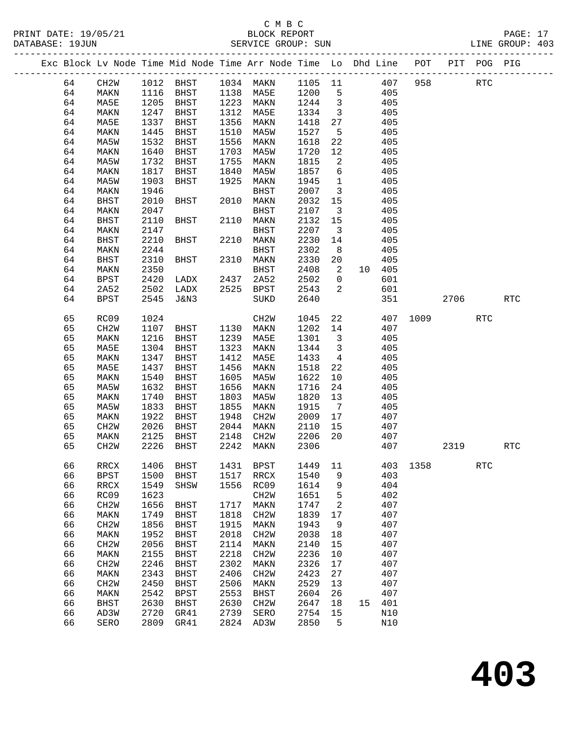C M B C
BLOCK REPORT
SERVICE GROUP: SUN

PRINT DATE: 19/05/21
DATABASE: 19JUN
LINE GROUP: 403

| Exc | Block | Lv | Node | Time | Mid Node | Time | Arr Node | Time | Lo | Dhd | Line | POT | PIT | POG | PIG |
|---|---|---|---|---|---|---|---|---|---|---|---|---|---|---|---|
| | 64 | | CH2W | 1012 | BHST | 1034 | MAKN | 1105 | 11 | | 407 | 958 | | RTC | |
| | 64 | | MAKN | 1116 | BHST | 1138 | MA5E | 1200 | 5 | | 405 | | | | |
| | 64 | | MA5E | 1205 | BHST | 1223 | MAKN | 1244 | 3 | | 405 | | | | |
| | 64 | | MAKN | 1247 | BHST | 1312 | MA5E | 1334 | 3 | | 405 | | | | |
| | 64 | | MA5E | 1337 | BHST | 1356 | MAKN | 1418 | 27 | | 405 | | | | |
| | 64 | | MAKN | 1445 | BHST | 1510 | MA5W | 1527 | 5 | | 405 | | | | |
| | 64 | | MA5W | 1532 | BHST | 1556 | MAKN | 1618 | 22 | | 405 | | | | |
| | 64 | | MAKN | 1640 | BHST | 1703 | MA5W | 1720 | 12 | | 405 | | | | |
| | 64 | | MA5W | 1732 | BHST | 1755 | MAKN | 1815 | 2 | | 405 | | | | |
| | 64 | | MAKN | 1817 | BHST | 1840 | MA5W | 1857 | 6 | | 405 | | | | |
| | 64 | | MA5W | 1903 | BHST | 1925 | MAKN | 1945 | 1 | | 405 | | | | |
| | 64 | | MAKN | 1946 | | | BHST | 2007 | 3 | | 405 | | | | |
| | 64 | | BHST | 2010 | BHST | 2010 | MAKN | 2032 | 15 | | 405 | | | | |
| | 64 | | MAKN | 2047 | | | BHST | 2107 | 3 | | 405 | | | | |
| | 64 | | BHST | 2110 | BHST | 2110 | MAKN | 2132 | 15 | | 405 | | | | |
| | 64 | | MAKN | 2147 | | | BHST | 2207 | 3 | | 405 | | | | |
| | 64 | | BHST | 2210 | BHST | 2210 | MAKN | 2230 | 14 | | 405 | | | | |
| | 64 | | MAKN | 2244 | | | BHST | 2302 | 8 | | 405 | | | | |
| | 64 | | BHST | 2310 | BHST | 2310 | MAKN | 2330 | 20 | | 405 | | | | |
| | 64 | | MAKN | 2350 | | | BHST | 2408 | 2 | 10 | 405 | | | | |
| | 64 | | BPST | 2420 | LADX | 2437 | 2A52 | 2502 | 0 | | 601 | | | | |
| | 64 | | 2A52 | 2502 | LADX | 2525 | BPST | 2543 | 2 | | 601 | | | | |
| | 64 | | BPST | 2545 | J&N3 | | SUKD | 2640 | | | 351 | | 2706 | | RTC |
| | 65 | | RC09 | 1024 | | | CH2W | 1045 | 22 | | 407 | 1009 | | RTC | |
| | 65 | | CH2W | 1107 | BHST | 1130 | MAKN | 1202 | 14 | | 407 | | | | |
| | 65 | | MAKN | 1216 | BHST | 1239 | MA5E | 1301 | 3 | | 405 | | | | |
| | 65 | | MA5E | 1304 | BHST | 1323 | MAKN | 1344 | 3 | | 405 | | | | |
| | 65 | | MAKN | 1347 | BHST | 1412 | MA5E | 1433 | 4 | | 405 | | | | |
| | 65 | | MA5E | 1437 | BHST | 1456 | MAKN | 1518 | 22 | | 405 | | | | |
| | 65 | | MAKN | 1540 | BHST | 1605 | MA5W | 1622 | 10 | | 405 | | | | |
| | 65 | | MA5W | 1632 | BHST | 1656 | MAKN | 1716 | 24 | | 405 | | | | |
| | 65 | | MAKN | 1740 | BHST | 1803 | MA5W | 1820 | 13 | | 405 | | | | |
| | 65 | | MA5W | 1833 | BHST | 1855 | MAKN | 1915 | 7 | | 405 | | | | |
| | 65 | | MAKN | 1922 | BHST | 1948 | CH2W | 2009 | 17 | | 407 | | | | |
| | 65 | | CH2W | 2026 | BHST | 2044 | MAKN | 2110 | 15 | | 407 | | | | |
| | 65 | | MAKN | 2125 | BHST | 2148 | CH2W | 2206 | 20 | | 407 | | | | |
| | 65 | | CH2W | 2226 | BHST | 2242 | MAKN | 2306 | | | 407 | | 2319 | | RTC |
| | 66 | | RRCX | 1406 | BHST | 1431 | BPST | 1449 | 11 | | 403 | 1358 | | RTC | |
| | 66 | | BPST | 1500 | BHST | 1517 | RRCX | 1540 | 9 | | 403 | | | | |
| | 66 | | RRCX | 1549 | SHSW | 1556 | RC09 | 1614 | 9 | | 404 | | | | |
| | 66 | | RC09 | 1623 | | | CH2W | 1651 | 5 | | 402 | | | | |
| | 66 | | CH2W | 1656 | BHST | 1717 | MAKN | 1747 | 2 | | 407 | | | | |
| | 66 | | MAKN | 1749 | BHST | 1818 | CH2W | 1839 | 17 | | 407 | | | | |
| | 66 | | CH2W | 1856 | BHST | 1915 | MAKN | 1943 | 9 | | 407 | | | | |
| | 66 | | MAKN | 1952 | BHST | 2018 | CH2W | 2038 | 18 | | 407 | | | | |
| | 66 | | CH2W | 2056 | BHST | 2114 | MAKN | 2140 | 15 | | 407 | | | | |
| | 66 | | MAKN | 2155 | BHST | 2218 | CH2W | 2236 | 10 | | 407 | | | | |
| | 66 | | CH2W | 2246 | BHST | 2302 | MAKN | 2326 | 17 | | 407 | | | | |
| | 66 | | MAKN | 2343 | BHST | 2406 | CH2W | 2423 | 27 | | 407 | | | | |
| | 66 | | CH2W | 2450 | BHST | 2506 | MAKN | 2529 | 13 | | 407 | | | | |
| | 66 | | MAKN | 2542 | BPST | 2553 | BHST | 2604 | 26 | | 407 | | | | |
| | 66 | | BHST | 2630 | BHST | 2630 | CH2W | 2647 | 18 | 15 | 401 | | | | |
| | 66 | | AD3W | 2720 | GR41 | 2739 | SERO | 2754 | 15 | | N10 | | | | |
| | 66 | | SERO | 2809 | GR41 | 2824 | AD3W | 2850 | 5 | | N10 | | | | |

# 403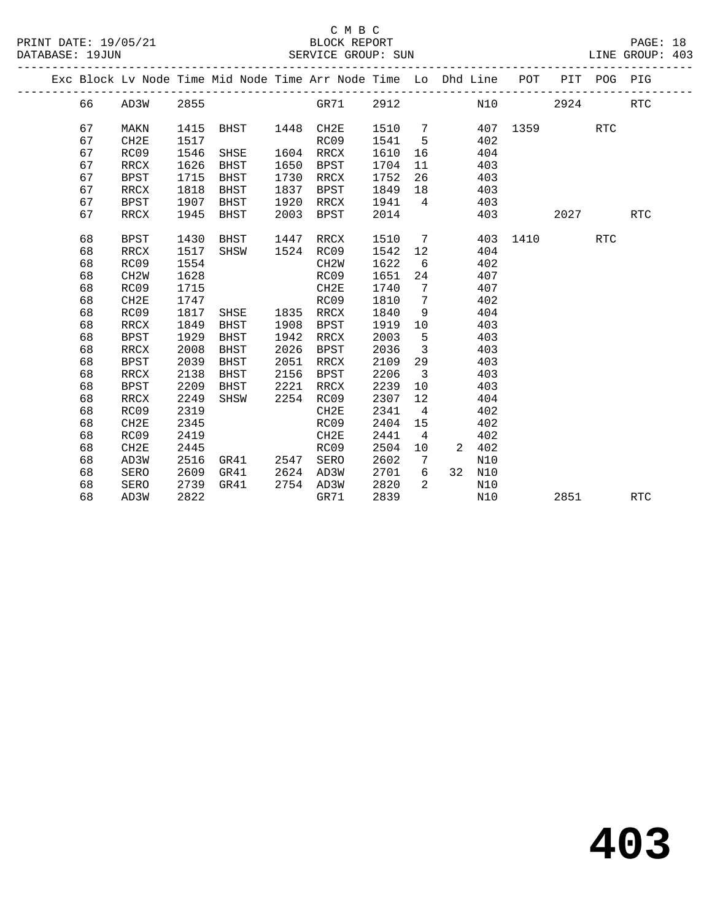C M B C

BLOCK REPORT

SERVICE GROUP: SUN

| Exc | Block | Lv Node | Time | Mid Node | Time | Arr Node | Time | Lo | Dhd | Line | POT | PIT | POG | PIG |
|---|---|---|---|---|---|---|---|---|---|---|---|---|---|---|
| | 66 | AD3W | 2855 | | | GR71 | 2912 | | | N10 | | 2924 | | RTC |
| | 67 | MAKN | 1415 | BHST | 1448 | CH2E | 1510 | 7 | | 407 | 1359 | | RTC | |
| | 67 | CH2E | 1517 | | | RC09 | 1541 | 5 | | 402 | | | | |
| | 67 | RC09 | 1546 | SHSE | 1604 | RRCX | 1610 | 16 | | 404 | | | | |
| | 67 | RRCX | 1626 | BHST | 1650 | BPST | 1704 | 11 | | 403 | | | | |
| | 67 | BPST | 1715 | BHST | 1730 | RRCX | 1752 | 26 | | 403 | | | | |
| | 67 | RRCX | 1818 | BHST | 1837 | BPST | 1849 | 18 | | 403 | | | | |
| | 67 | BPST | 1907 | BHST | 1920 | RRCX | 1941 | 4 | | 403 | | | | |
| | 67 | RRCX | 1945 | BHST | 2003 | BPST | 2014 | | | 403 | | 2027 | | RTC |
| | 68 | BPST | 1430 | BHST | 1447 | RRCX | 1510 | 7 | | 403 | 1410 | | RTC | |
| | 68 | RRCX | 1517 | SHSW | 1524 | RC09 | 1542 | 12 | | 404 | | | | |
| | 68 | RC09 | 1554 | | | CH2W | 1622 | 6 | | 402 | | | | |
| | 68 | CH2W | 1628 | | | RC09 | 1651 | 24 | | 407 | | | | |
| | 68 | RC09 | 1715 | | | CH2E | 1740 | 7 | | 407 | | | | |
| | 68 | CH2E | 1747 | | | RC09 | 1810 | 7 | | 402 | | | | |
| | 68 | RC09 | 1817 | SHSE | 1835 | RRCX | 1840 | 9 | | 404 | | | | |
| | 68 | RRCX | 1849 | BHST | 1908 | BPST | 1919 | 10 | | 403 | | | | |
| | 68 | BPST | 1929 | BHST | 1942 | RRCX | 2003 | 5 | | 403 | | | | |
| | 68 | RRCX | 2008 | BHST | 2026 | BPST | 2036 | 3 | | 403 | | | | |
| | 68 | BPST | 2039 | BHST | 2051 | RRCX | 2109 | 29 | | 403 | | | | |
| | 68 | RRCX | 2138 | BHST | 2156 | BPST | 2206 | 3 | | 403 | | | | |
| | 68 | BPST | 2209 | BHST | 2221 | RRCX | 2239 | 10 | | 403 | | | | |
| | 68 | RRCX | 2249 | SHSW | 2254 | RC09 | 2307 | 12 | | 404 | | | | |
| | 68 | RC09 | 2319 | | | CH2E | 2341 | 4 | | 402 | | | | |
| | 68 | CH2E | 2345 | | | RC09 | 2404 | 15 | | 402 | | | | |
| | 68 | RC09 | 2419 | | | CH2E | 2441 | 4 | | 402 | | | | |
| | 68 | CH2E | 2445 | | | RC09 | 2504 | 10 | 2 | 402 | | | | |
| | 68 | AD3W | 2516 | GR41 | 2547 | SERO | 2602 | 7 | | N10 | | | | |
| | 68 | SERO | 2609 | GR41 | 2624 | AD3W | 2701 | 6 | 32 | N10 | | | | |
| | 68 | SERO | 2739 | GR41 | 2754 | AD3W | 2820 | 2 | | N10 | | | | |
| | 68 | AD3W | 2822 | | | GR71 | 2839 | | | N10 | | 2851 | | RTC |

403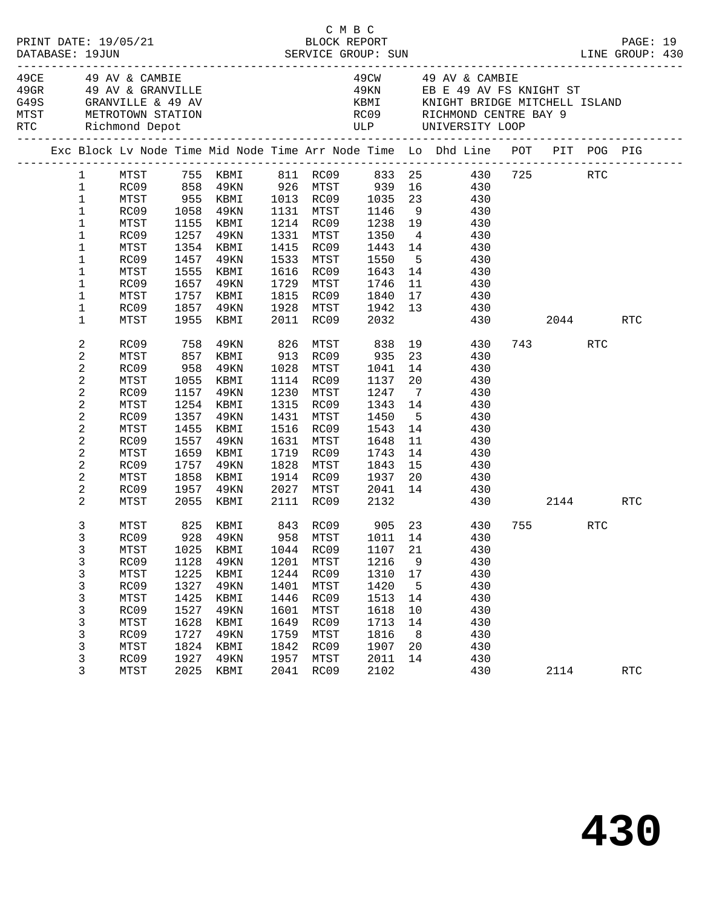C M B C
BLOCK REPORT
SERVICE GROUP: SUN

PRINT DATE: 19/05/21
DATABASE: 19JUN
LINE GROUP: 430

| Code | Description | Code | Description |
|---|---|---|---|
| 49CE | 49 AV & CAMBIE | 49CW | 49 AV & CAMBIE |
| 49GR | 49 AV & GRANVILLE | 49KN | EB E 49 AV FS KNIGHT ST |
| G49S | GRANVILLE & 49 AV | KBMI | KNIGHT BRIDGE MITCHELL ISLAND |
| MTST | METROTOWN STATION | RC09 | RICHMOND CENTRE BAY 9 |
| RTC | Richmond Depot | ULP | UNIVERSITY LOOP |

| Exc | Block | Lv Node | Time | Mid Node | Time | Arr Node | Time | Lo | Dhd Line | POT | PIT | POG | PIG |
|---|---|---|---|---|---|---|---|---|---|---|---|---|---|
| | 1 | MTST | 755 | KBMI | 811 | RC09 | 833 | 25 | 430 | 725 | | RTC | |
| | 1 | RC09 | 858 | 49KN | 926 | MTST | 939 | 16 | 430 | | | | |
| | 1 | MTST | 955 | KBMI | 1013 | RC09 | 1035 | 23 | 430 | | | | |
| | 1 | RC09 | 1058 | 49KN | 1131 | MTST | 1146 | 9 | 430 | | | | |
| | 1 | MTST | 1155 | KBMI | 1214 | RC09 | 1238 | 19 | 430 | | | | |
| | 1 | RC09 | 1257 | 49KN | 1331 | MTST | 1350 | 4 | 430 | | | | |
| | 1 | MTST | 1354 | KBMI | 1415 | RC09 | 1443 | 14 | 430 | | | | |
| | 1 | RC09 | 1457 | 49KN | 1533 | MTST | 1550 | 5 | 430 | | | | |
| | 1 | MTST | 1555 | KBMI | 1616 | RC09 | 1643 | 14 | 430 | | | | |
| | 1 | RC09 | 1657 | 49KN | 1729 | MTST | 1746 | 11 | 430 | | | | |
| | 1 | MTST | 1757 | KBMI | 1815 | RC09 | 1840 | 17 | 430 | | | | |
| | 1 | RC09 | 1857 | 49KN | 1928 | MTST | 1942 | 13 | 430 | | | | |
| | 1 | MTST | 1955 | KBMI | 2011 | RC09 | 2032 | | 430 | | 2044 | | RTC |
| | 2 | RC09 | 758 | 49KN | 826 | MTST | 838 | 19 | 430 | 743 | | RTC | |
| | 2 | MTST | 857 | KBMI | 913 | RC09 | 935 | 23 | 430 | | | | |
| | 2 | RC09 | 958 | 49KN | 1028 | MTST | 1041 | 14 | 430 | | | | |
| | 2 | MTST | 1055 | KBMI | 1114 | RC09 | 1137 | 20 | 430 | | | | |
| | 2 | RC09 | 1157 | 49KN | 1230 | MTST | 1247 | 7 | 430 | | | | |
| | 2 | MTST | 1254 | KBMI | 1315 | RC09 | 1343 | 14 | 430 | | | | |
| | 2 | RC09 | 1357 | 49KN | 1431 | MTST | 1450 | 5 | 430 | | | | |
| | 2 | MTST | 1455 | KBMI | 1516 | RC09 | 1543 | 14 | 430 | | | | |
| | 2 | RC09 | 1557 | 49KN | 1631 | MTST | 1648 | 11 | 430 | | | | |
| | 2 | MTST | 1659 | KBMI | 1719 | RC09 | 1743 | 14 | 430 | | | | |
| | 2 | RC09 | 1757 | 49KN | 1828 | MTST | 1843 | 15 | 430 | | | | |
| | 2 | MTST | 1858 | KBMI | 1914 | RC09 | 1937 | 20 | 430 | | | | |
| | 2 | RC09 | 1957 | 49KN | 2027 | MTST | 2041 | 14 | 430 | | | | |
| | 2 | MTST | 2055 | KBMI | 2111 | RC09 | 2132 | | 430 | | 2144 | | RTC |
| | 3 | MTST | 825 | KBMI | 843 | RC09 | 905 | 23 | 430 | 755 | | RTC | |
| | 3 | RC09 | 928 | 49KN | 958 | MTST | 1011 | 14 | 430 | | | | |
| | 3 | MTST | 1025 | KBMI | 1044 | RC09 | 1107 | 21 | 430 | | | | |
| | 3 | RC09 | 1128 | 49KN | 1201 | MTST | 1216 | 9 | 430 | | | | |
| | 3 | MTST | 1225 | KBMI | 1244 | RC09 | 1310 | 17 | 430 | | | | |
| | 3 | RC09 | 1327 | 49KN | 1401 | MTST | 1420 | 5 | 430 | | | | |
| | 3 | MTST | 1425 | KBMI | 1446 | RC09 | 1513 | 14 | 430 | | | | |
| | 3 | RC09 | 1527 | 49KN | 1601 | MTST | 1618 | 10 | 430 | | | | |
| | 3 | MTST | 1628 | KBMI | 1649 | RC09 | 1713 | 14 | 430 | | | | |
| | 3 | RC09 | 1727 | 49KN | 1759 | MTST | 1816 | 8 | 430 | | | | |
| | 3 | MTST | 1824 | KBMI | 1842 | RC09 | 1907 | 20 | 430 | | | | |
| | 3 | RC09 | 1927 | 49KN | 1957 | MTST | 2011 | 14 | 430 | | | | |
| | 3 | MTST | 2025 | KBMI | 2041 | RC09 | 2102 | | 430 | | 2114 | | RTC |

# 430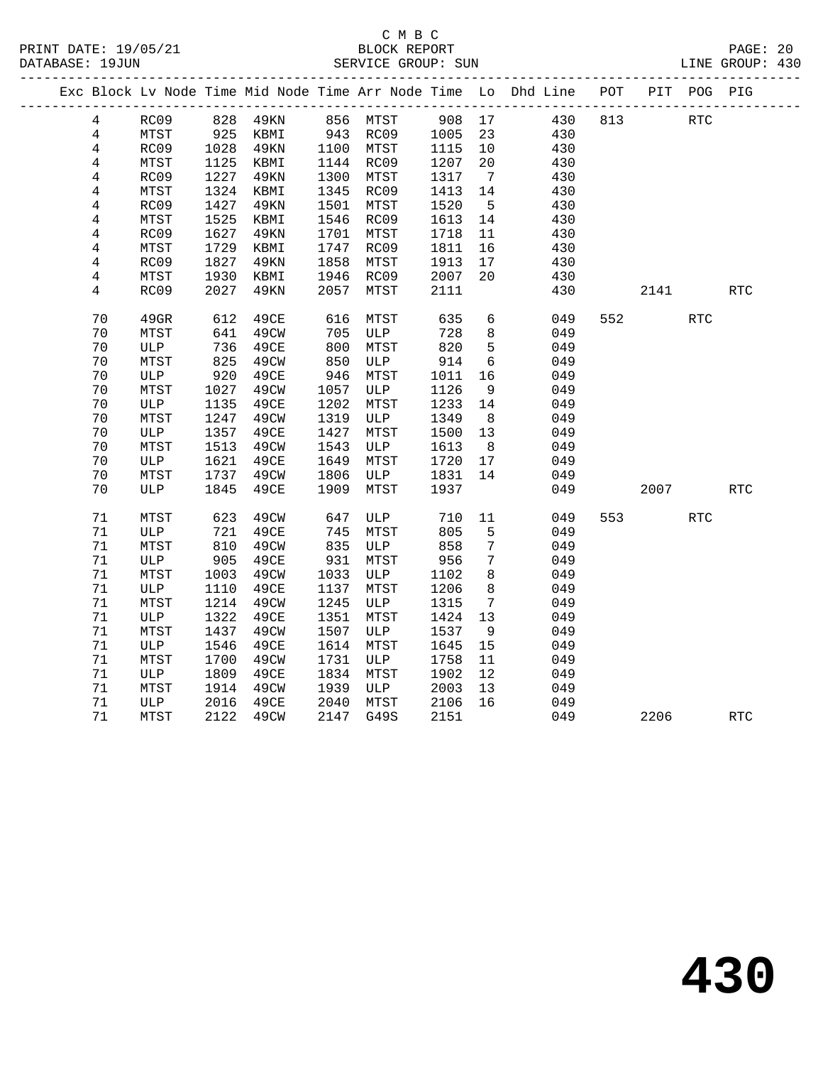C M B C

BLOCK REPORT

SERVICE GROUP: SUN

PRINT DATE: 19/05/21
DATABASE: 19JUN
LINE GROUP: 430

| Exc | Block | Lv | Node | Time | Mid Node | Time | Arr Node | Time | Lo | Dhd Line | POT | PIT | POG | PIG |
|---|---|---|---|---|---|---|---|---|---|---|---|---|---|---|
| | 4 | | RC09 | 828 | 49KN | 856 | MTST | 908 | 17 | 430 | 813 | | RTC | |
| | 4 | | MTST | 925 | KBMI | 943 | RC09 | 1005 | 23 | 430 | | | | |
| | 4 | | RC09 | 1028 | 49KN | 1100 | MTST | 1115 | 10 | 430 | | | | |
| | 4 | | MTST | 1125 | KBMI | 1144 | RC09 | 1207 | 20 | 430 | | | | |
| | 4 | | RC09 | 1227 | 49KN | 1300 | MTST | 1317 | 7 | 430 | | | | |
| | 4 | | MTST | 1324 | KBMI | 1345 | RC09 | 1413 | 14 | 430 | | | | |
| | 4 | | RC09 | 1427 | 49KN | 1501 | MTST | 1520 | 5 | 430 | | | | |
| | 4 | | MTST | 1525 | KBMI | 1546 | RC09 | 1613 | 14 | 430 | | | | |
| | 4 | | RC09 | 1627 | 49KN | 1701 | MTST | 1718 | 11 | 430 | | | | |
| | 4 | | MTST | 1729 | KBMI | 1747 | RC09 | 1811 | 16 | 430 | | | | |
| | 4 | | RC09 | 1827 | 49KN | 1858 | MTST | 1913 | 17 | 430 | | | | |
| | 4 | | MTST | 1930 | KBMI | 1946 | RC09 | 2007 | 20 | 430 | | | | |
| | 4 | | RC09 | 2027 | 49KN | 2057 | MTST | 2111 | | 430 | | 2141 | | RTC |
| | 70 | | 49GR | 612 | 49CE | 616 | MTST | 635 | 6 | 049 | 552 | | RTC | |
| | 70 | | MTST | 641 | 49CW | 705 | ULP | 728 | 8 | 049 | | | | |
| | 70 | | ULP | 736 | 49CE | 800 | MTST | 820 | 5 | 049 | | | | |
| | 70 | | MTST | 825 | 49CW | 850 | ULP | 914 | 6 | 049 | | | | |
| | 70 | | ULP | 920 | 49CE | 946 | MTST | 1011 | 16 | 049 | | | | |
| | 70 | | MTST | 1027 | 49CW | 1057 | ULP | 1126 | 9 | 049 | | | | |
| | 70 | | ULP | 1135 | 49CE | 1202 | MTST | 1233 | 14 | 049 | | | | |
| | 70 | | MTST | 1247 | 49CW | 1319 | ULP | 1349 | 8 | 049 | | | | |
| | 70 | | ULP | 1357 | 49CE | 1427 | MTST | 1500 | 13 | 049 | | | | |
| | 70 | | MTST | 1513 | 49CW | 1543 | ULP | 1613 | 8 | 049 | | | | |
| | 70 | | ULP | 1621 | 49CE | 1649 | MTST | 1720 | 17 | 049 | | | | |
| | 70 | | MTST | 1737 | 49CW | 1806 | ULP | 1831 | 14 | 049 | | | | |
| | 70 | | ULP | 1845 | 49CE | 1909 | MTST | 1937 | | 049 | | 2007 | | RTC |
| | 71 | | MTST | 623 | 49CW | 647 | ULP | 710 | 11 | 049 | 553 | | RTC | |
| | 71 | | ULP | 721 | 49CE | 745 | MTST | 805 | 5 | 049 | | | | |
| | 71 | | MTST | 810 | 49CW | 835 | ULP | 858 | 7 | 049 | | | | |
| | 71 | | ULP | 905 | 49CE | 931 | MTST | 956 | 7 | 049 | | | | |
| | 71 | | MTST | 1003 | 49CW | 1033 | ULP | 1102 | 8 | 049 | | | | |
| | 71 | | ULP | 1110 | 49CE | 1137 | MTST | 1206 | 8 | 049 | | | | |
| | 71 | | MTST | 1214 | 49CW | 1245 | ULP | 1315 | 7 | 049 | | | | |
| | 71 | | ULP | 1322 | 49CE | 1351 | MTST | 1424 | 13 | 049 | | | | |
| | 71 | | MTST | 1437 | 49CW | 1507 | ULP | 1537 | 9 | 049 | | | | |
| | 71 | | ULP | 1546 | 49CE | 1614 | MTST | 1645 | 15 | 049 | | | | |
| | 71 | | MTST | 1700 | 49CW | 1731 | ULP | 1758 | 11 | 049 | | | | |
| | 71 | | ULP | 1809 | 49CE | 1834 | MTST | 1902 | 12 | 049 | | | | |
| | 71 | | MTST | 1914 | 49CW | 1939 | ULP | 2003 | 13 | 049 | | | | |
| | 71 | | ULP | 2016 | 49CE | 2040 | MTST | 2106 | 16 | 049 | | | | |
| | 71 | | MTST | 2122 | 49CW | 2147 | G49S | 2151 | | 049 | | 2206 | | RTC |

# 430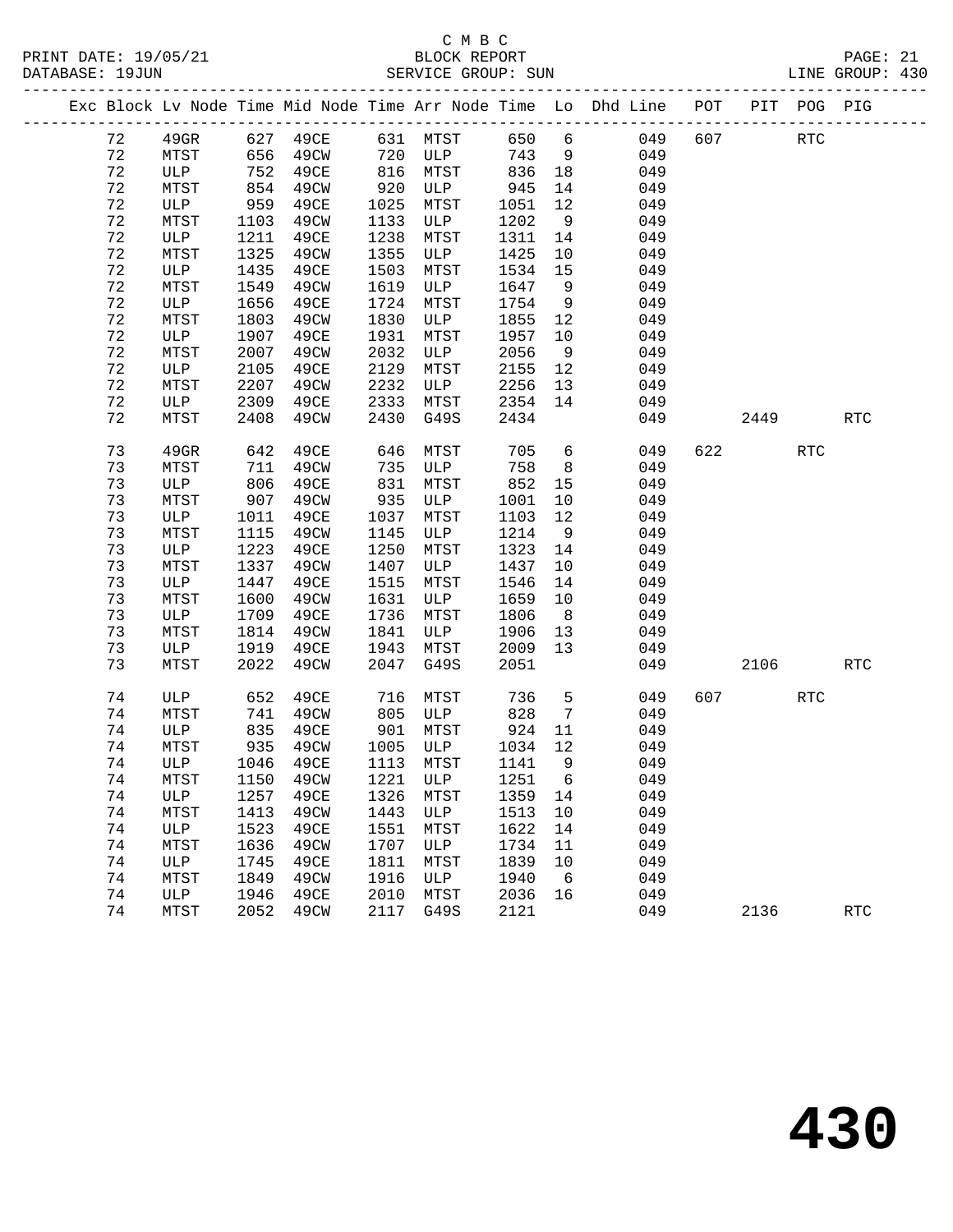C M B C
BLOCK REPORT
SERVICE GROUP: SUN

PRINT DATE: 19/05/21
DATABASE: 19JUN
LINE GROUP: 430

| Exc | Block | Lv | Node | Time | Mid Node | Time | Arr Node | Time | Lo | Dhd Line | POT | PIT | POG | PIG |
|---|---|---|---|---|---|---|---|---|---|---|---|---|---|---|
| | 72 | | 49GR | 627 | 49CE | 631 | MTST | 650 | 6 | 049 | 607 | | RTC | |
| | 72 | | MTST | 656 | 49CW | 720 | ULP | 743 | 9 | 049 | | | | |
| | 72 | | ULP | 752 | 49CE | 816 | MTST | 836 | 18 | 049 | | | | |
| | 72 | | MTST | 854 | 49CW | 920 | ULP | 945 | 14 | 049 | | | | |
| | 72 | | ULP | 959 | 49CE | 1025 | MTST | 1051 | 12 | 049 | | | | |
| | 72 | | MTST | 1103 | 49CW | 1133 | ULP | 1202 | 9 | 049 | | | | |
| | 72 | | ULP | 1211 | 49CE | 1238 | MTST | 1311 | 14 | 049 | | | | |
| | 72 | | MTST | 1325 | 49CW | 1355 | ULP | 1425 | 10 | 049 | | | | |
| | 72 | | ULP | 1435 | 49CE | 1503 | MTST | 1534 | 15 | 049 | | | | |
| | 72 | | MTST | 1549 | 49CW | 1619 | ULP | 1647 | 9 | 049 | | | | |
| | 72 | | ULP | 1656 | 49CE | 1724 | MTST | 1754 | 9 | 049 | | | | |
| | 72 | | MTST | 1803 | 49CW | 1830 | ULP | 1855 | 12 | 049 | | | | |
| | 72 | | ULP | 1907 | 49CE | 1931 | MTST | 1957 | 10 | 049 | | | | |
| | 72 | | MTST | 2007 | 49CW | 2032 | ULP | 2056 | 9 | 049 | | | | |
| | 72 | | ULP | 2105 | 49CE | 2129 | MTST | 2155 | 12 | 049 | | | | |
| | 72 | | MTST | 2207 | 49CW | 2232 | ULP | 2256 | 13 | 049 | | | | |
| | 72 | | ULP | 2309 | 49CE | 2333 | MTST | 2354 | 14 | 049 | | | | |
| | 72 | | MTST | 2408 | 49CW | 2430 | G49S | 2434 | | 049 | | 2449 | | RTC |
| | 73 | | 49GR | 642 | 49CE | 646 | MTST | 705 | 6 | 049 | 622 | | RTC | |
| | 73 | | MTST | 711 | 49CW | 735 | ULP | 758 | 8 | 049 | | | | |
| | 73 | | ULP | 806 | 49CE | 831 | MTST | 852 | 15 | 049 | | | | |
| | 73 | | MTST | 907 | 49CW | 935 | ULP | 1001 | 10 | 049 | | | | |
| | 73 | | ULP | 1011 | 49CE | 1037 | MTST | 1103 | 12 | 049 | | | | |
| | 73 | | MTST | 1115 | 49CW | 1145 | ULP | 1214 | 9 | 049 | | | | |
| | 73 | | ULP | 1223 | 49CE | 1250 | MTST | 1323 | 14 | 049 | | | | |
| | 73 | | MTST | 1337 | 49CW | 1407 | ULP | 1437 | 10 | 049 | | | | |
| | 73 | | ULP | 1447 | 49CE | 1515 | MTST | 1546 | 14 | 049 | | | | |
| | 73 | | MTST | 1600 | 49CW | 1631 | ULP | 1659 | 10 | 049 | | | | |
| | 73 | | ULP | 1709 | 49CE | 1736 | MTST | 1806 | 8 | 049 | | | | |
| | 73 | | MTST | 1814 | 49CW | 1841 | ULP | 1906 | 13 | 049 | | | | |
| | 73 | | ULP | 1919 | 49CE | 1943 | MTST | 2009 | 13 | 049 | | | | |
| | 73 | | MTST | 2022 | 49CW | 2047 | G49S | 2051 | | 049 | | 2106 | | RTC |
| | 74 | | ULP | 652 | 49CE | 716 | MTST | 736 | 5 | 049 | 607 | | RTC | |
| | 74 | | MTST | 741 | 49CW | 805 | ULP | 828 | 7 | 049 | | | | |
| | 74 | | ULP | 835 | 49CE | 901 | MTST | 924 | 11 | 049 | | | | |
| | 74 | | MTST | 935 | 49CW | 1005 | ULP | 1034 | 12 | 049 | | | | |
| | 74 | | ULP | 1046 | 49CE | 1113 | MTST | 1141 | 9 | 049 | | | | |
| | 74 | | MTST | 1150 | 49CW | 1221 | ULP | 1251 | 6 | 049 | | | | |
| | 74 | | ULP | 1257 | 49CE | 1326 | MTST | 1359 | 14 | 049 | | | | |
| | 74 | | MTST | 1413 | 49CW | 1443 | ULP | 1513 | 10 | 049 | | | | |
| | 74 | | ULP | 1523 | 49CE | 1551 | MTST | 1622 | 14 | 049 | | | | |
| | 74 | | MTST | 1636 | 49CW | 1707 | ULP | 1734 | 11 | 049 | | | | |
| | 74 | | ULP | 1745 | 49CE | 1811 | MTST | 1839 | 10 | 049 | | | | |
| | 74 | | MTST | 1849 | 49CW | 1916 | ULP | 1940 | 6 | 049 | | | | |
| | 74 | | ULP | 1946 | 49CE | 2010 | MTST | 2036 | 16 | 049 | | | | |
| | 74 | | MTST | 2052 | 49CW | 2117 | G49S | 2121 | | 049 | | 2136 | | RTC |

430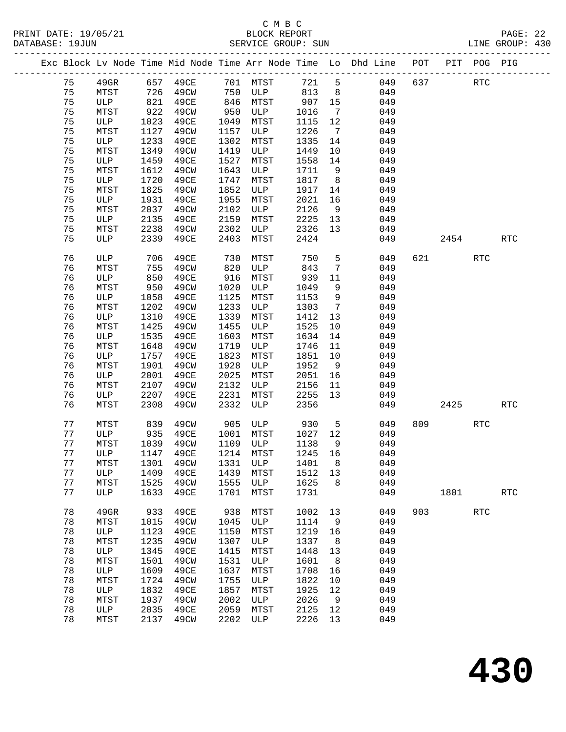C M B C

BLOCK REPORT

SERVICE GROUP: SUN

PRINT DATE: 19/05/21
DATABASE: 19JUN

LINE GROUP: 430

| Exc | Block | Lv Node | Time | Mid Node | Time | Arr Node | Time | Lo | Dhd Line | POT | PIT | POG | PIG |
|---|---|---|---|---|---|---|---|---|---|---|---|---|---|
| | 75 | 49GR | 657 | 49CE | 701 | MTST | 721 | 5 | 049 | 637 | | RTC | |
| | 75 | MTST | 726 | 49CW | 750 | ULP | 813 | 8 | 049 | | | | |
| | 75 | ULP | 821 | 49CE | 846 | MTST | 907 | 15 | 049 | | | | |
| | 75 | MTST | 922 | 49CW | 950 | ULP | 1016 | 7 | 049 | | | | |
| | 75 | ULP | 1023 | 49CE | 1049 | MTST | 1115 | 12 | 049 | | | | |
| | 75 | MTST | 1127 | 49CW | 1157 | ULP | 1226 | 7 | 049 | | | | |
| | 75 | ULP | 1233 | 49CE | 1302 | MTST | 1335 | 14 | 049 | | | | |
| | 75 | MTST | 1349 | 49CW | 1419 | ULP | 1449 | 10 | 049 | | | | |
| | 75 | ULP | 1459 | 49CE | 1527 | MTST | 1558 | 14 | 049 | | | | |
| | 75 | MTST | 1612 | 49CW | 1643 | ULP | 1711 | 9 | 049 | | | | |
| | 75 | ULP | 1720 | 49CE | 1747 | MTST | 1817 | 8 | 049 | | | | |
| | 75 | MTST | 1825 | 49CW | 1852 | ULP | 1917 | 14 | 049 | | | | |
| | 75 | ULP | 1931 | 49CE | 1955 | MTST | 2021 | 16 | 049 | | | | |
| | 75 | MTST | 2037 | 49CW | 2102 | ULP | 2126 | 9 | 049 | | | | |
| | 75 | ULP | 2135 | 49CE | 2159 | MTST | 2225 | 13 | 049 | | | | |
| | 75 | MTST | 2238 | 49CW | 2302 | ULP | 2326 | 13 | 049 | | | | |
| | 75 | ULP | 2339 | 49CE | 2403 | MTST | 2424 | | 049 | | 2454 | | RTC |
| | 76 | ULP | 706 | 49CE | 730 | MTST | 750 | 5 | 049 | 621 | | RTC | |
| | 76 | MTST | 755 | 49CW | 820 | ULP | 843 | 7 | 049 | | | | |
| | 76 | ULP | 850 | 49CE | 916 | MTST | 939 | 11 | 049 | | | | |
| | 76 | MTST | 950 | 49CW | 1020 | ULP | 1049 | 9 | 049 | | | | |
| | 76 | ULP | 1058 | 49CE | 1125 | MTST | 1153 | 9 | 049 | | | | |
| | 76 | MTST | 1202 | 49CW | 1233 | ULP | 1303 | 7 | 049 | | | | |
| | 76 | ULP | 1310 | 49CE | 1339 | MTST | 1412 | 13 | 049 | | | | |
| | 76 | MTST | 1425 | 49CW | 1455 | ULP | 1525 | 10 | 049 | | | | |
| | 76 | ULP | 1535 | 49CE | 1603 | MTST | 1634 | 14 | 049 | | | | |
| | 76 | MTST | 1648 | 49CW | 1719 | ULP | 1746 | 11 | 049 | | | | |
| | 76 | ULP | 1757 | 49CE | 1823 | MTST | 1851 | 10 | 049 | | | | |
| | 76 | MTST | 1901 | 49CW | 1928 | ULP | 1952 | 9 | 049 | | | | |
| | 76 | ULP | 2001 | 49CE | 2025 | MTST | 2051 | 16 | 049 | | | | |
| | 76 | MTST | 2107 | 49CW | 2132 | ULP | 2156 | 11 | 049 | | | | |
| | 76 | ULP | 2207 | 49CE | 2231 | MTST | 2255 | 13 | 049 | | | | |
| | 76 | MTST | 2308 | 49CW | 2332 | ULP | 2356 | | 049 | | 2425 | | RTC |
| | 77 | MTST | 839 | 49CW | 905 | ULP | 930 | 5 | 049 | 809 | | RTC | |
| | 77 | ULP | 935 | 49CE | 1001 | MTST | 1027 | 12 | 049 | | | | |
| | 77 | MTST | 1039 | 49CW | 1109 | ULP | 1138 | 9 | 049 | | | | |
| | 77 | ULP | 1147 | 49CE | 1214 | MTST | 1245 | 16 | 049 | | | | |
| | 77 | MTST | 1301 | 49CW | 1331 | ULP | 1401 | 8 | 049 | | | | |
| | 77 | ULP | 1409 | 49CE | 1439 | MTST | 1512 | 13 | 049 | | | | |
| | 77 | MTST | 1525 | 49CW | 1555 | ULP | 1625 | 8 | 049 | | | | |
| | 77 | ULP | 1633 | 49CE | 1701 | MTST | 1731 | | 049 | | 1801 | | RTC |
| | 78 | 49GR | 933 | 49CE | 938 | MTST | 1002 | 13 | 049 | 903 | | RTC | |
| | 78 | MTST | 1015 | 49CW | 1045 | ULP | 1114 | 9 | 049 | | | | |
| | 78 | ULP | 1123 | 49CE | 1150 | MTST | 1219 | 16 | 049 | | | | |
| | 78 | MTST | 1235 | 49CW | 1307 | ULP | 1337 | 8 | 049 | | | | |
| | 78 | ULP | 1345 | 49CE | 1415 | MTST | 1448 | 13 | 049 | | | | |
| | 78 | MTST | 1501 | 49CW | 1531 | ULP | 1601 | 8 | 049 | | | | |
| | 78 | ULP | 1609 | 49CE | 1637 | MTST | 1708 | 16 | 049 | | | | |
| | 78 | MTST | 1724 | 49CW | 1755 | ULP | 1822 | 10 | 049 | | | | |
| | 78 | ULP | 1832 | 49CE | 1857 | MTST | 1925 | 12 | 049 | | | | |
| | 78 | MTST | 1937 | 49CW | 2002 | ULP | 2026 | 9 | 049 | | | | |
| | 78 | ULP | 2035 | 49CE | 2059 | MTST | 2125 | 12 | 049 | | | | |
| | 78 | MTST | 2137 | 49CW | 2202 | ULP | 2226 | 13 | 049 | | | | |

430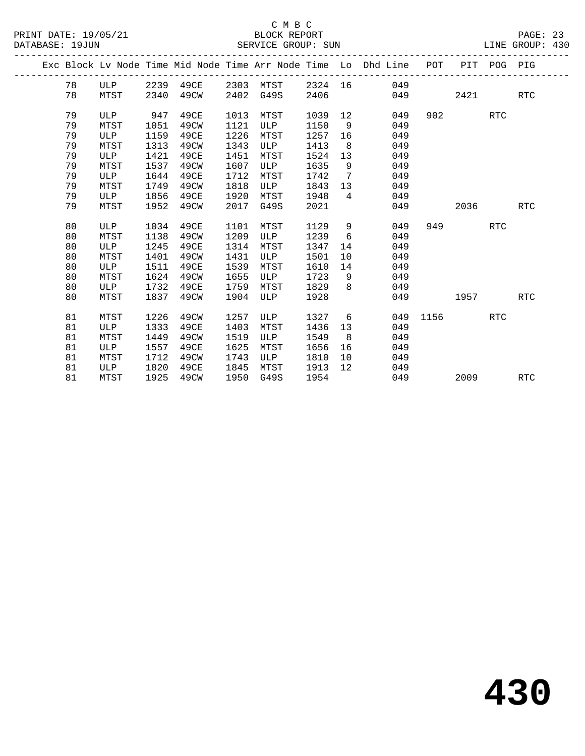C M B C

BLOCK REPORT

PRINT DATE: 19/05/21 | DATABASE: 19JUN | SERVICE GROUP: SUN | LINE GROUP: 430

| Exc | Block | Lv | Node | Time | Mid Node | Time | Arr Node | Time | Lo | Dhd Line | POT | PIT | POG | PIG |
|---|---|---|---|---|---|---|---|---|---|---|---|---|---|---|
| | 78 | | ULP | 2239 | 49CE | 2303 | MTST | 2324 | 16 | 049 | | | | |
| | 78 | | MTST | 2340 | 49CW | 2402 | G49S | 2406 | | 049 | | 2421 | | RTC |
| | 79 | | ULP | 947 | 49CE | 1013 | MTST | 1039 | 12 | 049 | 902 | | RTC | |
| | 79 | | MTST | 1051 | 49CW | 1121 | ULP | 1150 | 9 | 049 | | | | |
| | 79 | | ULP | 1159 | 49CE | 1226 | MTST | 1257 | 16 | 049 | | | | |
| | 79 | | MTST | 1313 | 49CW | 1343 | ULP | 1413 | 8 | 049 | | | | |
| | 79 | | ULP | 1421 | 49CE | 1451 | MTST | 1524 | 13 | 049 | | | | |
| | 79 | | MTST | 1537 | 49CW | 1607 | ULP | 1635 | 9 | 049 | | | | |
| | 79 | | ULP | 1644 | 49CE | 1712 | MTST | 1742 | 7 | 049 | | | | |
| | 79 | | MTST | 1749 | 49CW | 1818 | ULP | 1843 | 13 | 049 | | | | |
| | 79 | | ULP | 1856 | 49CE | 1920 | MTST | 1948 | 4 | 049 | | | | |
| | 79 | | MTST | 1952 | 49CW | 2017 | G49S | 2021 | | 049 | | 2036 | | RTC |
| | 80 | | ULP | 1034 | 49CE | 1101 | MTST | 1129 | 9 | 049 | 949 | | RTC | |
| | 80 | | MTST | 1138 | 49CW | 1209 | ULP | 1239 | 6 | 049 | | | | |
| | 80 | | ULP | 1245 | 49CE | 1314 | MTST | 1347 | 14 | 049 | | | | |
| | 80 | | MTST | 1401 | 49CW | 1431 | ULP | 1501 | 10 | 049 | | | | |
| | 80 | | ULP | 1511 | 49CE | 1539 | MTST | 1610 | 14 | 049 | | | | |
| | 80 | | MTST | 1624 | 49CW | 1655 | ULP | 1723 | 9 | 049 | | | | |
| | 80 | | ULP | 1732 | 49CE | 1759 | MTST | 1829 | 8 | 049 | | | | |
| | 80 | | MTST | 1837 | 49CW | 1904 | ULP | 1928 | | 049 | | 1957 | | RTC |
| | 81 | | MTST | 1226 | 49CW | 1257 | ULP | 1327 | 6 | 049 | 1156 | | RTC | |
| | 81 | | ULP | 1333 | 49CE | 1403 | MTST | 1436 | 13 | 049 | | | | |
| | 81 | | MTST | 1449 | 49CW | 1519 | ULP | 1549 | 8 | 049 | | | | |
| | 81 | | ULP | 1557 | 49CE | 1625 | MTST | 1656 | 16 | 049 | | | | |
| | 81 | | MTST | 1712 | 49CW | 1743 | ULP | 1810 | 10 | 049 | | | | |
| | 81 | | ULP | 1820 | 49CE | 1845 | MTST | 1913 | 12 | 049 | | | | |
| | 81 | | MTST | 1925 | 49CW | 1950 | G49S | 1954 | | 049 | | 2009 | | RTC |

# 430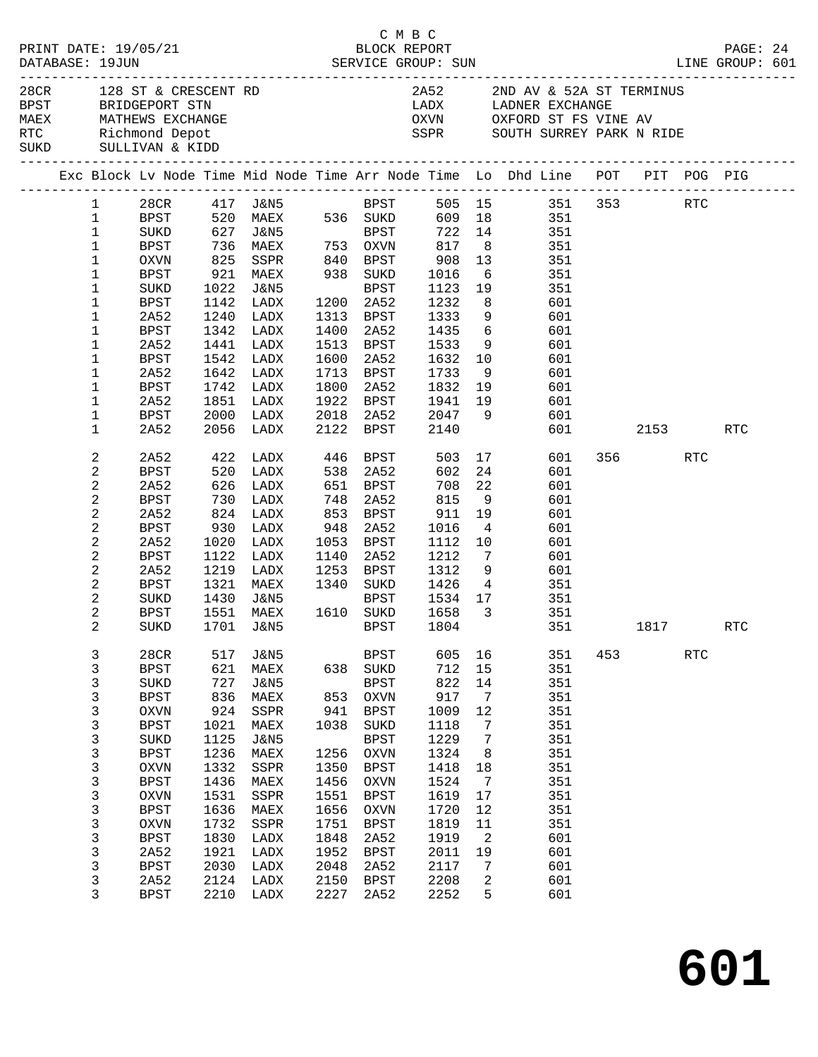C M B C

PRINT DATE: 19/05/21 BLOCK REPORT
DATABASE: 19JUN SERVICE GROUP: SUN LINE GROUP: 601

| Code | Name | Code | Name |
|---|---|---|---|
| 28CR | 128 ST & CRESCENT RD | 2A52 | 2ND AV & 52A ST TERMINUS |
| BPST | BRIDGEPORT STN | LADX | LADNER EXCHANGE |
| MAEX | MATHEWS EXCHANGE | OXVN | OXFORD ST FS VINE AV |
| RTC | Richmond Depot | SSPR | SOUTH SURREY PARK N RIDE |
| SUKD | SULLIVAN & KIDD | | |

| Exc | Block | Lv Node | Time | Mid Node | Time | Arr Node | Time | Lo | Dhd Line | POT | PIT | POG | PIG |
|---|---|---|---|---|---|---|---|---|---|---|---|---|---|
| | 1 | 28CR | 417 | J&N5 | | BPST | 505 | 15 | 351 | 353 | | RTC | |
| | 1 | BPST | 520 | MAEX | 536 | SUKD | 609 | 18 | 351 | | | | |
| | 1 | SUKD | 627 | J&N5 | | BPST | 722 | 14 | 351 | | | | |
| | 1 | BPST | 736 | MAEX | 753 | OXVN | 817 | 8 | 351 | | | | |
| | 1 | OXVN | 825 | SSPR | 840 | BPST | 908 | 13 | 351 | | | | |
| | 1 | BPST | 921 | MAEX | 938 | SUKD | 1016 | 6 | 351 | | | | |
| | 1 | SUKD | 1022 | J&N5 | | BPST | 1123 | 19 | 351 | | | | |
| | 1 | BPST | 1142 | LADX | 1200 | 2A52 | 1232 | 8 | 601 | | | | |
| | 1 | 2A52 | 1240 | LADX | 1313 | BPST | 1333 | 9 | 601 | | | | |
| | 1 | BPST | 1342 | LADX | 1400 | 2A52 | 1435 | 6 | 601 | | | | |
| | 1 | 2A52 | 1441 | LADX | 1513 | BPST | 1533 | 9 | 601 | | | | |
| | 1 | BPST | 1542 | LADX | 1600 | 2A52 | 1632 | 10 | 601 | | | | |
| | 1 | 2A52 | 1642 | LADX | 1713 | BPST | 1733 | 9 | 601 | | | | |
| | 1 | BPST | 1742 | LADX | 1800 | 2A52 | 1832 | 19 | 601 | | | | |
| | 1 | 2A52 | 1851 | LADX | 1922 | BPST | 1941 | 19 | 601 | | | | |
| | 1 | BPST | 2000 | LADX | 2018 | 2A52 | 2047 | 9 | 601 | | | | |
| | 1 | 2A52 | 2056 | LADX | 2122 | BPST | 2140 | | 601 | | 2153 | | RTC |
| | 2 | 2A52 | 422 | LADX | 446 | BPST | 503 | 17 | 601 | 356 | | RTC | |
| | 2 | BPST | 520 | LADX | 538 | 2A52 | 602 | 24 | 601 | | | | |
| | 2 | 2A52 | 626 | LADX | 651 | BPST | 708 | 22 | 601 | | | | |
| | 2 | BPST | 730 | LADX | 748 | 2A52 | 815 | 9 | 601 | | | | |
| | 2 | 2A52 | 824 | LADX | 853 | BPST | 911 | 19 | 601 | | | | |
| | 2 | BPST | 930 | LADX | 948 | 2A52 | 1016 | 4 | 601 | | | | |
| | 2 | 2A52 | 1020 | LADX | 1053 | BPST | 1112 | 10 | 601 | | | | |
| | 2 | BPST | 1122 | LADX | 1140 | 2A52 | 1212 | 7 | 601 | | | | |
| | 2 | 2A52 | 1219 | LADX | 1253 | BPST | 1312 | 9 | 601 | | | | |
| | 2 | BPST | 1321 | MAEX | 1340 | SUKD | 1426 | 4 | 351 | | | | |
| | 2 | SUKD | 1430 | J&N5 | | BPST | 1534 | 17 | 351 | | | | |
| | 2 | BPST | 1551 | MAEX | 1610 | SUKD | 1658 | 3 | 351 | | | | |
| | 2 | SUKD | 1701 | J&N5 | | BPST | 1804 | | 351 | | 1817 | | RTC |
| | 3 | 28CR | 517 | J&N5 | | BPST | 605 | 16 | 351 | 453 | | RTC | |
| | 3 | BPST | 621 | MAEX | 638 | SUKD | 712 | 15 | 351 | | | | |
| | 3 | SUKD | 727 | J&N5 | | BPST | 822 | 14 | 351 | | | | |
| | 3 | BPST | 836 | MAEX | 853 | OXVN | 917 | 7 | 351 | | | | |
| | 3 | OXVN | 924 | SSPR | 941 | BPST | 1009 | 12 | 351 | | | | |
| | 3 | BPST | 1021 | MAEX | 1038 | SUKD | 1118 | 7 | 351 | | | | |
| | 3 | SUKD | 1125 | J&N5 | | BPST | 1229 | 7 | 351 | | | | |
| | 3 | BPST | 1236 | MAEX | 1256 | OXVN | 1324 | 8 | 351 | | | | |
| | 3 | OXVN | 1332 | SSPR | 1350 | BPST | 1418 | 18 | 351 | | | | |
| | 3 | BPST | 1436 | MAEX | 1456 | OXVN | 1524 | 7 | 351 | | | | |
| | 3 | OXVN | 1531 | SSPR | 1551 | BPST | 1619 | 17 | 351 | | | | |
| | 3 | BPST | 1636 | MAEX | 1656 | OXVN | 1720 | 12 | 351 | | | | |
| | 3 | OXVN | 1732 | SSPR | 1751 | BPST | 1819 | 11 | 351 | | | | |
| | 3 | BPST | 1830 | LADX | 1848 | 2A52 | 1919 | 2 | 601 | | | | |
| | 3 | 2A52 | 1921 | LADX | 1952 | BPST | 2011 | 19 | 601 | | | | |
| | 3 | BPST | 2030 | LADX | 2048 | 2A52 | 2117 | 7 | 601 | | | | |
| | 3 | 2A52 | 2124 | LADX | 2150 | BPST | 2208 | 2 | 601 | | | | |
| | 3 | BPST | 2210 | LADX | 2227 | 2A52 | 2252 | 5 | 601 | | | | |

# 601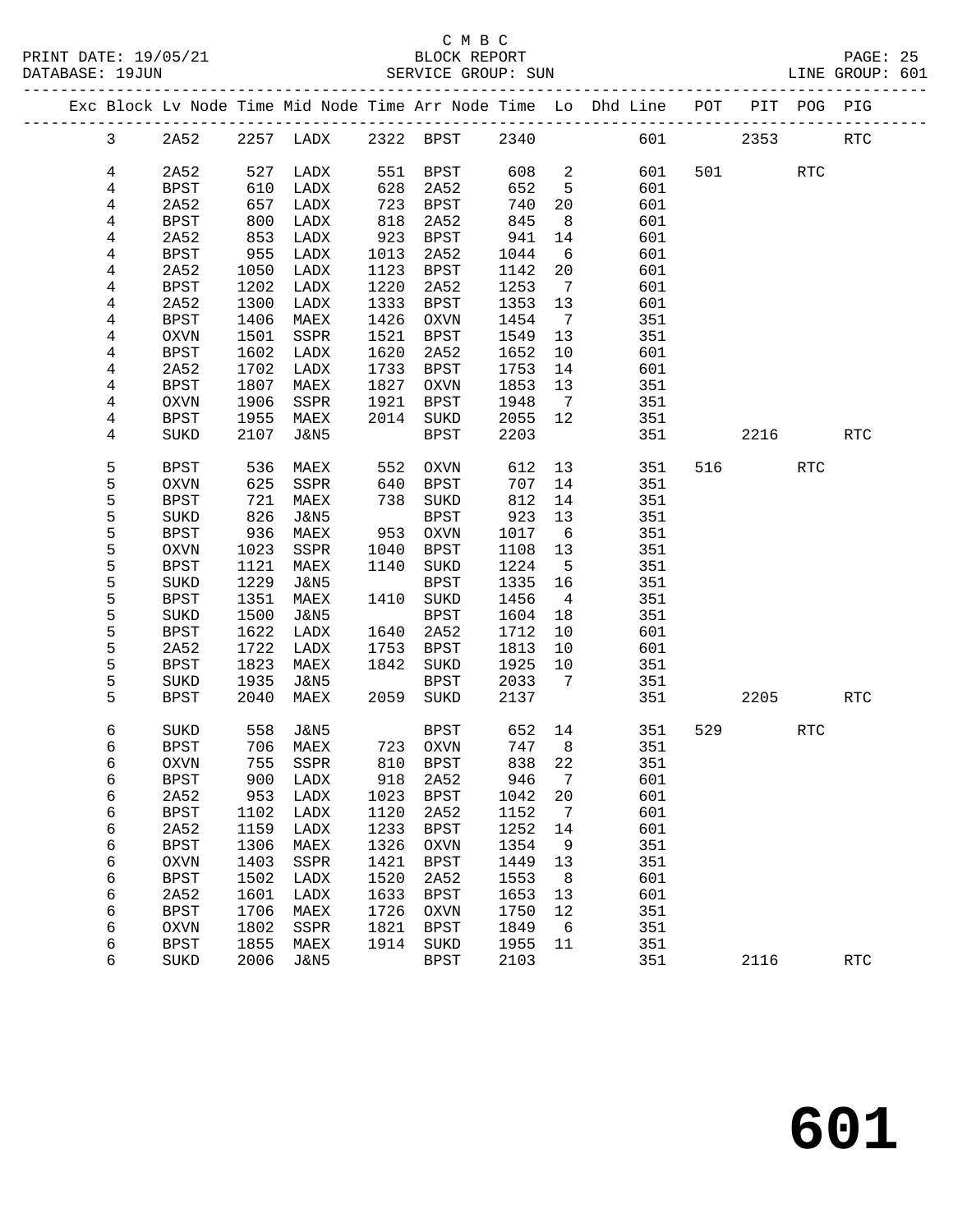C M B C

PRINT DATE: 19/05/21 BLOCK REPORT PAGE: 25
DATABASE: 19JUN SERVICE GROUP: SUN LINE GROUP: 601

| Exc | Block | Lv Node | Time | Mid Node | Time | Arr Node | Time | Lo | Dhd Line | POT | PIT | POG | PIG |
|---|---|---|---|---|---|---|---|---|---|---|---|---|---|
| | 3 | 2A52 | 2257 | LADX | 2322 | BPST | 2340 | | 601 | | 2353 | | RTC |
| | 4 | 2A52 | 527 | LADX | 551 | BPST | 608 | 2 | 601 | 501 | | RTC | |
| | 4 | BPST | 610 | LADX | 628 | 2A52 | 652 | 5 | 601 | | | | |
| | 4 | 2A52 | 657 | LADX | 723 | BPST | 740 | 20 | 601 | | | | |
| | 4 | BPST | 800 | LADX | 818 | 2A52 | 845 | 8 | 601 | | | | |
| | 4 | 2A52 | 853 | LADX | 923 | BPST | 941 | 14 | 601 | | | | |
| | 4 | BPST | 955 | LADX | 1013 | 2A52 | 1044 | 6 | 601 | | | | |
| | 4 | 2A52 | 1050 | LADX | 1123 | BPST | 1142 | 20 | 601 | | | | |
| | 4 | BPST | 1202 | LADX | 1220 | 2A52 | 1253 | 7 | 601 | | | | |
| | 4 | 2A52 | 1300 | LADX | 1333 | BPST | 1353 | 13 | 601 | | | | |
| | 4 | BPST | 1406 | MAEX | 1426 | OXVN | 1454 | 7 | 351 | | | | |
| | 4 | OXVN | 1501 | SSPR | 1521 | BPST | 1549 | 13 | 351 | | | | |
| | 4 | BPST | 1602 | LADX | 1620 | 2A52 | 1652 | 10 | 601 | | | | |
| | 4 | 2A52 | 1702 | LADX | 1733 | BPST | 1753 | 14 | 601 | | | | |
| | 4 | BPST | 1807 | MAEX | 1827 | OXVN | 1853 | 13 | 351 | | | | |
| | 4 | OXVN | 1906 | SSPR | 1921 | BPST | 1948 | 7 | 351 | | | | |
| | 4 | BPST | 1955 | MAEX | 2014 | SUKD | 2055 | 12 | 351 | | | | |
| | 4 | SUKD | 2107 | J&N5 | | BPST | 2203 | | 351 | | 2216 | | RTC |
| | 5 | BPST | 536 | MAEX | 552 | OXVN | 612 | 13 | 351 | 516 | | RTC | |
| | 5 | OXVN | 625 | SSPR | 640 | BPST | 707 | 14 | 351 | | | | |
| | 5 | BPST | 721 | MAEX | 738 | SUKD | 812 | 14 | 351 | | | | |
| | 5 | SUKD | 826 | J&N5 | | BPST | 923 | 13 | 351 | | | | |
| | 5 | BPST | 936 | MAEX | 953 | OXVN | 1017 | 6 | 351 | | | | |
| | 5 | OXVN | 1023 | SSPR | 1040 | BPST | 1108 | 13 | 351 | | | | |
| | 5 | BPST | 1121 | MAEX | 1140 | SUKD | 1224 | 5 | 351 | | | | |
| | 5 | SUKD | 1229 | J&N5 | | BPST | 1335 | 16 | 351 | | | | |
| | 5 | BPST | 1351 | MAEX | 1410 | SUKD | 1456 | 4 | 351 | | | | |
| | 5 | SUKD | 1500 | J&N5 | | BPST | 1604 | 18 | 351 | | | | |
| | 5 | BPST | 1622 | LADX | 1640 | 2A52 | 1712 | 10 | 601 | | | | |
| | 5 | 2A52 | 1722 | LADX | 1753 | BPST | 1813 | 10 | 601 | | | | |
| | 5 | BPST | 1823 | MAEX | 1842 | SUKD | 1925 | 10 | 351 | | | | |
| | 5 | SUKD | 1935 | J&N5 | | BPST | 2033 | 7 | 351 | | | | |
| | 5 | BPST | 2040 | MAEX | 2059 | SUKD | 2137 | | 351 | | 2205 | | RTC |
| | 6 | SUKD | 558 | J&N5 | | BPST | 652 | 14 | 351 | 529 | | RTC | |
| | 6 | BPST | 706 | MAEX | 723 | OXVN | 747 | 8 | 351 | | | | |
| | 6 | OXVN | 755 | SSPR | 810 | BPST | 838 | 22 | 351 | | | | |
| | 6 | BPST | 900 | LADX | 918 | 2A52 | 946 | 7 | 601 | | | | |
| | 6 | 2A52 | 953 | LADX | 1023 | BPST | 1042 | 20 | 601 | | | | |
| | 6 | BPST | 1102 | LADX | 1120 | 2A52 | 1152 | 7 | 601 | | | | |
| | 6 | 2A52 | 1159 | LADX | 1233 | BPST | 1252 | 14 | 601 | | | | |
| | 6 | BPST | 1306 | MAEX | 1326 | OXVN | 1354 | 9 | 351 | | | | |
| | 6 | OXVN | 1403 | SSPR | 1421 | BPST | 1449 | 13 | 351 | | | | |
| | 6 | BPST | 1502 | LADX | 1520 | 2A52 | 1553 | 8 | 601 | | | | |
| | 6 | 2A52 | 1601 | LADX | 1633 | BPST | 1653 | 13 | 601 | | | | |
| | 6 | BPST | 1706 | MAEX | 1726 | OXVN | 1750 | 12 | 351 | | | | |
| | 6 | OXVN | 1802 | SSPR | 1821 | BPST | 1849 | 6 | 351 | | | | |
| | 6 | BPST | 1855 | MAEX | 1914 | SUKD | 1955 | 11 | 351 | | | | |
| | 6 | SUKD | 2006 | J&N5 | | BPST | 2103 | | 351 | | 2116 | | RTC |

601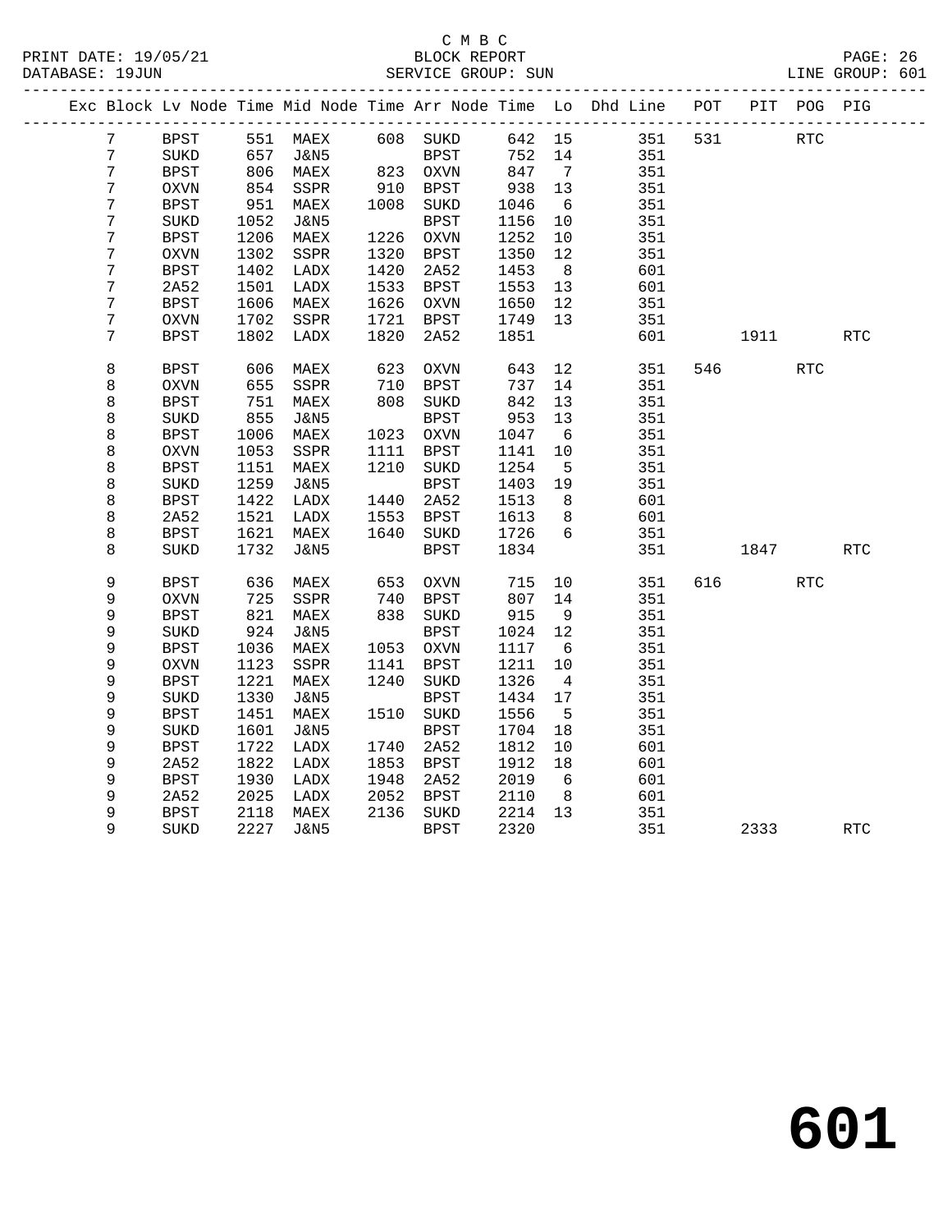C M B C

BLOCK REPORT

SERVICE GROUP: SUN

PRINT DATE: 19/05/21
DATABASE: 19JUN

LINE GROUP: 601

| Exc | Block | Lv Node | Time | Mid Node | Time | Arr Node | Time | Lo | Dhd Line | POT | PIT | POG | PIG |
|---|---|---|---|---|---|---|---|---|---|---|---|---|---|
| | 7 | BPST | 551 | MAEX | 608 | SUKD | 642 | 15 | 351 | 531 | | RTC | |
| | 7 | SUKD | 657 | J&N5 | | BPST | 752 | 14 | 351 | | | | |
| | 7 | BPST | 806 | MAEX | 823 | OXVN | 847 | 7 | 351 | | | | |
| | 7 | OXVN | 854 | SSPR | 910 | BPST | 938 | 13 | 351 | | | | |
| | 7 | BPST | 951 | MAEX | 1008 | SUKD | 1046 | 6 | 351 | | | | |
| | 7 | SUKD | 1052 | J&N5 | | BPST | 1156 | 10 | 351 | | | | |
| | 7 | BPST | 1206 | MAEX | 1226 | OXVN | 1252 | 10 | 351 | | | | |
| | 7 | OXVN | 1302 | SSPR | 1320 | BPST | 1350 | 12 | 351 | | | | |
| | 7 | BPST | 1402 | LADX | 1420 | 2A52 | 1453 | 8 | 601 | | | | |
| | 7 | 2A52 | 1501 | LADX | 1533 | BPST | 1553 | 13 | 601 | | | | |
| | 7 | BPST | 1606 | MAEX | 1626 | OXVN | 1650 | 12 | 351 | | | | |
| | 7 | OXVN | 1702 | SSPR | 1721 | BPST | 1749 | 13 | 351 | | | | |
| | 7 | BPST | 1802 | LADX | 1820 | 2A52 | 1851 | | 601 | | 1911 | | RTC |
| | 8 | BPST | 606 | MAEX | 623 | OXVN | 643 | 12 | 351 | 546 | | RTC | |
| | 8 | OXVN | 655 | SSPR | 710 | BPST | 737 | 14 | 351 | | | | |
| | 8 | BPST | 751 | MAEX | 808 | SUKD | 842 | 13 | 351 | | | | |
| | 8 | SUKD | 855 | J&N5 | | BPST | 953 | 13 | 351 | | | | |
| | 8 | BPST | 1006 | MAEX | 1023 | OXVN | 1047 | 6 | 351 | | | | |
| | 8 | OXVN | 1053 | SSPR | 1111 | BPST | 1141 | 10 | 351 | | | | |
| | 8 | BPST | 1151 | MAEX | 1210 | SUKD | 1254 | 5 | 351 | | | | |
| | 8 | SUKD | 1259 | J&N5 | | BPST | 1403 | 19 | 351 | | | | |
| | 8 | BPST | 1422 | LADX | 1440 | 2A52 | 1513 | 8 | 601 | | | | |
| | 8 | 2A52 | 1521 | LADX | 1553 | BPST | 1613 | 8 | 601 | | | | |
| | 8 | BPST | 1621 | MAEX | 1640 | SUKD | 1726 | 6 | 351 | | | | |
| | 8 | SUKD | 1732 | J&N5 | | BPST | 1834 | | 351 | | 1847 | | RTC |
| | 9 | BPST | 636 | MAEX | 653 | OXVN | 715 | 10 | 351 | 616 | | RTC | |
| | 9 | OXVN | 725 | SSPR | 740 | BPST | 807 | 14 | 351 | | | | |
| | 9 | BPST | 821 | MAEX | 838 | SUKD | 915 | 9 | 351 | | | | |
| | 9 | SUKD | 924 | J&N5 | | BPST | 1024 | 12 | 351 | | | | |
| | 9 | BPST | 1036 | MAEX | 1053 | OXVN | 1117 | 6 | 351 | | | | |
| | 9 | OXVN | 1123 | SSPR | 1141 | BPST | 1211 | 10 | 351 | | | | |
| | 9 | BPST | 1221 | MAEX | 1240 | SUKD | 1326 | 4 | 351 | | | | |
| | 9 | SUKD | 1330 | J&N5 | | BPST | 1434 | 17 | 351 | | | | |
| | 9 | BPST | 1451 | MAEX | 1510 | SUKD | 1556 | 5 | 351 | | | | |
| | 9 | SUKD | 1601 | J&N5 | | BPST | 1704 | 18 | 351 | | | | |
| | 9 | BPST | 1722 | LADX | 1740 | 2A52 | 1812 | 10 | 601 | | | | |
| | 9 | 2A52 | 1822 | LADX | 1853 | BPST | 1912 | 18 | 601 | | | | |
| | 9 | BPST | 1930 | LADX | 1948 | 2A52 | 2019 | 6 | 601 | | | | |
| | 9 | 2A52 | 2025 | LADX | 2052 | BPST | 2110 | 8 | 601 | | | | |
| | 9 | BPST | 2118 | MAEX | 2136 | SUKD | 2214 | 13 | 351 | | | | |
| | 9 | SUKD | 2227 | J&N5 | | BPST | 2320 | | 351 | | 2333 | | RTC |

# 601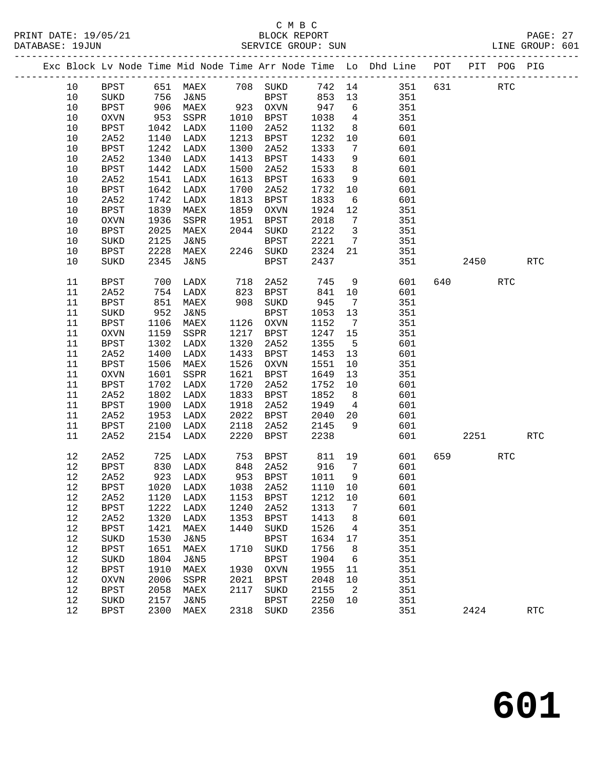C M B C

BLOCK REPORT

SERVICE GROUP: SUN

LINE GROUP: 601

| Exc | Block | Lv | Node | Time | Mid Node | Time | Arr Node | Time | Lo | Dhd Line | POT | PIT | POG | PIG |
|---|---|---|---|---|---|---|---|---|---|---|---|---|---|---|
| | 10 | | BPST | 651 | MAEX | 708 | SUKD | 742 | 14 | 351 | 631 | | RTC | |
| | 10 | | SUKD | 756 | J&N5 | | BPST | 853 | 13 | 351 | | | | |
| | 10 | | BPST | 906 | MAEX | 923 | OXVN | 947 | 6 | 351 | | | | |
| | 10 | | OXVN | 953 | SSPR | 1010 | BPST | 1038 | 4 | 351 | | | | |
| | 10 | | BPST | 1042 | LADX | 1100 | 2A52 | 1132 | 8 | 601 | | | | |
| | 10 | | 2A52 | 1140 | LADX | 1213 | BPST | 1232 | 10 | 601 | | | | |
| | 10 | | BPST | 1242 | LADX | 1300 | 2A52 | 1333 | 7 | 601 | | | | |
| | 10 | | 2A52 | 1340 | LADX | 1413 | BPST | 1433 | 9 | 601 | | | | |
| | 10 | | BPST | 1442 | LADX | 1500 | 2A52 | 1533 | 8 | 601 | | | | |
| | 10 | | 2A52 | 1541 | LADX | 1613 | BPST | 1633 | 9 | 601 | | | | |
| | 10 | | BPST | 1642 | LADX | 1700 | 2A52 | 1732 | 10 | 601 | | | | |
| | 10 | | 2A52 | 1742 | LADX | 1813 | BPST | 1833 | 6 | 601 | | | | |
| | 10 | | BPST | 1839 | MAEX | 1859 | OXVN | 1924 | 12 | 351 | | | | |
| | 10 | | OXVN | 1936 | SSPR | 1951 | BPST | 2018 | 7 | 351 | | | | |
| | 10 | | BPST | 2025 | MAEX | 2044 | SUKD | 2122 | 3 | 351 | | | | |
| | 10 | | SUKD | 2125 | J&N5 | | BPST | 2221 | 7 | 351 | | | | |
| | 10 | | BPST | 2228 | MAEX | 2246 | SUKD | 2324 | 21 | 351 | | | | |
| | 10 | | SUKD | 2345 | J&N5 | | BPST | 2437 | | 351 | | 2450 | | RTC |
| | 11 | | BPST | 700 | LADX | 718 | 2A52 | 745 | 9 | 601 | 640 | | RTC | |
| | 11 | | 2A52 | 754 | LADX | 823 | BPST | 841 | 10 | 601 | | | | |
| | 11 | | BPST | 851 | MAEX | 908 | SUKD | 945 | 7 | 351 | | | | |
| | 11 | | SUKD | 952 | J&N5 | | BPST | 1053 | 13 | 351 | | | | |
| | 11 | | BPST | 1106 | MAEX | 1126 | OXVN | 1152 | 7 | 351 | | | | |
| | 11 | | OXVN | 1159 | SSPR | 1217 | BPST | 1247 | 15 | 351 | | | | |
| | 11 | | BPST | 1302 | LADX | 1320 | 2A52 | 1355 | 5 | 601 | | | | |
| | 11 | | 2A52 | 1400 | LADX | 1433 | BPST | 1453 | 13 | 601 | | | | |
| | 11 | | BPST | 1506 | MAEX | 1526 | OXVN | 1551 | 10 | 351 | | | | |
| | 11 | | OXVN | 1601 | SSPR | 1621 | BPST | 1649 | 13 | 351 | | | | |
| | 11 | | BPST | 1702 | LADX | 1720 | 2A52 | 1752 | 10 | 601 | | | | |
| | 11 | | 2A52 | 1802 | LADX | 1833 | BPST | 1852 | 8 | 601 | | | | |
| | 11 | | BPST | 1900 | LADX | 1918 | 2A52 | 1949 | 4 | 601 | | | | |
| | 11 | | 2A52 | 1953 | LADX | 2022 | BPST | 2040 | 20 | 601 | | | | |
| | 11 | | BPST | 2100 | LADX | 2118 | 2A52 | 2145 | 9 | 601 | | | | |
| | 11 | | 2A52 | 2154 | LADX | 2220 | BPST | 2238 | | 601 | | 2251 | | RTC |
| | 12 | | 2A52 | 725 | LADX | 753 | BPST | 811 | 19 | 601 | 659 | | RTC | |
| | 12 | | BPST | 830 | LADX | 848 | 2A52 | 916 | 7 | 601 | | | | |
| | 12 | | 2A52 | 923 | LADX | 953 | BPST | 1011 | 9 | 601 | | | | |
| | 12 | | BPST | 1020 | LADX | 1038 | 2A52 | 1110 | 10 | 601 | | | | |
| | 12 | | 2A52 | 1120 | LADX | 1153 | BPST | 1212 | 10 | 601 | | | | |
| | 12 | | BPST | 1222 | LADX | 1240 | 2A52 | 1313 | 7 | 601 | | | | |
| | 12 | | 2A52 | 1320 | LADX | 1353 | BPST | 1413 | 8 | 601 | | | | |
| | 12 | | BPST | 1421 | MAEX | 1440 | SUKD | 1526 | 4 | 351 | | | | |
| | 12 | | SUKD | 1530 | J&N5 | | BPST | 1634 | 17 | 351 | | | | |
| | 12 | | BPST | 1651 | MAEX | 1710 | SUKD | 1756 | 8 | 351 | | | | |
| | 12 | | SUKD | 1804 | J&N5 | | BPST | 1904 | 6 | 351 | | | | |
| | 12 | | BPST | 1910 | MAEX | 1930 | OXVN | 1955 | 11 | 351 | | | | |
| | 12 | | OXVN | 2006 | SSPR | 2021 | BPST | 2048 | 10 | 351 | | | | |
| | 12 | | BPST | 2058 | MAEX | 2117 | SUKD | 2155 | 2 | 351 | | | | |
| | 12 | | SUKD | 2157 | J&N5 | | BPST | 2250 | 10 | 351 | | | | |
| | 12 | | BPST | 2300 | MAEX | 2318 | SUKD | 2356 | | 351 | | 2424 | | RTC |

# 601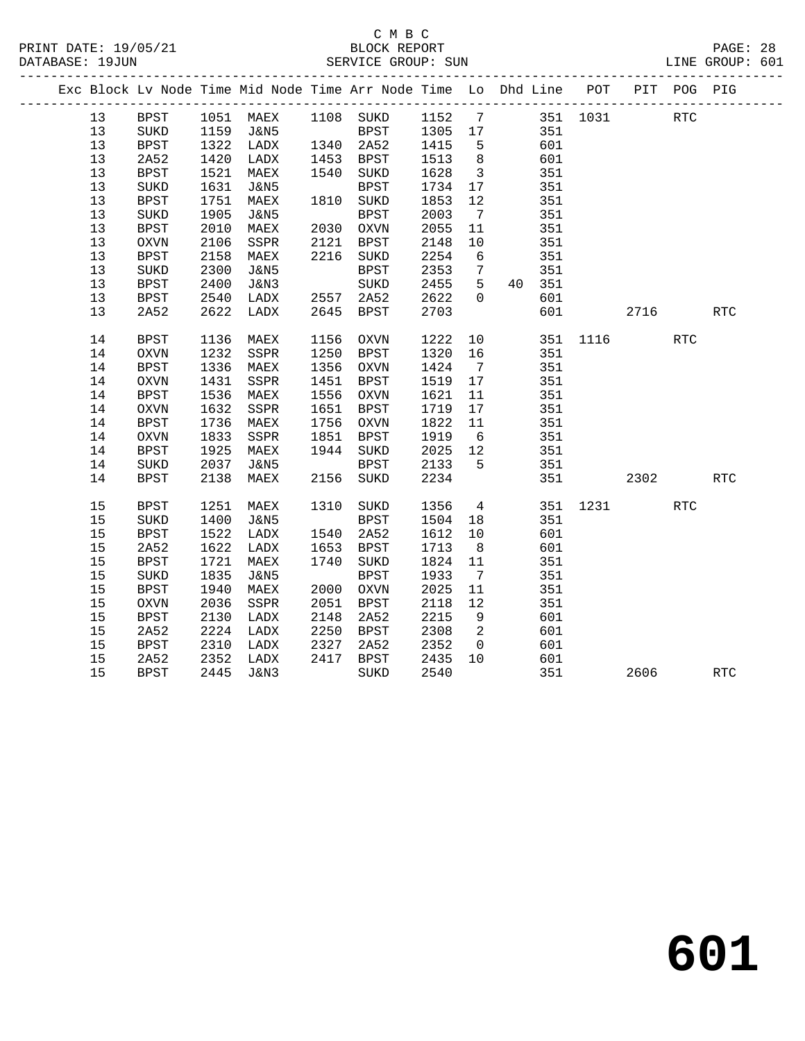C M B C

BLOCK REPORT

SERVICE GROUP: SUN

LINE GROUP: 601

| Exc | Block | Lv | Node | Time | Mid Node | Time | Arr Node | Time | Lo | Dhd | Line | POT | PIT | POG | PIG |
|---|---|---|---|---|---|---|---|---|---|---|---|---|---|---|---|
| | 13 | | BPST | 1051 | MAEX | 1108 | SUKD | 1152 | 7 | | 351 | 1031 | | RTC | |
| | 13 | | SUKD | 1159 | J&N5 | | BPST | 1305 | 17 | | 351 | | | | |
| | 13 | | BPST | 1322 | LADX | 1340 | 2A52 | 1415 | 5 | | 601 | | | | |
| | 13 | | 2A52 | 1420 | LADX | 1453 | BPST | 1513 | 8 | | 601 | | | | |
| | 13 | | BPST | 1521 | MAEX | 1540 | SUKD | 1628 | 3 | | 351 | | | | |
| | 13 | | SUKD | 1631 | J&N5 | | BPST | 1734 | 17 | | 351 | | | | |
| | 13 | | BPST | 1751 | MAEX | 1810 | SUKD | 1853 | 12 | | 351 | | | | |
| | 13 | | SUKD | 1905 | J&N5 | | BPST | 2003 | 7 | | 351 | | | | |
| | 13 | | BPST | 2010 | MAEX | 2030 | OXVN | 2055 | 11 | | 351 | | | | |
| | 13 | | OXVN | 2106 | SSPR | 2121 | BPST | 2148 | 10 | | 351 | | | | |
| | 13 | | BPST | 2158 | MAEX | 2216 | SUKD | 2254 | 6 | | 351 | | | | |
| | 13 | | SUKD | 2300 | J&N5 | | BPST | 2353 | 7 | | 351 | | | | |
| | 13 | | BPST | 2400 | J&N3 | | SUKD | 2455 | 5 | 40 | 351 | | | | |
| | 13 | | BPST | 2540 | LADX | 2557 | 2A52 | 2622 | 0 | | 601 | | | | |
| | 13 | | 2A52 | 2622 | LADX | 2645 | BPST | 2703 | | | 601 | | 2716 | | RTC |
| | 14 | | BPST | 1136 | MAEX | 1156 | OXVN | 1222 | 10 | | 351 | 1116 | | RTC | |
| | 14 | | OXVN | 1232 | SSPR | 1250 | BPST | 1320 | 16 | | 351 | | | | |
| | 14 | | BPST | 1336 | MAEX | 1356 | OXVN | 1424 | 7 | | 351 | | | | |
| | 14 | | OXVN | 1431 | SSPR | 1451 | BPST | 1519 | 17 | | 351 | | | | |
| | 14 | | BPST | 1536 | MAEX | 1556 | OXVN | 1621 | 11 | | 351 | | | | |
| | 14 | | OXVN | 1632 | SSPR | 1651 | BPST | 1719 | 17 | | 351 | | | | |
| | 14 | | BPST | 1736 | MAEX | 1756 | OXVN | 1822 | 11 | | 351 | | | | |
| | 14 | | OXVN | 1833 | SSPR | 1851 | BPST | 1919 | 6 | | 351 | | | | |
| | 14 | | BPST | 1925 | MAEX | 1944 | SUKD | 2025 | 12 | | 351 | | | | |
| | 14 | | SUKD | 2037 | J&N5 | | BPST | 2133 | 5 | | 351 | | | | |
| | 14 | | BPST | 2138 | MAEX | 2156 | SUKD | 2234 | | | 351 | | 2302 | | RTC |
| | 15 | | BPST | 1251 | MAEX | 1310 | SUKD | 1356 | 4 | | 351 | 1231 | | RTC | |
| | 15 | | SUKD | 1400 | J&N5 | | BPST | 1504 | 18 | | 351 | | | | |
| | 15 | | BPST | 1522 | LADX | 1540 | 2A52 | 1612 | 10 | | 601 | | | | |
| | 15 | | 2A52 | 1622 | LADX | 1653 | BPST | 1713 | 8 | | 601 | | | | |
| | 15 | | BPST | 1721 | MAEX | 1740 | SUKD | 1824 | 11 | | 351 | | | | |
| | 15 | | SUKD | 1835 | J&N5 | | BPST | 1933 | 7 | | 351 | | | | |
| | 15 | | BPST | 1940 | MAEX | 2000 | OXVN | 2025 | 11 | | 351 | | | | |
| | 15 | | OXVN | 2036 | SSPR | 2051 | BPST | 2118 | 12 | | 351 | | | | |
| | 15 | | BPST | 2130 | LADX | 2148 | 2A52 | 2215 | 9 | | 601 | | | | |
| | 15 | | 2A52 | 2224 | LADX | 2250 | BPST | 2308 | 2 | | 601 | | | | |
| | 15 | | BPST | 2310 | LADX | 2327 | 2A52 | 2352 | 0 | | 601 | | | | |
| | 15 | | 2A52 | 2352 | LADX | 2417 | BPST | 2435 | 10 | | 601 | | | | |
| | 15 | | BPST | 2445 | J&N3 | | SUKD | 2540 | | | 351 | | 2606 | | RTC |

# 601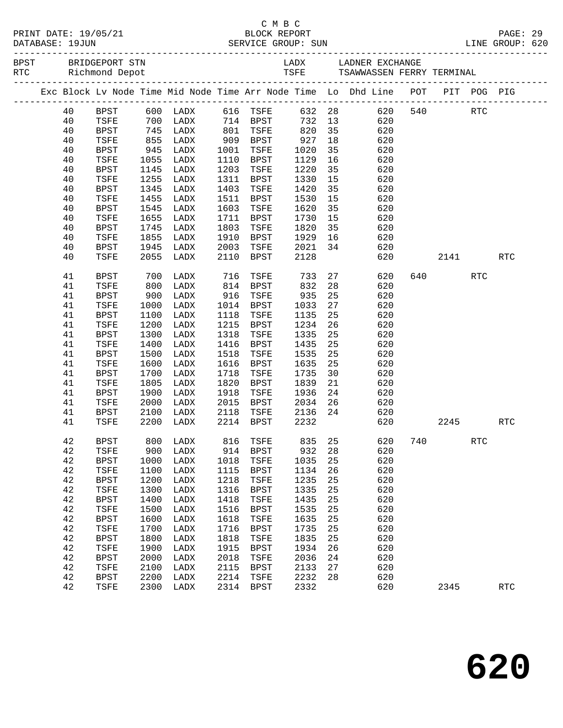C M B C
BLOCK REPORT
SERVICE GROUP: SUN

PRINT DATE: 19/05/21
DATABASE: 19JUN
LINE GROUP: 620

| BPST | BRIDGEPORT STN | LADX | LADNER EXCHANGE |
|---|---|---|---|
| RTC | Richmond Depot | TSFE | TSAWWASSEN FERRY TERMINAL |

| Exc | Block | Lv Node | Time | Mid Node | Time | Arr Node | Time | Lo | Dhd Line | POT | PIT | POG | PIG |
|---|---|---|---|---|---|---|---|---|---|---|---|---|---|
| | 40 | BPST | 600 | LADX | 616 | TSFE | 632 | 28 | 620 | 540 | | RTC | |
| | 40 | TSFE | 700 | LADX | 714 | BPST | 732 | 13 | 620 | | | | |
| | 40 | BPST | 745 | LADX | 801 | TSFE | 820 | 35 | 620 | | | | |
| | 40 | TSFE | 855 | LADX | 909 | BPST | 927 | 18 | 620 | | | | |
| | 40 | BPST | 945 | LADX | 1001 | TSFE | 1020 | 35 | 620 | | | | |
| | 40 | TSFE | 1055 | LADX | 1110 | BPST | 1129 | 16 | 620 | | | | |
| | 40 | BPST | 1145 | LADX | 1203 | TSFE | 1220 | 35 | 620 | | | | |
| | 40 | TSFE | 1255 | LADX | 1311 | BPST | 1330 | 15 | 620 | | | | |
| | 40 | BPST | 1345 | LADX | 1403 | TSFE | 1420 | 35 | 620 | | | | |
| | 40 | TSFE | 1455 | LADX | 1511 | BPST | 1530 | 15 | 620 | | | | |
| | 40 | BPST | 1545 | LADX | 1603 | TSFE | 1620 | 35 | 620 | | | | |
| | 40 | TSFE | 1655 | LADX | 1711 | BPST | 1730 | 15 | 620 | | | | |
| | 40 | BPST | 1745 | LADX | 1803 | TSFE | 1820 | 35 | 620 | | | | |
| | 40 | TSFE | 1855 | LADX | 1910 | BPST | 1929 | 16 | 620 | | | | |
| | 40 | BPST | 1945 | LADX | 2003 | TSFE | 2021 | 34 | 620 | | | | |
| | 40 | TSFE | 2055 | LADX | 2110 | BPST | 2128 | | 620 | | 2141 | | RTC |
| | 41 | BPST | 700 | LADX | 716 | TSFE | 733 | 27 | 620 | 640 | | RTC | |
| | 41 | TSFE | 800 | LADX | 814 | BPST | 832 | 28 | 620 | | | | |
| | 41 | BPST | 900 | LADX | 916 | TSFE | 935 | 25 | 620 | | | | |
| | 41 | TSFE | 1000 | LADX | 1014 | BPST | 1033 | 27 | 620 | | | | |
| | 41 | BPST | 1100 | LADX | 1118 | TSFE | 1135 | 25 | 620 | | | | |
| | 41 | TSFE | 1200 | LADX | 1215 | BPST | 1234 | 26 | 620 | | | | |
| | 41 | BPST | 1300 | LADX | 1318 | TSFE | 1335 | 25 | 620 | | | | |
| | 41 | TSFE | 1400 | LADX | 1416 | BPST | 1435 | 25 | 620 | | | | |
| | 41 | BPST | 1500 | LADX | 1518 | TSFE | 1535 | 25 | 620 | | | | |
| | 41 | TSFE | 1600 | LADX | 1616 | BPST | 1635 | 25 | 620 | | | | |
| | 41 | BPST | 1700 | LADX | 1718 | TSFE | 1735 | 30 | 620 | | | | |
| | 41 | TSFE | 1805 | LADX | 1820 | BPST | 1839 | 21 | 620 | | | | |
| | 41 | BPST | 1900 | LADX | 1918 | TSFE | 1936 | 24 | 620 | | | | |
| | 41 | TSFE | 2000 | LADX | 2015 | BPST | 2034 | 26 | 620 | | | | |
| | 41 | BPST | 2100 | LADX | 2118 | TSFE | 2136 | 24 | 620 | | | | |
| | 41 | TSFE | 2200 | LADX | 2214 | BPST | 2232 | | 620 | | 2245 | | RTC |
| | 42 | BPST | 800 | LADX | 816 | TSFE | 835 | 25 | 620 | 740 | | RTC | |
| | 42 | TSFE | 900 | LADX | 914 | BPST | 932 | 28 | 620 | | | | |
| | 42 | BPST | 1000 | LADX | 1018 | TSFE | 1035 | 25 | 620 | | | | |
| | 42 | TSFE | 1100 | LADX | 1115 | BPST | 1134 | 26 | 620 | | | | |
| | 42 | BPST | 1200 | LADX | 1218 | TSFE | 1235 | 25 | 620 | | | | |
| | 42 | TSFE | 1300 | LADX | 1316 | BPST | 1335 | 25 | 620 | | | | |
| | 42 | BPST | 1400 | LADX | 1418 | TSFE | 1435 | 25 | 620 | | | | |
| | 42 | TSFE | 1500 | LADX | 1516 | BPST | 1535 | 25 | 620 | | | | |
| | 42 | BPST | 1600 | LADX | 1618 | TSFE | 1635 | 25 | 620 | | | | |
| | 42 | TSFE | 1700 | LADX | 1716 | BPST | 1735 | 25 | 620 | | | | |
| | 42 | BPST | 1800 | LADX | 1818 | TSFE | 1835 | 25 | 620 | | | | |
| | 42 | TSFE | 1900 | LADX | 1915 | BPST | 1934 | 26 | 620 | | | | |
| | 42 | BPST | 2000 | LADX | 2018 | TSFE | 2036 | 24 | 620 | | | | |
| | 42 | TSFE | 2100 | LADX | 2115 | BPST | 2133 | 27 | 620 | | | | |
| | 42 | BPST | 2200 | LADX | 2214 | TSFE | 2232 | 28 | 620 | | | | |
| | 42 | TSFE | 2300 | LADX | 2314 | BPST | 2332 | | 620 | | 2345 | | RTC |

# 620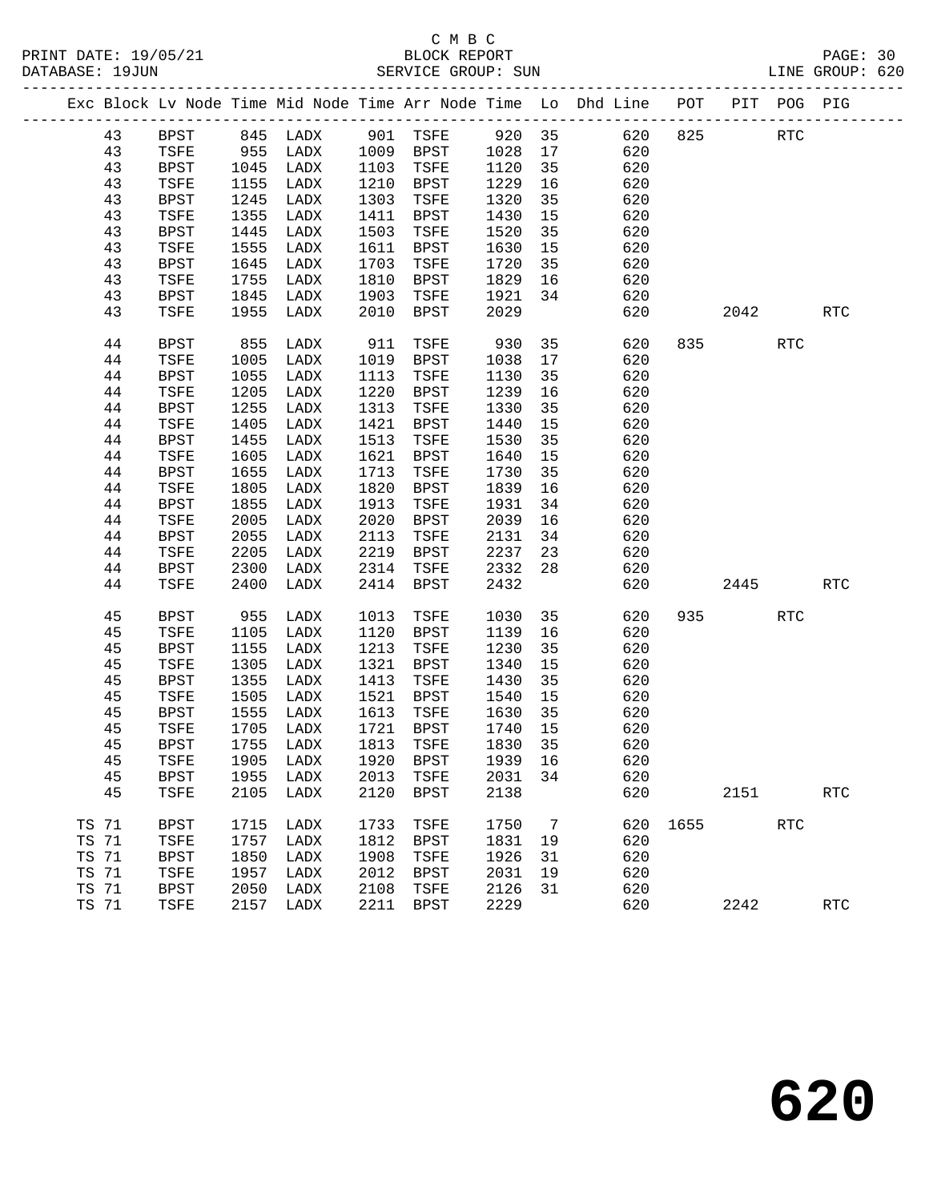C M B C

BLOCK REPORT

SERVICE GROUP: SUN

PRINT DATE: 19/05/21

DATABASE: 19JUN

LINE GROUP: 620

| Exc | Block | Lv | Node | Time | Mid Node | Time | Arr Node | Time | Lo | Dhd Line | POT | PIT | POG | PIG |
|---|---|---|---|---|---|---|---|---|---|---|---|---|---|---|
| | 43 | | BPST | 845 | LADX | 901 | TSFE | 920 | 35 | 620 | 825 | | RTC | |
| | 43 | | TSFE | 955 | LADX | 1009 | BPST | 1028 | 17 | 620 | | | | |
| | 43 | | BPST | 1045 | LADX | 1103 | TSFE | 1120 | 35 | 620 | | | | |
| | 43 | | TSFE | 1155 | LADX | 1210 | BPST | 1229 | 16 | 620 | | | | |
| | 43 | | BPST | 1245 | LADX | 1303 | TSFE | 1320 | 35 | 620 | | | | |
| | 43 | | TSFE | 1355 | LADX | 1411 | BPST | 1430 | 15 | 620 | | | | |
| | 43 | | BPST | 1445 | LADX | 1503 | TSFE | 1520 | 35 | 620 | | | | |
| | 43 | | TSFE | 1555 | LADX | 1611 | BPST | 1630 | 15 | 620 | | | | |
| | 43 | | BPST | 1645 | LADX | 1703 | TSFE | 1720 | 35 | 620 | | | | |
| | 43 | | TSFE | 1755 | LADX | 1810 | BPST | 1829 | 16 | 620 | | | | |
| | 43 | | BPST | 1845 | LADX | 1903 | TSFE | 1921 | 34 | 620 | | | | |
| | 43 | | TSFE | 1955 | LADX | 2010 | BPST | 2029 | | 620 | | 2042 | | RTC |
| | 44 | | BPST | 855 | LADX | 911 | TSFE | 930 | 35 | 620 | 835 | | RTC | |
| | 44 | | TSFE | 1005 | LADX | 1019 | BPST | 1038 | 17 | 620 | | | | |
| | 44 | | BPST | 1055 | LADX | 1113 | TSFE | 1130 | 35 | 620 | | | | |
| | 44 | | TSFE | 1205 | LADX | 1220 | BPST | 1239 | 16 | 620 | | | | |
| | 44 | | BPST | 1255 | LADX | 1313 | TSFE | 1330 | 35 | 620 | | | | |
| | 44 | | TSFE | 1405 | LADX | 1421 | BPST | 1440 | 15 | 620 | | | | |
| | 44 | | BPST | 1455 | LADX | 1513 | TSFE | 1530 | 35 | 620 | | | | |
| | 44 | | TSFE | 1605 | LADX | 1621 | BPST | 1640 | 15 | 620 | | | | |
| | 44 | | BPST | 1655 | LADX | 1713 | TSFE | 1730 | 35 | 620 | | | | |
| | 44 | | TSFE | 1805 | LADX | 1820 | BPST | 1839 | 16 | 620 | | | | |
| | 44 | | BPST | 1855 | LADX | 1913 | TSFE | 1931 | 34 | 620 | | | | |
| | 44 | | TSFE | 2005 | LADX | 2020 | BPST | 2039 | 16 | 620 | | | | |
| | 44 | | BPST | 2055 | LADX | 2113 | TSFE | 2131 | 34 | 620 | | | | |
| | 44 | | TSFE | 2205 | LADX | 2219 | BPST | 2237 | 23 | 620 | | | | |
| | 44 | | BPST | 2300 | LADX | 2314 | TSFE | 2332 | 28 | 620 | | | | |
| | 44 | | TSFE | 2400 | LADX | 2414 | BPST | 2432 | | 620 | | 2445 | | RTC |
| | 45 | | BPST | 955 | LADX | 1013 | TSFE | 1030 | 35 | 620 | 935 | | RTC | |
| | 45 | | TSFE | 1105 | LADX | 1120 | BPST | 1139 | 16 | 620 | | | | |
| | 45 | | BPST | 1155 | LADX | 1213 | TSFE | 1230 | 35 | 620 | | | | |
| | 45 | | TSFE | 1305 | LADX | 1321 | BPST | 1340 | 15 | 620 | | | | |
| | 45 | | BPST | 1355 | LADX | 1413 | TSFE | 1430 | 35 | 620 | | | | |
| | 45 | | TSFE | 1505 | LADX | 1521 | BPST | 1540 | 15 | 620 | | | | |
| | 45 | | BPST | 1555 | LADX | 1613 | TSFE | 1630 | 35 | 620 | | | | |
| | 45 | | TSFE | 1705 | LADX | 1721 | BPST | 1740 | 15 | 620 | | | | |
| | 45 | | BPST | 1755 | LADX | 1813 | TSFE | 1830 | 35 | 620 | | | | |
| | 45 | | TSFE | 1905 | LADX | 1920 | BPST | 1939 | 16 | 620 | | | | |
| | 45 | | BPST | 1955 | LADX | 2013 | TSFE | 2031 | 34 | 620 | | | | |
| | 45 | | TSFE | 2105 | LADX | 2120 | BPST | 2138 | | 620 | | 2151 | | RTC |
| TS | 71 | | BPST | 1715 | LADX | 1733 | TSFE | 1750 | 7 | 620 | 1655 | | RTC | |
| TS | 71 | | TSFE | 1757 | LADX | 1812 | BPST | 1831 | 19 | 620 | | | | |
| TS | 71 | | BPST | 1850 | LADX | 1908 | TSFE | 1926 | 31 | 620 | | | | |
| TS | 71 | | TSFE | 1957 | LADX | 2012 | BPST | 2031 | 19 | 620 | | | | |
| TS | 71 | | BPST | 2050 | LADX | 2108 | TSFE | 2126 | 31 | 620 | | | | |
| TS | 71 | | TSFE | 2157 | LADX | 2211 | BPST | 2229 | | 620 | | 2242 | | RTC |

# 620